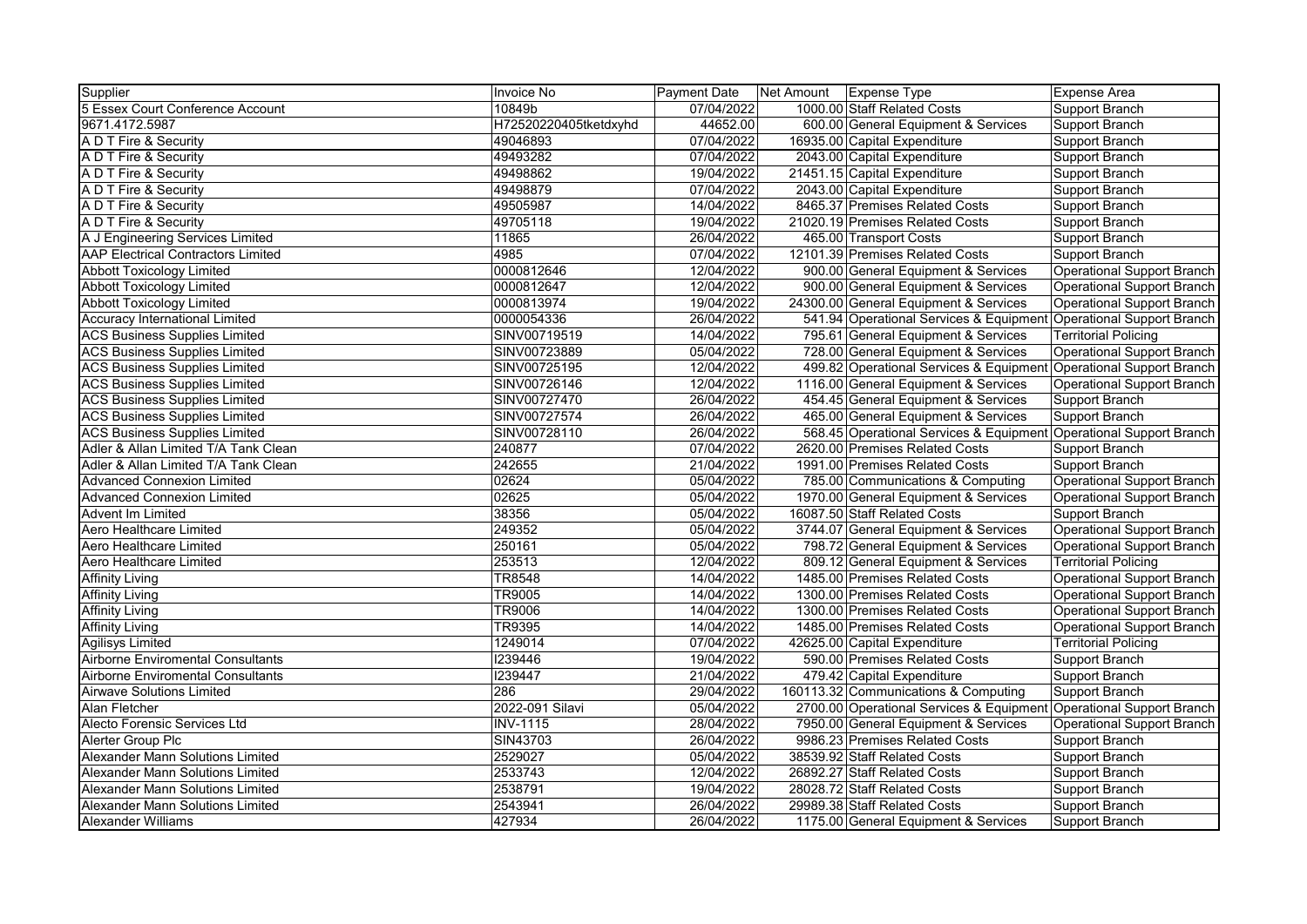| Supplier | Invoice No | Payment Date | Net Amount | Expense Type | Expense Area |
|---|---|---|---|---|---|
| 5 Essex Court Conference Account | 10849b | 07/04/2022 | 1000.00 | Staff Related Costs | Support Branch |
| 9671.4172.5987 | H72520220405tketdxyhd | 44652.00 | 600.00 | General Equipment & Services | Support Branch |
| A D T Fire & Security | 49046893 | 07/04/2022 | 16935.00 | Capital Expenditure | Support Branch |
| A D T Fire & Security | 49493282 | 07/04/2022 | 2043.00 | Capital Expenditure | Support Branch |
| A D T Fire & Security | 49498862 | 19/04/2022 | 21451.15 | Capital Expenditure | Support Branch |
| A D T Fire & Security | 49498879 | 07/04/2022 | 2043.00 | Capital Expenditure | Support Branch |
| A D T Fire & Security | 49505987 | 14/04/2022 | 8465.37 | Premises Related Costs | Support Branch |
| A D T Fire & Security | 49705118 | 19/04/2022 | 21020.19 | Premises Related Costs | Support Branch |
| A J Engineering Services Limited | 11865 | 26/04/2022 | 465.00 | Transport Costs | Support Branch |
| AAP Electrical Contractors Limited | 4985 | 07/04/2022 | 12101.39 | Premises Related Costs | Support Branch |
| Abbott Toxicology Limited | 0000812646 | 12/04/2022 | 900.00 | General Equipment & Services | Operational Support Branch |
| Abbott Toxicology Limited | 0000812647 | 12/04/2022 | 900.00 | General Equipment & Services | Operational Support Branch |
| Abbott Toxicology Limited | 0000813974 | 19/04/2022 | 24300.00 | General Equipment & Services | Operational Support Branch |
| Accuracy International Limited | 0000054336 | 26/04/2022 | 541.94 | Operational Services & Equipment | Operational Support Branch |
| ACS Business Supplies Limited | SINV00719519 | 14/04/2022 | 795.61 | General Equipment & Services | Territorial Policing |
| ACS Business Supplies Limited | SINV00723889 | 05/04/2022 | 728.00 | General Equipment & Services | Operational Support Branch |
| ACS Business Supplies Limited | SINV00725195 | 12/04/2022 | 499.82 | Operational Services & Equipment | Operational Support Branch |
| ACS Business Supplies Limited | SINV00726146 | 12/04/2022 | 1116.00 | General Equipment & Services | Operational Support Branch |
| ACS Business Supplies Limited | SINV00727470 | 26/04/2022 | 454.45 | General Equipment & Services | Support Branch |
| ACS Business Supplies Limited | SINV00727574 | 26/04/2022 | 465.00 | General Equipment & Services | Support Branch |
| ACS Business Supplies Limited | SINV00728110 | 26/04/2022 | 568.45 | Operational Services & Equipment | Operational Support Branch |
| Adler & Allan Limited T/A Tank Clean | 240877 | 07/04/2022 | 2620.00 | Premises Related Costs | Support Branch |
| Adler & Allan Limited T/A Tank Clean | 242655 | 21/04/2022 | 1991.00 | Premises Related Costs | Support Branch |
| Advanced Connexion Limited | 02624 | 05/04/2022 | 785.00 | Communications & Computing | Operational Support Branch |
| Advanced Connexion Limited | 02625 | 05/04/2022 | 1970.00 | General Equipment & Services | Operational Support Branch |
| Advent Im Limited | 38356 | 05/04/2022 | 16087.50 | Staff Related Costs | Support Branch |
| Aero Healthcare Limited | 249352 | 05/04/2022 | 3744.07 | General Equipment & Services | Operational Support Branch |
| Aero Healthcare Limited | 250161 | 05/04/2022 | 798.72 | General Equipment & Services | Operational Support Branch |
| Aero Healthcare Limited | 253513 | 12/04/2022 | 809.12 | General Equipment & Services | Territorial Policing |
| Affinity Living | TR8548 | 14/04/2022 | 1485.00 | Premises Related Costs | Operational Support Branch |
| Affinity Living | TR9005 | 14/04/2022 | 1300.00 | Premises Related Costs | Operational Support Branch |
| Affinity Living | TR9006 | 14/04/2022 | 1300.00 | Premises Related Costs | Operational Support Branch |
| Affinity Living | TR9395 | 14/04/2022 | 1485.00 | Premises Related Costs | Operational Support Branch |
| Agilisys Limited | 1249014 | 07/04/2022 | 42625.00 | Capital Expenditure | Territorial Policing |
| Airborne Enviromental Consultants | I239446 | 19/04/2022 | 590.00 | Premises Related Costs | Support Branch |
| Airborne Enviromental Consultants | I239447 | 21/04/2022 | 479.42 | Capital Expenditure | Support Branch |
| Airwave Solutions Limited | 286 | 29/04/2022 | 160113.32 | Communications & Computing | Support Branch |
| Alan Fletcher | 2022-091 Silavi | 05/04/2022 | 2700.00 | Operational Services & Equipment | Operational Support Branch |
| Alecto Forensic Services Ltd | INV-1115 | 28/04/2022 | 7950.00 | General Equipment & Services | Operational Support Branch |
| Alerter Group Plc | SIN43703 | 26/04/2022 | 9986.23 | Premises Related Costs | Support Branch |
| Alexander Mann Solutions Limited | 2529027 | 05/04/2022 | 38539.92 | Staff Related Costs | Support Branch |
| Alexander Mann Solutions Limited | 2533743 | 12/04/2022 | 26892.27 | Staff Related Costs | Support Branch |
| Alexander Mann Solutions Limited | 2538791 | 19/04/2022 | 28028.72 | Staff Related Costs | Support Branch |
| Alexander Mann Solutions Limited | 2543941 | 26/04/2022 | 29989.38 | Staff Related Costs | Support Branch |
| Alexander Williams | 427934 | 26/04/2022 | 1175.00 | General Equipment & Services | Support Branch |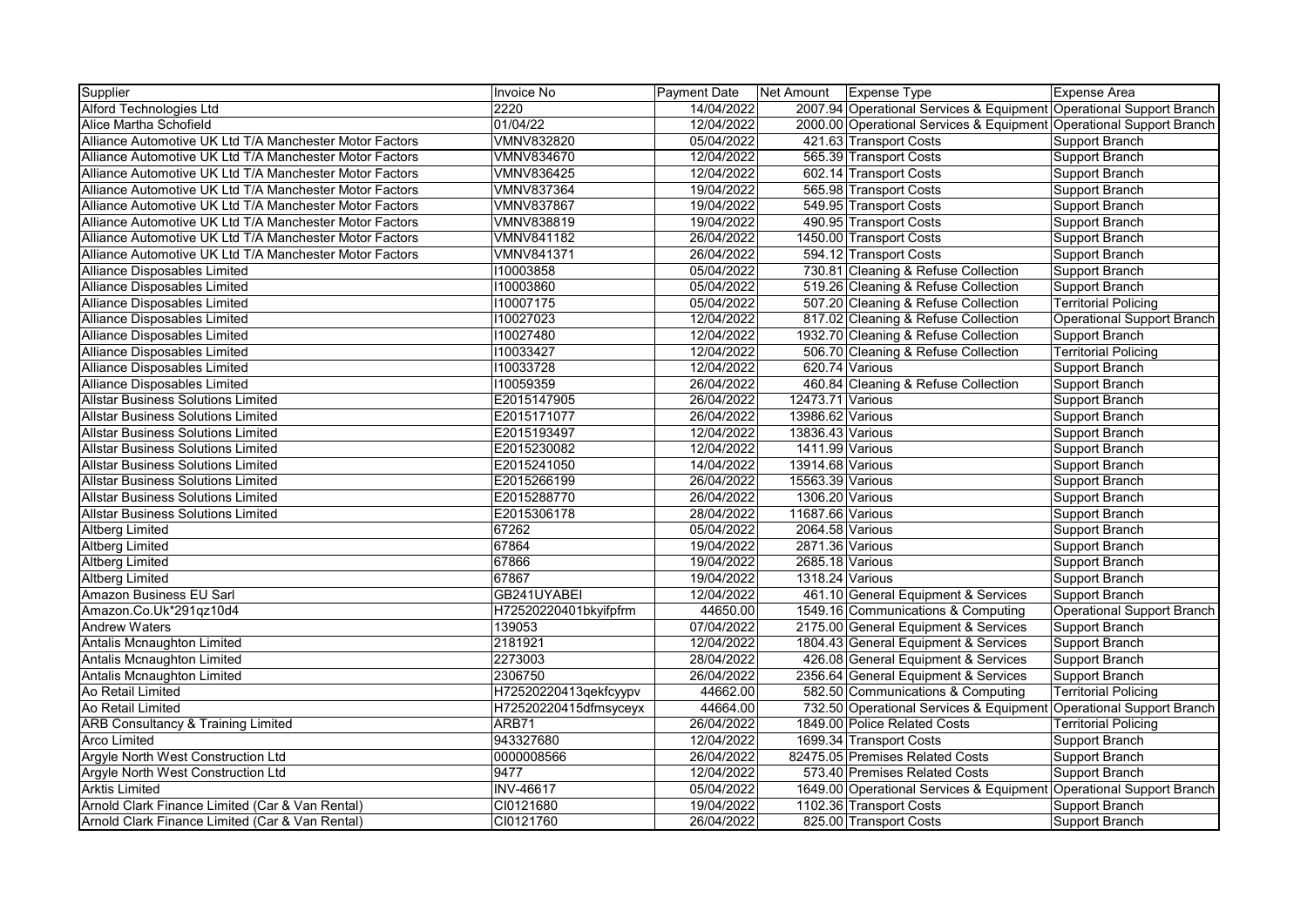| Supplier | Invoice No | Payment Date | Net Amount | Expense Type | Expense Area |
|---|---|---|---|---|---|
| Alford Technologies Ltd | 2220 | 14/04/2022 | 2007.94 | Operational Services & Equipment | Operational Support Branch |
| Alice Martha Schofield | 01/04/22 | 12/04/2022 | 2000.00 | Operational Services & Equipment | Operational Support Branch |
| Alliance Automotive UK Ltd T/A Manchester Motor Factors | VMNV832820 | 05/04/2022 | 421.63 | Transport Costs | Support Branch |
| Alliance Automotive UK Ltd T/A Manchester Motor Factors | VMNV834670 | 12/04/2022 | 565.39 | Transport Costs | Support Branch |
| Alliance Automotive UK Ltd T/A Manchester Motor Factors | VMNV836425 | 12/04/2022 | 602.14 | Transport Costs | Support Branch |
| Alliance Automotive UK Ltd T/A Manchester Motor Factors | VMNV837364 | 19/04/2022 | 565.98 | Transport Costs | Support Branch |
| Alliance Automotive UK Ltd T/A Manchester Motor Factors | VMNV837867 | 19/04/2022 | 549.95 | Transport Costs | Support Branch |
| Alliance Automotive UK Ltd T/A Manchester Motor Factors | VMNV838819 | 19/04/2022 | 490.95 | Transport Costs | Support Branch |
| Alliance Automotive UK Ltd T/A Manchester Motor Factors | VMNV841182 | 26/04/2022 | 1450.00 | Transport Costs | Support Branch |
| Alliance Automotive UK Ltd T/A Manchester Motor Factors | VMNV841371 | 26/04/2022 | 594.12 | Transport Costs | Support Branch |
| Alliance Disposables Limited | I10003858 | 05/04/2022 | 730.81 | Cleaning & Refuse Collection | Support Branch |
| Alliance Disposables Limited | I10003860 | 05/04/2022 | 519.26 | Cleaning & Refuse Collection | Support Branch |
| Alliance Disposables Limited | I10007175 | 05/04/2022 | 507.20 | Cleaning & Refuse Collection | Territorial Policing |
| Alliance Disposables Limited | I10027023 | 12/04/2022 | 817.02 | Cleaning & Refuse Collection | Operational Support Branch |
| Alliance Disposables Limited | I10027480 | 12/04/2022 | 1932.70 | Cleaning & Refuse Collection | Support Branch |
| Alliance Disposables Limited | I10033427 | 12/04/2022 | 506.70 | Cleaning & Refuse Collection | Territorial Policing |
| Alliance Disposables Limited | I10033728 | 12/04/2022 | 620.74 | Various | Support Branch |
| Alliance Disposables Limited | I10059359 | 26/04/2022 | 460.84 | Cleaning & Refuse Collection | Support Branch |
| Allstar Business Solutions Limited | E2015147905 | 26/04/2022 | 12473.71 | Various | Support Branch |
| Allstar Business Solutions Limited | E2015171077 | 26/04/2022 | 13986.62 | Various | Support Branch |
| Allstar Business Solutions Limited | E2015193497 | 12/04/2022 | 13836.43 | Various | Support Branch |
| Allstar Business Solutions Limited | E2015230082 | 12/04/2022 | 1411.99 | Various | Support Branch |
| Allstar Business Solutions Limited | E2015241050 | 14/04/2022 | 13914.68 | Various | Support Branch |
| Allstar Business Solutions Limited | E2015266199 | 26/04/2022 | 15563.39 | Various | Support Branch |
| Allstar Business Solutions Limited | E2015288770 | 26/04/2022 | 1306.20 | Various | Support Branch |
| Allstar Business Solutions Limited | E2015306178 | 28/04/2022 | 11687.66 | Various | Support Branch |
| Altberg Limited | 67262 | 05/04/2022 | 2064.58 | Various | Support Branch |
| Altberg Limited | 67864 | 19/04/2022 | 2871.36 | Various | Support Branch |
| Altberg Limited | 67866 | 19/04/2022 | 2685.18 | Various | Support Branch |
| Altberg Limited | 67867 | 19/04/2022 | 1318.24 | Various | Support Branch |
| Amazon Business EU Sarl | GB241UYABEI | 12/04/2022 | 461.10 | General Equipment & Services | Support Branch |
| Amazon.Co.Uk*291qz10d4 | H72520220401bkyifpfrm | 44650.00 | 1549.16 | Communications & Computing | Operational Support Branch |
| Andrew Waters | 139053 | 07/04/2022 | 2175.00 | General Equipment & Services | Support Branch |
| Antalis Mcnaughton Limited | 2181921 | 12/04/2022 | 1804.43 | General Equipment & Services | Support Branch |
| Antalis Mcnaughton Limited | 2273003 | 28/04/2022 | 426.08 | General Equipment & Services | Support Branch |
| Antalis Mcnaughton Limited | 2306750 | 26/04/2022 | 2356.64 | General Equipment & Services | Support Branch |
| Ao Retail Limited | H72520220413qekfcyypv | 44662.00 | 582.50 | Communications & Computing | Territorial Policing |
| Ao Retail Limited | H72520220415dfmsyceyx | 44664.00 | 732.50 | Operational Services & Equipment | Operational Support Branch |
| ARB Consultancy & Training Limited | ARB71 | 26/04/2022 | 1849.00 | Police Related Costs | Territorial Policing |
| Arco Limited | 943327680 | 12/04/2022 | 1699.34 | Transport Costs | Support Branch |
| Argyle North West Construction Ltd | 0000008566 | 26/04/2022 | 82475.05 | Premises Related Costs | Support Branch |
| Argyle North West Construction Ltd | 9477 | 12/04/2022 | 573.40 | Premises Related Costs | Support Branch |
| Arktis Limited | INV-46617 | 05/04/2022 | 1649.00 | Operational Services & Equipment | Operational Support Branch |
| Arnold Clark Finance Limited (Car & Van Rental) | CI0121680 | 19/04/2022 | 1102.36 | Transport Costs | Support Branch |
| Arnold Clark Finance Limited (Car & Van Rental) | CI0121760 | 26/04/2022 | 825.00 | Transport Costs | Support Branch |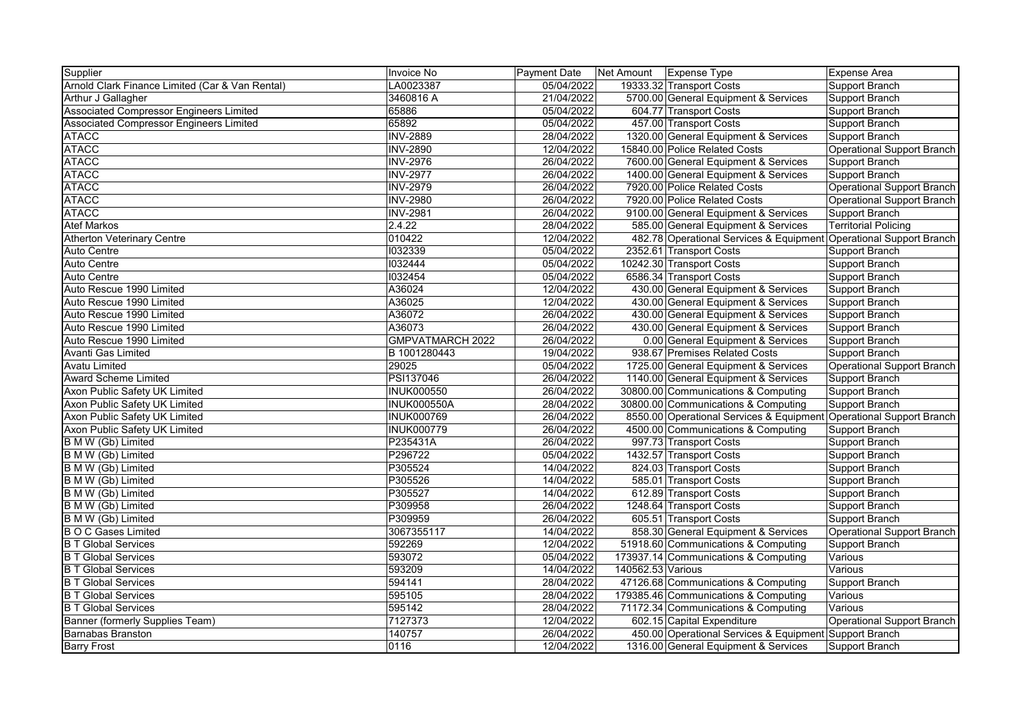| Supplier | Invoice No | Payment Date | Net Amount | Expense Type | Expense Area |
|---|---|---|---|---|---|
| Arnold Clark Finance Limited (Car & Van Rental) | LA0023387 | 05/04/2022 | 19333.32 | Transport Costs | Support Branch |
| Arthur J Gallagher | 3460816 A | 21/04/2022 | 5700.00 | General Equipment & Services | Support Branch |
| Associated Compressor Engineers Limited | 65886 | 05/04/2022 | 604.77 | Transport Costs | Support Branch |
| Associated Compressor Engineers Limited | 65892 | 05/04/2022 | 457.00 | Transport Costs | Support Branch |
| ATACC | INV-2889 | 28/04/2022 | 1320.00 | General Equipment & Services | Support Branch |
| ATACC | INV-2890 | 12/04/2022 | 15840.00 | Police Related Costs | Operational Support Branch |
| ATACC | INV-2976 | 26/04/2022 | 7600.00 | General Equipment & Services | Support Branch |
| ATACC | INV-2977 | 26/04/2022 | 1400.00 | General Equipment & Services | Support Branch |
| ATACC | INV-2979 | 26/04/2022 | 7920.00 | Police Related Costs | Operational Support Branch |
| ATACC | INV-2980 | 26/04/2022 | 7920.00 | Police Related Costs | Operational Support Branch |
| ATACC | INV-2981 | 26/04/2022 | 9100.00 | General Equipment & Services | Support Branch |
| Atef Markos | 2.4.22 | 28/04/2022 | 585.00 | General Equipment & Services | Territorial Policing |
| Atherton Veterinary Centre | 010422 | 12/04/2022 | 482.78 | Operational Services & Equipment | Operational Support Branch |
| Auto Centre | I032339 | 05/04/2022 | 2352.61 | Transport Costs | Support Branch |
| Auto Centre | I032444 | 05/04/2022 | 10242.30 | Transport Costs | Support Branch |
| Auto Centre | I032454 | 05/04/2022 | 6586.34 | Transport Costs | Support Branch |
| Auto Rescue 1990 Limited | A36024 | 12/04/2022 | 430.00 | General Equipment & Services | Support Branch |
| Auto Rescue 1990 Limited | A36025 | 12/04/2022 | 430.00 | General Equipment & Services | Support Branch |
| Auto Rescue 1990 Limited | A36072 | 26/04/2022 | 430.00 | General Equipment & Services | Support Branch |
| Auto Rescue 1990 Limited | A36073 | 26/04/2022 | 430.00 | General Equipment & Services | Support Branch |
| Auto Rescue 1990 Limited | GMPVATMARCH 2022 | 26/04/2022 | 0.00 | General Equipment & Services | Support Branch |
| Avanti Gas Limited | B 1001280443 | 19/04/2022 | 938.67 | Premises Related Costs | Support Branch |
| Avatu Limited | 29025 | 05/04/2022 | 1725.00 | General Equipment & Services | Operational Support Branch |
| Award Scheme Limited | PSI137046 | 26/04/2022 | 1140.00 | General Equipment & Services | Support Branch |
| Axon Public Safety UK Limited | INUK000550 | 26/04/2022 | 30800.00 | Communications & Computing | Support Branch |
| Axon Public Safety UK Limited | INUK000550A | 28/04/2022 | 30800.00 | Communications & Computing | Support Branch |
| Axon Public Safety UK Limited | INUK000769 | 26/04/2022 | 8550.00 | Operational Services & Equipment | Operational Support Branch |
| Axon Public Safety UK Limited | INUK000779 | 26/04/2022 | 4500.00 | Communications & Computing | Support Branch |
| B M W (Gb) Limited | P235431A | 26/04/2022 | 997.73 | Transport Costs | Support Branch |
| B M W (Gb) Limited | P296722 | 05/04/2022 | 1432.57 | Transport Costs | Support Branch |
| B M W (Gb) Limited | P305524 | 14/04/2022 | 824.03 | Transport Costs | Support Branch |
| B M W (Gb) Limited | P305526 | 14/04/2022 | 585.01 | Transport Costs | Support Branch |
| B M W (Gb) Limited | P305527 | 14/04/2022 | 612.89 | Transport Costs | Support Branch |
| B M W (Gb) Limited | P309958 | 26/04/2022 | 1248.64 | Transport Costs | Support Branch |
| B M W (Gb) Limited | P309959 | 26/04/2022 | 605.51 | Transport Costs | Support Branch |
| B O C Gases Limited | 3067355117 | 14/04/2022 | 858.30 | General Equipment & Services | Operational Support Branch |
| B T Global Services | 592269 | 12/04/2022 | 51918.60 | Communications & Computing | Support Branch |
| B T Global Services | 593072 | 05/04/2022 | 173937.14 | Communications & Computing | Various |
| B T Global Services | 593209 | 14/04/2022 | 140562.53 | Various | Various |
| B T Global Services | 594141 | 28/04/2022 | 47126.68 | Communications & Computing | Support Branch |
| B T Global Services | 595105 | 28/04/2022 | 179385.46 | Communications & Computing | Various |
| B T Global Services | 595142 | 28/04/2022 | 71172.34 | Communications & Computing | Various |
| Banner (formerly Supplies Team) | 7127373 | 12/04/2022 | 602.15 | Capital Expenditure | Operational Support Branch |
| Barnabas Branston | 140757 | 26/04/2022 | 450.00 | Operational Services & Equipment | Support Branch |
| Barry Frost | 0116 | 12/04/2022 | 1316.00 | General Equipment & Services | Support Branch |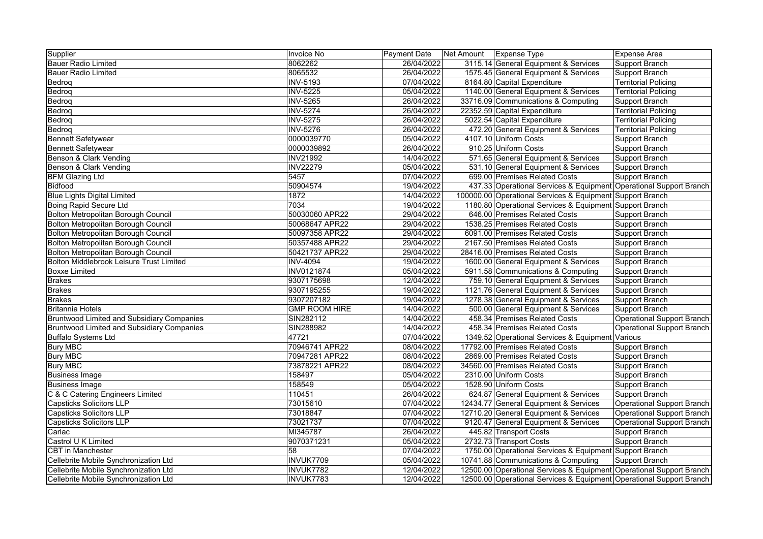| Supplier | Invoice No | Payment Date | Net Amount | Expense Type | Expense Area |
|---|---|---|---|---|---|
| Bauer Radio Limited | 8062262 | 26/04/2022 | 3115.14 | General Equipment & Services | Support Branch |
| Bauer Radio Limited | 8065532 | 26/04/2022 | 1575.45 | General Equipment & Services | Support Branch |
| Bedroq | INV-5193 | 07/04/2022 | 8164.80 | Capital Expenditure | Territorial Policing |
| Bedroq | INV-5225 | 05/04/2022 | 1140.00 | General Equipment & Services | Territorial Policing |
| Bedroq | INV-5265 | 26/04/2022 | 33716.09 | Communications & Computing | Support Branch |
| Bedroq | INV-5274 | 26/04/2022 | 22352.59 | Capital Expenditure | Territorial Policing |
| Bedroq | INV-5275 | 26/04/2022 | 5022.54 | Capital Expenditure | Territorial Policing |
| Bedroq | INV-5276 | 26/04/2022 | 472.20 | General Equipment & Services | Territorial Policing |
| Bennett Safetywear | 0000039770 | 05/04/2022 | 4107.10 | Uniform Costs | Support Branch |
| Bennett Safetywear | 0000039892 | 26/04/2022 | 910.25 | Uniform Costs | Support Branch |
| Benson & Clark Vending | INV21992 | 14/04/2022 | 571.65 | General Equipment & Services | Support Branch |
| Benson & Clark Vending | INV22279 | 05/04/2022 | 531.10 | General Equipment & Services | Support Branch |
| BFM Glazing Ltd | 5457 | 07/04/2022 | 699.00 | Premises Related Costs | Support Branch |
| Bidfood | 50904574 | 19/04/2022 | 437.33 | Operational Services & Equipment | Operational Support Branch |
| Blue Lights Digital Limited | 1872 | 14/04/2022 | 100000.00 | Operational Services & Equipment | Support Branch |
| Boing Rapid Secure Ltd | 7034 | 19/04/2022 | 1180.80 | Operational Services & Equipment | Support Branch |
| Bolton Metropolitan Borough Council | 50030060 APR22 | 29/04/2022 | 646.00 | Premises Related Costs | Support Branch |
| Bolton Metropolitan Borough Council | 50068647 APR22 | 29/04/2022 | 1538.25 | Premises Related Costs | Support Branch |
| Bolton Metropolitan Borough Council | 50097358 APR22 | 29/04/2022 | 6091.00 | Premises Related Costs | Support Branch |
| Bolton Metropolitan Borough Council | 50357488 APR22 | 29/04/2022 | 2167.50 | Premises Related Costs | Support Branch |
| Bolton Metropolitan Borough Council | 50421737 APR22 | 29/04/2022 | 28416.00 | Premises Related Costs | Support Branch |
| Bolton Middlebrook Leisure Trust Limited | INV-4094 | 19/04/2022 | 1600.00 | General Equipment & Services | Support Branch |
| Boxxe Limited | INV0121874 | 05/04/2022 | 5911.58 | Communications & Computing | Support Branch |
| Brakes | 9307175698 | 12/04/2022 | 759.10 | General Equipment & Services | Support Branch |
| Brakes | 9307195255 | 19/04/2022 | 1121.76 | General Equipment & Services | Support Branch |
| Brakes | 9307207182 | 19/04/2022 | 1278.38 | General Equipment & Services | Support Branch |
| Britannia Hotels | GMP ROOM HIRE | 14/04/2022 | 500.00 | General Equipment & Services | Support Branch |
| Bruntwood Limited and Subsidiary Companies | SIN282112 | 14/04/2022 | 458.34 | Premises Related Costs | Operational Support Branch |
| Bruntwood Limited and Subsidiary Companies | SIN288982 | 14/04/2022 | 458.34 | Premises Related Costs | Operational Support Branch |
| Buffalo Systems Ltd | 47721 | 07/04/2022 | 1349.52 | Operational Services & Equipment | Various |
| Bury MBC | 70946741 APR22 | 08/04/2022 | 17792.00 | Premises Related Costs | Support Branch |
| Bury MBC | 70947281 APR22 | 08/04/2022 | 2869.00 | Premises Related Costs | Support Branch |
| Bury MBC | 73878221 APR22 | 08/04/2022 | 34560.00 | Premises Related Costs | Support Branch |
| Business Image | 158497 | 05/04/2022 | 2310.00 | Uniform Costs | Support Branch |
| Business Image | 158549 | 05/04/2022 | 1528.90 | Uniform Costs | Support Branch |
| C & C Catering Engineers Limited | 110451 | 26/04/2022 | 624.87 | General Equipment & Services | Support Branch |
| Capsticks Solicitors LLP | 73015610 | 07/04/2022 | 12434.77 | General Equipment & Services | Operational Support Branch |
| Capsticks Solicitors LLP | 73018847 | 07/04/2022 | 12710.20 | General Equipment & Services | Operational Support Branch |
| Capsticks Solicitors LLP | 73021737 | 07/04/2022 | 9120.47 | General Equipment & Services | Operational Support Branch |
| Carlac | MI345787 | 26/04/2022 | 445.82 | Transport Costs | Support Branch |
| Castrol U K Limited | 9070371231 | 05/04/2022 | 2732.73 | Transport Costs | Support Branch |
| CBT in Manchester | 58 | 07/04/2022 | 1750.00 | Operational Services & Equipment | Support Branch |
| Cellebrite Mobile Synchronization Ltd | INVUK7709 | 05/04/2022 | 10741.88 | Communications & Computing | Support Branch |
| Cellebrite Mobile Synchronization Ltd | INVUK7782 | 12/04/2022 | 12500.00 | Operational Services & Equipment | Operational Support Branch |
| Cellebrite Mobile Synchronization Ltd | INVUK7783 | 12/04/2022 | 12500.00 | Operational Services & Equipment | Operational Support Branch |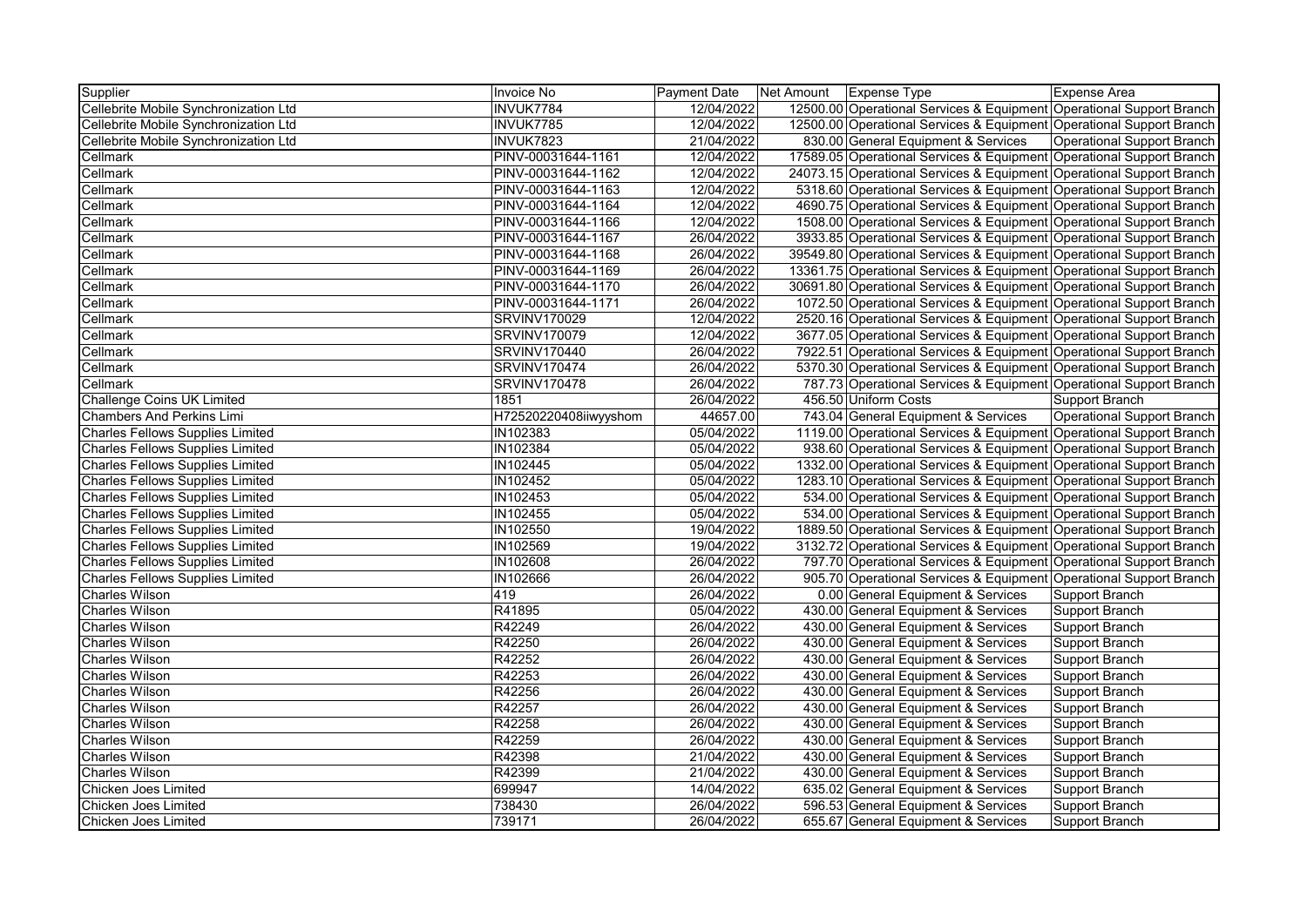| Supplier | Invoice No | Payment Date | Net Amount | Expense Type | Expense Area |
|---|---|---|---|---|---|
| Cellebrite Mobile Synchronization Ltd | INVUK7784 | 12/04/2022 | 12500.00 | Operational Services & Equipment | Operational Support Branch |
| Cellebrite Mobile Synchronization Ltd | INVUK7785 | 12/04/2022 | 12500.00 | Operational Services & Equipment | Operational Support Branch |
| Cellebrite Mobile Synchronization Ltd | INVUK7823 | 21/04/2022 | 830.00 | General Equipment & Services | Operational Support Branch |
| Cellmark | PINV-00031644-1161 | 12/04/2022 | 17589.05 | Operational Services & Equipment | Operational Support Branch |
| Cellmark | PINV-00031644-1162 | 12/04/2022 | 24073.15 | Operational Services & Equipment | Operational Support Branch |
| Cellmark | PINV-00031644-1163 | 12/04/2022 | 5318.60 | Operational Services & Equipment | Operational Support Branch |
| Cellmark | PINV-00031644-1164 | 12/04/2022 | 4690.75 | Operational Services & Equipment | Operational Support Branch |
| Cellmark | PINV-00031644-1166 | 12/04/2022 | 1508.00 | Operational Services & Equipment | Operational Support Branch |
| Cellmark | PINV-00031644-1167 | 26/04/2022 | 3933.85 | Operational Services & Equipment | Operational Support Branch |
| Cellmark | PINV-00031644-1168 | 26/04/2022 | 39549.80 | Operational Services & Equipment | Operational Support Branch |
| Cellmark | PINV-00031644-1169 | 26/04/2022 | 13361.75 | Operational Services & Equipment | Operational Support Branch |
| Cellmark | PINV-00031644-1170 | 26/04/2022 | 30691.80 | Operational Services & Equipment | Operational Support Branch |
| Cellmark | PINV-00031644-1171 | 26/04/2022 | 1072.50 | Operational Services & Equipment | Operational Support Branch |
| Cellmark | SRVINV170029 | 12/04/2022 | 2520.16 | Operational Services & Equipment | Operational Support Branch |
| Cellmark | SRVINV170079 | 12/04/2022 | 3677.05 | Operational Services & Equipment | Operational Support Branch |
| Cellmark | SRVINV170440 | 26/04/2022 | 7922.51 | Operational Services & Equipment | Operational Support Branch |
| Cellmark | SRVINV170474 | 26/04/2022 | 5370.30 | Operational Services & Equipment | Operational Support Branch |
| Cellmark | SRVINV170478 | 26/04/2022 | 787.73 | Operational Services & Equipment | Operational Support Branch |
| Challenge Coins UK Limited | 1851 | 26/04/2022 | 456.50 | Uniform Costs | Support Branch |
| Chambers And Perkins Limi | H72520220408iiwyyshom | 44657.00 | 743.04 | General Equipment & Services | Operational Support Branch |
| Charles Fellows Supplies Limited | IN102383 | 05/04/2022 | 1119.00 | Operational Services & Equipment | Operational Support Branch |
| Charles Fellows Supplies Limited | IN102384 | 05/04/2022 | 938.60 | Operational Services & Equipment | Operational Support Branch |
| Charles Fellows Supplies Limited | IN102445 | 05/04/2022 | 1332.00 | Operational Services & Equipment | Operational Support Branch |
| Charles Fellows Supplies Limited | IN102452 | 05/04/2022 | 1283.10 | Operational Services & Equipment | Operational Support Branch |
| Charles Fellows Supplies Limited | IN102453 | 05/04/2022 | 534.00 | Operational Services & Equipment | Operational Support Branch |
| Charles Fellows Supplies Limited | IN102455 | 05/04/2022 | 534.00 | Operational Services & Equipment | Operational Support Branch |
| Charles Fellows Supplies Limited | IN102550 | 19/04/2022 | 1889.50 | Operational Services & Equipment | Operational Support Branch |
| Charles Fellows Supplies Limited | IN102569 | 19/04/2022 | 3132.72 | Operational Services & Equipment | Operational Support Branch |
| Charles Fellows Supplies Limited | IN102608 | 26/04/2022 | 797.70 | Operational Services & Equipment | Operational Support Branch |
| Charles Fellows Supplies Limited | IN102666 | 26/04/2022 | 905.70 | Operational Services & Equipment | Operational Support Branch |
| Charles Wilson | 419 | 26/04/2022 | 0.00 | General Equipment & Services | Support Branch |
| Charles Wilson | R41895 | 05/04/2022 | 430.00 | General Equipment & Services | Support Branch |
| Charles Wilson | R42249 | 26/04/2022 | 430.00 | General Equipment & Services | Support Branch |
| Charles Wilson | R42250 | 26/04/2022 | 430.00 | General Equipment & Services | Support Branch |
| Charles Wilson | R42252 | 26/04/2022 | 430.00 | General Equipment & Services | Support Branch |
| Charles Wilson | R42253 | 26/04/2022 | 430.00 | General Equipment & Services | Support Branch |
| Charles Wilson | R42256 | 26/04/2022 | 430.00 | General Equipment & Services | Support Branch |
| Charles Wilson | R42257 | 26/04/2022 | 430.00 | General Equipment & Services | Support Branch |
| Charles Wilson | R42258 | 26/04/2022 | 430.00 | General Equipment & Services | Support Branch |
| Charles Wilson | R42259 | 26/04/2022 | 430.00 | General Equipment & Services | Support Branch |
| Charles Wilson | R42398 | 21/04/2022 | 430.00 | General Equipment & Services | Support Branch |
| Charles Wilson | R42399 | 21/04/2022 | 430.00 | General Equipment & Services | Support Branch |
| Chicken Joes Limited | 699947 | 14/04/2022 | 635.02 | General Equipment & Services | Support Branch |
| Chicken Joes Limited | 738430 | 26/04/2022 | 596.53 | General Equipment & Services | Support Branch |
| Chicken Joes Limited | 739171 | 26/04/2022 | 655.67 | General Equipment & Services | Support Branch |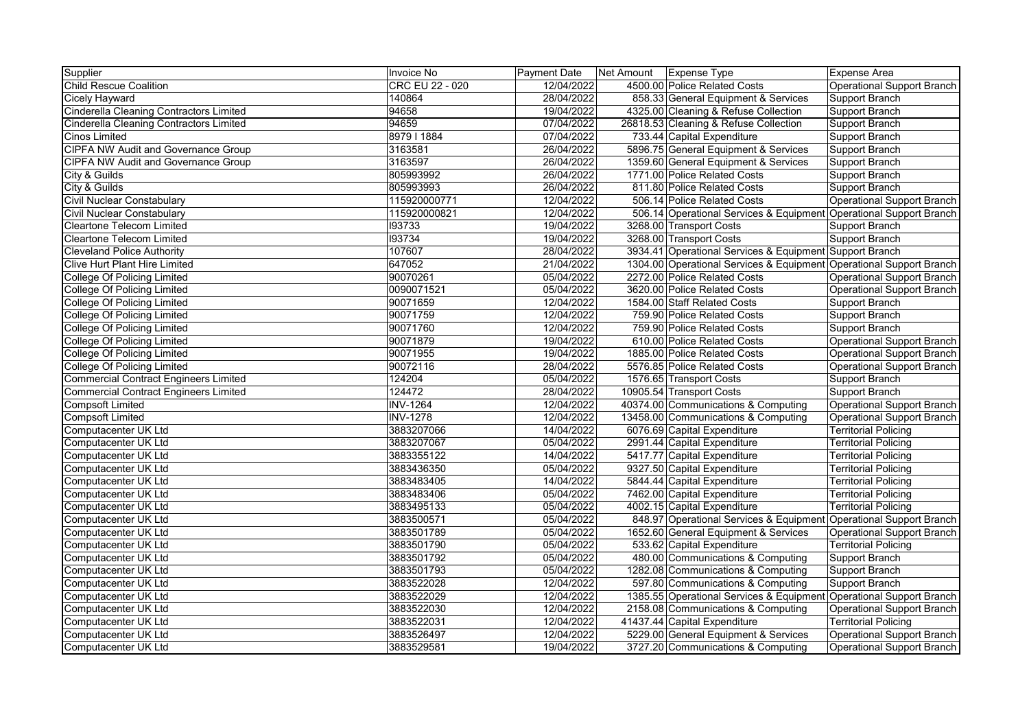| Supplier | Invoice No | Payment Date | Net Amount | Expense Type | Expense Area |
|---|---|---|---|---|---|
| Child Rescue Coalition | CRC EU 22 - 020 | 12/04/2022 | 4500.00 | Police Related Costs | Operational Support Branch |
| Cicely Hayward | 140864 | 28/04/2022 | 858.33 | General Equipment & Services | Support Branch |
| Cinderella Cleaning Contractors Limited | 94658 | 19/04/2022 | 4325.00 | Cleaning & Refuse Collection | Support Branch |
| Cinderella Cleaning Contractors Limited | 94659 | 07/04/2022 | 26818.53 | Cleaning & Refuse Collection | Support Branch |
| Cinos Limited | 8979 I 1884 | 07/04/2022 | 733.44 | Capital Expenditure | Support Branch |
| CIPFA NW Audit and Governance Group | 3163581 | 26/04/2022 | 5896.75 | General Equipment & Services | Support Branch |
| CIPFA NW Audit and Governance Group | 3163597 | 26/04/2022 | 1359.60 | General Equipment & Services | Support Branch |
| City & Guilds | 805993992 | 26/04/2022 | 1771.00 | Police Related Costs | Support Branch |
| City & Guilds | 805993993 | 26/04/2022 | 811.80 | Police Related Costs | Support Branch |
| Civil Nuclear Constabulary | 115920000771 | 12/04/2022 | 506.14 | Police Related Costs | Operational Support Branch |
| Civil Nuclear Constabulary | 115920000821 | 12/04/2022 | 506.14 | Operational Services & Equipment | Operational Support Branch |
| Cleartone Telecom Limited | I93733 | 19/04/2022 | 3268.00 | Transport Costs | Support Branch |
| Cleartone Telecom Limited | I93734 | 19/04/2022 | 3268.00 | Transport Costs | Support Branch |
| Cleveland Police Authority | 107607 | 28/04/2022 | 3934.41 | Operational Services & Equipment | Support Branch |
| Clive Hurt Plant Hire Limited | 647052 | 21/04/2022 | 1304.00 | Operational Services & Equipment | Operational Support Branch |
| College Of Policing Limited | 90070261 | 05/04/2022 | 2272.00 | Police Related Costs | Operational Support Branch |
| College Of Policing Limited | 0090071521 | 05/04/2022 | 3620.00 | Police Related Costs | Operational Support Branch |
| College Of Policing Limited | 90071659 | 12/04/2022 | 1584.00 | Staff Related Costs | Support Branch |
| College Of Policing Limited | 90071759 | 12/04/2022 | 759.90 | Police Related Costs | Support Branch |
| College Of Policing Limited | 90071760 | 12/04/2022 | 759.90 | Police Related Costs | Support Branch |
| College Of Policing Limited | 90071879 | 19/04/2022 | 610.00 | Police Related Costs | Operational Support Branch |
| College Of Policing Limited | 90071955 | 19/04/2022 | 1885.00 | Police Related Costs | Operational Support Branch |
| College Of Policing Limited | 90072116 | 28/04/2022 | 5576.85 | Police Related Costs | Operational Support Branch |
| Commercial Contract Engineers Limited | 124204 | 05/04/2022 | 1576.65 | Transport Costs | Support Branch |
| Commercial Contract Engineers Limited | 124472 | 28/04/2022 | 10905.54 | Transport Costs | Support Branch |
| Compsoft Limited | INV-1264 | 12/04/2022 | 40374.00 | Communications & Computing | Operational Support Branch |
| Compsoft Limited | INV-1278 | 12/04/2022 | 13458.00 | Communications & Computing | Operational Support Branch |
| Computacenter UK Ltd | 3883207066 | 14/04/2022 | 6076.69 | Capital Expenditure | Territorial Policing |
| Computacenter UK Ltd | 3883207067 | 05/04/2022 | 2991.44 | Capital Expenditure | Territorial Policing |
| Computacenter UK Ltd | 3883355122 | 14/04/2022 | 5417.77 | Capital Expenditure | Territorial Policing |
| Computacenter UK Ltd | 3883436350 | 05/04/2022 | 9327.50 | Capital Expenditure | Territorial Policing |
| Computacenter UK Ltd | 3883483405 | 14/04/2022 | 5844.44 | Capital Expenditure | Territorial Policing |
| Computacenter UK Ltd | 3883483406 | 05/04/2022 | 7462.00 | Capital Expenditure | Territorial Policing |
| Computacenter UK Ltd | 3883495133 | 05/04/2022 | 4002.15 | Capital Expenditure | Territorial Policing |
| Computacenter UK Ltd | 3883500571 | 05/04/2022 | 848.97 | Operational Services & Equipment | Operational Support Branch |
| Computacenter UK Ltd | 3883501789 | 05/04/2022 | 1652.60 | General Equipment & Services | Operational Support Branch |
| Computacenter UK Ltd | 3883501790 | 05/04/2022 | 533.62 | Capital Expenditure | Territorial Policing |
| Computacenter UK Ltd | 3883501792 | 05/04/2022 | 480.00 | Communications & Computing | Support Branch |
| Computacenter UK Ltd | 3883501793 | 05/04/2022 | 1282.08 | Communications & Computing | Support Branch |
| Computacenter UK Ltd | 3883522028 | 12/04/2022 | 597.80 | Communications & Computing | Support Branch |
| Computacenter UK Ltd | 3883522029 | 12/04/2022 | 1385.55 | Operational Services & Equipment | Operational Support Branch |
| Computacenter UK Ltd | 3883522030 | 12/04/2022 | 2158.08 | Communications & Computing | Operational Support Branch |
| Computacenter UK Ltd | 3883522031 | 12/04/2022 | 41437.44 | Capital Expenditure | Territorial Policing |
| Computacenter UK Ltd | 3883526497 | 12/04/2022 | 5229.00 | General Equipment & Services | Operational Support Branch |
| Computacenter UK Ltd | 3883529581 | 19/04/2022 | 3727.20 | Communications & Computing | Operational Support Branch |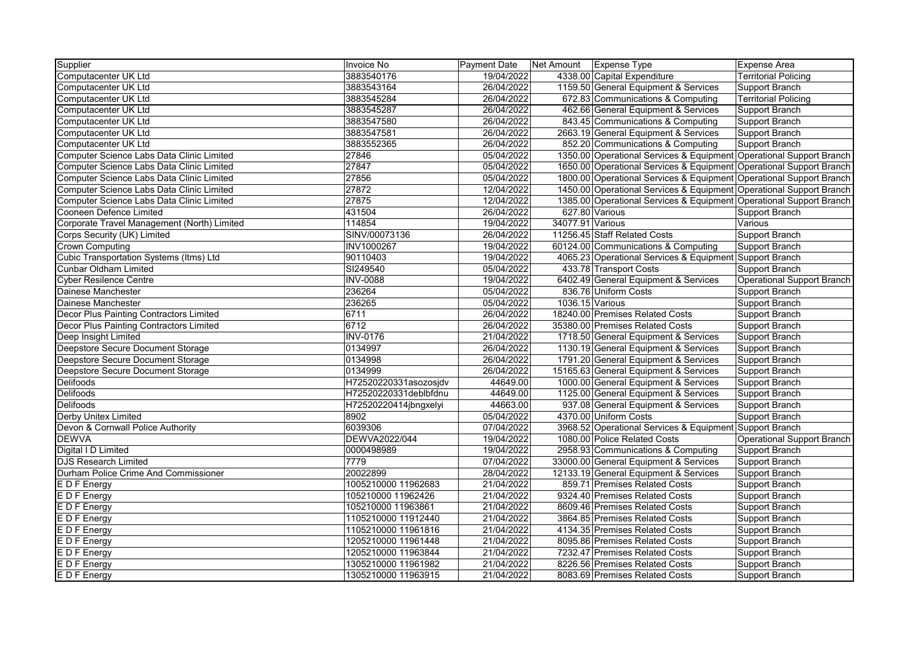| Supplier | Invoice No | Payment Date | Net Amount | Expense Type | Expense Area |
|---|---|---|---|---|---|
| Computacenter UK Ltd | 3883540176 | 19/04/2022 | 4338.00 | Capital Expenditure | Territorial Policing |
| Computacenter UK Ltd | 3883543164 | 26/04/2022 | 1159.50 | General Equipment & Services | Support Branch |
| Computacenter UK Ltd | 3883545284 | 26/04/2022 | 672.83 | Communications & Computing | Territorial Policing |
| Computacenter UK Ltd | 3883545287 | 26/04/2022 | 462.66 | General Equipment & Services | Support Branch |
| Computacenter UK Ltd | 3883547580 | 26/04/2022 | 843.45 | Communications & Computing | Support Branch |
| Computacenter UK Ltd | 3883547581 | 26/04/2022 | 2663.19 | General Equipment & Services | Support Branch |
| Computacenter UK Ltd | 3883552365 | 26/04/2022 | 852.20 | Communications & Computing | Support Branch |
| Computer Science Labs Data Clinic Limited | 27846 | 05/04/2022 | 1350.00 | Operational Services & Equipment | Operational Support Branch |
| Computer Science Labs Data Clinic Limited | 27847 | 05/04/2022 | 1650.00 | Operational Services & Equipment | Operational Support Branch |
| Computer Science Labs Data Clinic Limited | 27856 | 05/04/2022 | 1800.00 | Operational Services & Equipment | Operational Support Branch |
| Computer Science Labs Data Clinic Limited | 27872 | 12/04/2022 | 1450.00 | Operational Services & Equipment | Operational Support Branch |
| Computer Science Labs Data Clinic Limited | 27875 | 12/04/2022 | 1385.00 | Operational Services & Equipment | Operational Support Branch |
| Cooneen Defence Limited | 431504 | 26/04/2022 | 627.80 | Various | Support Branch |
| Corporate Travel Management (North) Limited | 114854 | 19/04/2022 | 34077.91 | Various | Various |
| Corps Security (UK) Limited | SINV/00073136 | 26/04/2022 | 11256.45 | Staff Related Costs | Support Branch |
| Crown Computing | INV1000267 | 19/04/2022 | 60124.00 | Communications & Computing | Support Branch |
| Cubic Transportation Systems (Itms) Ltd | 90110403 | 19/04/2022 | 4065.23 | Operational Services & Equipment | Support Branch |
| Cunbar Oldham Limited | SI249540 | 05/04/2022 | 433.78 | Transport Costs | Support Branch |
| Cyber Resilence Centre | INV-0088 | 19/04/2022 | 6402.49 | General Equipment & Services | Operational Support Branch |
| Dainese Manchester | 236264 | 05/04/2022 | 836.76 | Uniform Costs | Support Branch |
| Dainese Manchester | 236265 | 05/04/2022 | 1036.15 | Various | Support Branch |
| Decor Plus Painting Contractors Limited | 6711 | 26/04/2022 | 18240.00 | Premises Related Costs | Support Branch |
| Decor Plus Painting Contractors Limited | 6712 | 26/04/2022 | 35380.00 | Premises Related Costs | Support Branch |
| Deep Insight Limited | INV-0176 | 21/04/2022 | 1718.50 | General Equipment & Services | Support Branch |
| Deepstore Secure Document Storage | 0134997 | 26/04/2022 | 1130.19 | General Equipment & Services | Support Branch |
| Deepstore Secure Document Storage | 0134998 | 26/04/2022 | 1791.20 | General Equipment & Services | Support Branch |
| Deepstore Secure Document Storage | 0134999 | 26/04/2022 | 15165.63 | General Equipment & Services | Support Branch |
| Delifoods | H72520220331asozosjdv | 44649.00 | 1000.00 | General Equipment & Services | Support Branch |
| Delifoods | H72520220331deblbfdnu | 44649.00 | 1125.00 | General Equipment & Services | Support Branch |
| Delifoods | H72520220414jbngxelyi | 44663.00 | 937.08 | General Equipment & Services | Support Branch |
| Derby Unitex Limited | 8902 | 05/04/2022 | 4370.00 | Uniform Costs | Support Branch |
| Devon & Cornwall Police Authority | 6039306 | 07/04/2022 | 3968.52 | Operational Services & Equipment | Support Branch |
| DEWVA | DEWVA2022/044 | 19/04/2022 | 1080.00 | Police Related Costs | Operational Support Branch |
| Digital I D Limited | 0000498989 | 19/04/2022 | 2958.93 | Communications & Computing | Support Branch |
| DJS Research Limited | 7779 | 07/04/2022 | 33000.00 | General Equipment & Services | Support Branch |
| Durham Police Crime And Commissioner | 20022899 | 28/04/2022 | 12133.19 | General Equipment & Services | Support Branch |
| E D F Energy | 1005210000 11962683 | 21/04/2022 | 859.71 | Premises Related Costs | Support Branch |
| E D F Energy | 105210000 11962426 | 21/04/2022 | 9324.40 | Premises Related Costs | Support Branch |
| E D F Energy | 105210000 11963861 | 21/04/2022 | 8609.46 | Premises Related Costs | Support Branch |
| E D F Energy | 1105210000 11912440 | 21/04/2022 | 3864.85 | Premises Related Costs | Support Branch |
| E D F Energy | 1105210000 11961816 | 21/04/2022 | 4134.35 | Premises Related Costs | Support Branch |
| E D F Energy | 1205210000 11961448 | 21/04/2022 | 8095.86 | Premises Related Costs | Support Branch |
| E D F Energy | 1205210000 11963844 | 21/04/2022 | 7232.47 | Premises Related Costs | Support Branch |
| E D F Energy | 1305210000 11961982 | 21/04/2022 | 8226.56 | Premises Related Costs | Support Branch |
| E D F Energy | 1305210000 11963915 | 21/04/2022 | 8083.69 | Premises Related Costs | Support Branch |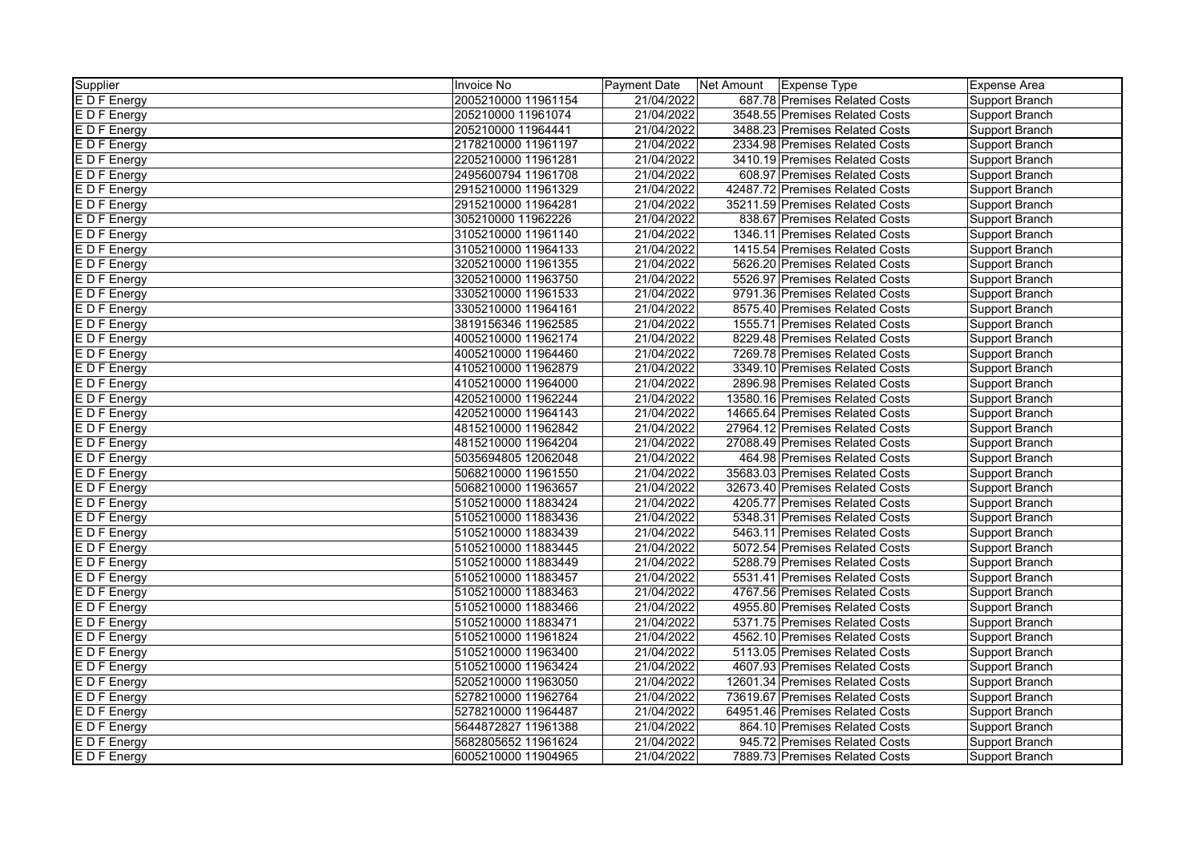| Supplier | Invoice No | Payment Date | Net Amount | Expense Type | Expense Area |
|---|---|---|---|---|---|
| E D F Energy | 2005210000 11961154 | 21/04/2022 | 687.78 | Premises Related Costs | Support Branch |
| E D F Energy | 205210000 11961074 | 21/04/2022 | 3548.55 | Premises Related Costs | Support Branch |
| E D F Energy | 205210000 11964441 | 21/04/2022 | 3488.23 | Premises Related Costs | Support Branch |
| E D F Energy | 2178210000 11961197 | 21/04/2022 | 2334.98 | Premises Related Costs | Support Branch |
| E D F Energy | 2205210000 11961281 | 21/04/2022 | 3410.19 | Premises Related Costs | Support Branch |
| E D F Energy | 2495600794 11961708 | 21/04/2022 | 608.97 | Premises Related Costs | Support Branch |
| E D F Energy | 2915210000 11961329 | 21/04/2022 | 42487.72 | Premises Related Costs | Support Branch |
| E D F Energy | 2915210000 11964281 | 21/04/2022 | 35211.59 | Premises Related Costs | Support Branch |
| E D F Energy | 305210000 11962226 | 21/04/2022 | 838.67 | Premises Related Costs | Support Branch |
| E D F Energy | 3105210000 11961140 | 21/04/2022 | 1346.11 | Premises Related Costs | Support Branch |
| E D F Energy | 3105210000 11964133 | 21/04/2022 | 1415.54 | Premises Related Costs | Support Branch |
| E D F Energy | 3205210000 11961355 | 21/04/2022 | 5626.20 | Premises Related Costs | Support Branch |
| E D F Energy | 3205210000 11963750 | 21/04/2022 | 5526.97 | Premises Related Costs | Support Branch |
| E D F Energy | 3305210000 11961533 | 21/04/2022 | 9791.36 | Premises Related Costs | Support Branch |
| E D F Energy | 3305210000 11964161 | 21/04/2022 | 8575.40 | Premises Related Costs | Support Branch |
| E D F Energy | 3819156346 11962585 | 21/04/2022 | 1555.71 | Premises Related Costs | Support Branch |
| E D F Energy | 4005210000 11962174 | 21/04/2022 | 8229.48 | Premises Related Costs | Support Branch |
| E D F Energy | 4005210000 11964460 | 21/04/2022 | 7269.78 | Premises Related Costs | Support Branch |
| E D F Energy | 4105210000 11962879 | 21/04/2022 | 3349.10 | Premises Related Costs | Support Branch |
| E D F Energy | 4105210000 11964000 | 21/04/2022 | 2896.98 | Premises Related Costs | Support Branch |
| E D F Energy | 4205210000 11962244 | 21/04/2022 | 13580.16 | Premises Related Costs | Support Branch |
| E D F Energy | 4205210000 11964143 | 21/04/2022 | 14665.64 | Premises Related Costs | Support Branch |
| E D F Energy | 4815210000 11962842 | 21/04/2022 | 27964.12 | Premises Related Costs | Support Branch |
| E D F Energy | 4815210000 11964204 | 21/04/2022 | 27088.49 | Premises Related Costs | Support Branch |
| E D F Energy | 5035694805 12062048 | 21/04/2022 | 464.98 | Premises Related Costs | Support Branch |
| E D F Energy | 5068210000 11961550 | 21/04/2022 | 35683.03 | Premises Related Costs | Support Branch |
| E D F Energy | 5068210000 11963657 | 21/04/2022 | 32673.40 | Premises Related Costs | Support Branch |
| E D F Energy | 5105210000 11883424 | 21/04/2022 | 4205.77 | Premises Related Costs | Support Branch |
| E D F Energy | 5105210000 11883436 | 21/04/2022 | 5348.31 | Premises Related Costs | Support Branch |
| E D F Energy | 5105210000 11883439 | 21/04/2022 | 5463.11 | Premises Related Costs | Support Branch |
| E D F Energy | 5105210000 11883445 | 21/04/2022 | 5072.54 | Premises Related Costs | Support Branch |
| E D F Energy | 5105210000 11883449 | 21/04/2022 | 5288.79 | Premises Related Costs | Support Branch |
| E D F Energy | 5105210000 11883457 | 21/04/2022 | 5531.41 | Premises Related Costs | Support Branch |
| E D F Energy | 5105210000 11883463 | 21/04/2022 | 4767.56 | Premises Related Costs | Support Branch |
| E D F Energy | 5105210000 11883466 | 21/04/2022 | 4955.80 | Premises Related Costs | Support Branch |
| E D F Energy | 5105210000 11883471 | 21/04/2022 | 5371.75 | Premises Related Costs | Support Branch |
| E D F Energy | 5105210000 11961824 | 21/04/2022 | 4562.10 | Premises Related Costs | Support Branch |
| E D F Energy | 5105210000 11963400 | 21/04/2022 | 5113.05 | Premises Related Costs | Support Branch |
| E D F Energy | 5105210000 11963424 | 21/04/2022 | 4607.93 | Premises Related Costs | Support Branch |
| E D F Energy | 5205210000 11963050 | 21/04/2022 | 12601.34 | Premises Related Costs | Support Branch |
| E D F Energy | 5278210000 11962764 | 21/04/2022 | 73619.67 | Premises Related Costs | Support Branch |
| E D F Energy | 5278210000 11964487 | 21/04/2022 | 64951.46 | Premises Related Costs | Support Branch |
| E D F Energy | 5644872827 11961388 | 21/04/2022 | 864.10 | Premises Related Costs | Support Branch |
| E D F Energy | 5682805652 11961624 | 21/04/2022 | 945.72 | Premises Related Costs | Support Branch |
| E D F Energy | 6005210000 11904965 | 21/04/2022 | 7889.73 | Premises Related Costs | Support Branch |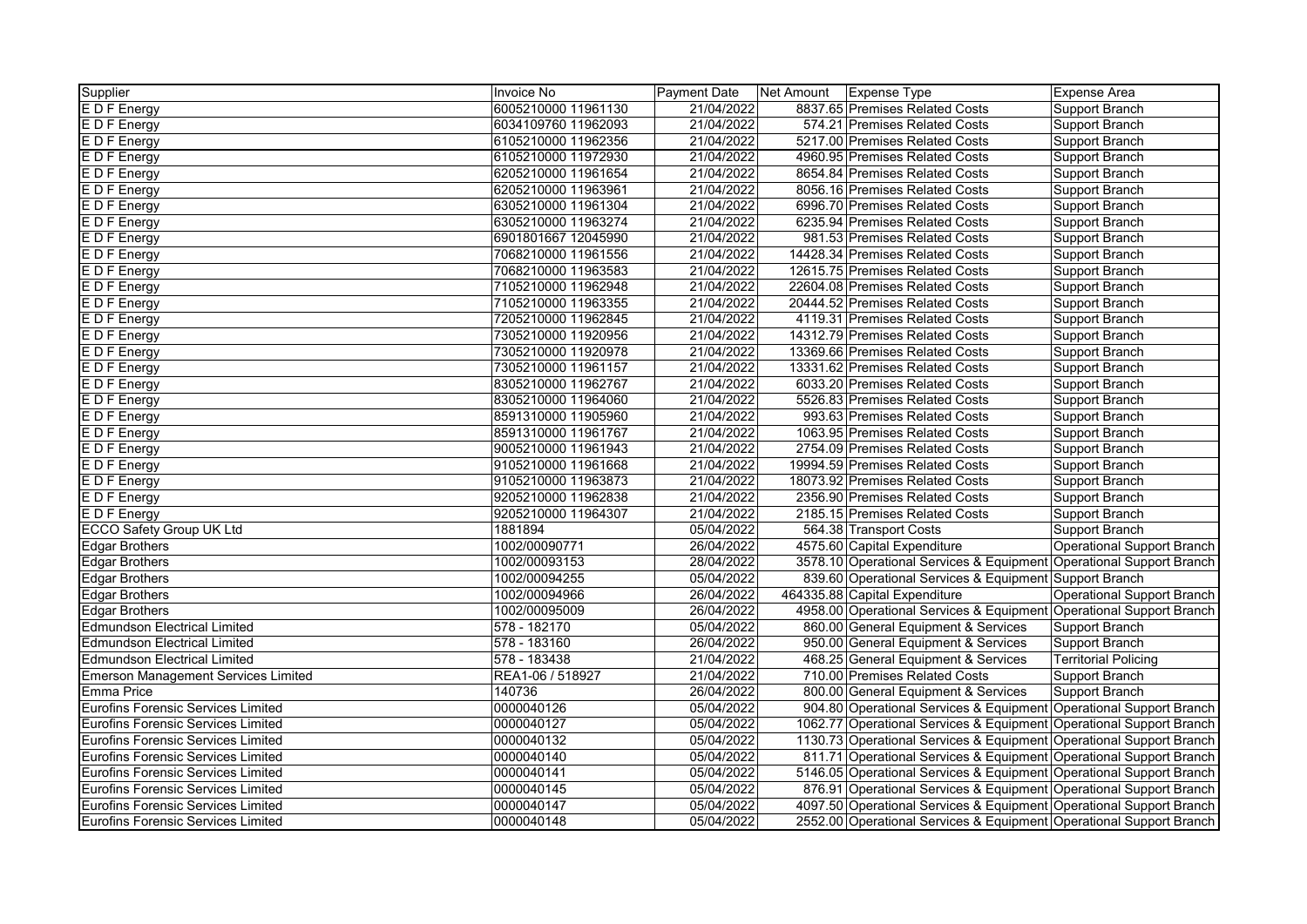| Supplier | Invoice No | Payment Date | Net Amount | Expense Type | Expense Area |
|---|---|---|---|---|---|
| E D F Energy | 6005210000 11961130 | 21/04/2022 | 8837.65 | Premises Related Costs | Support Branch |
| E D F Energy | 6034109760 11962093 | 21/04/2022 | 574.21 | Premises Related Costs | Support Branch |
| E D F Energy | 6105210000 11962356 | 21/04/2022 | 5217.00 | Premises Related Costs | Support Branch |
| E D F Energy | 6105210000 11972930 | 21/04/2022 | 4960.95 | Premises Related Costs | Support Branch |
| E D F Energy | 6205210000 11961654 | 21/04/2022 | 8654.84 | Premises Related Costs | Support Branch |
| E D F Energy | 6205210000 11963961 | 21/04/2022 | 8056.16 | Premises Related Costs | Support Branch |
| E D F Energy | 6305210000 11961304 | 21/04/2022 | 6996.70 | Premises Related Costs | Support Branch |
| E D F Energy | 6305210000 11963274 | 21/04/2022 | 6235.94 | Premises Related Costs | Support Branch |
| E D F Energy | 6901801667 12045990 | 21/04/2022 | 981.53 | Premises Related Costs | Support Branch |
| E D F Energy | 7068210000 11961556 | 21/04/2022 | 14428.34 | Premises Related Costs | Support Branch |
| E D F Energy | 7068210000 11963583 | 21/04/2022 | 12615.75 | Premises Related Costs | Support Branch |
| E D F Energy | 7105210000 11962948 | 21/04/2022 | 22604.08 | Premises Related Costs | Support Branch |
| E D F Energy | 7105210000 11963355 | 21/04/2022 | 20444.52 | Premises Related Costs | Support Branch |
| E D F Energy | 7205210000 11962845 | 21/04/2022 | 4119.31 | Premises Related Costs | Support Branch |
| E D F Energy | 7305210000 11920956 | 21/04/2022 | 14312.79 | Premises Related Costs | Support Branch |
| E D F Energy | 7305210000 11920978 | 21/04/2022 | 13369.66 | Premises Related Costs | Support Branch |
| E D F Energy | 7305210000 11961157 | 21/04/2022 | 13331.62 | Premises Related Costs | Support Branch |
| E D F Energy | 8305210000 11962767 | 21/04/2022 | 6033.20 | Premises Related Costs | Support Branch |
| E D F Energy | 8305210000 11964060 | 21/04/2022 | 5526.83 | Premises Related Costs | Support Branch |
| E D F Energy | 8591310000 11905960 | 21/04/2022 | 993.63 | Premises Related Costs | Support Branch |
| E D F Energy | 8591310000 11961767 | 21/04/2022 | 1063.95 | Premises Related Costs | Support Branch |
| E D F Energy | 9005210000 11961943 | 21/04/2022 | 2754.09 | Premises Related Costs | Support Branch |
| E D F Energy | 9105210000 11961668 | 21/04/2022 | 19994.59 | Premises Related Costs | Support Branch |
| E D F Energy | 9105210000 11963873 | 21/04/2022 | 18073.92 | Premises Related Costs | Support Branch |
| E D F Energy | 9205210000 11962838 | 21/04/2022 | 2356.90 | Premises Related Costs | Support Branch |
| E D F Energy | 9205210000 11964307 | 21/04/2022 | 2185.15 | Premises Related Costs | Support Branch |
| ECCO Safety Group UK Ltd | 1881894 | 05/04/2022 | 564.38 | Transport Costs | Support Branch |
| Edgar Brothers | 1002/00090771 | 26/04/2022 | 4575.60 | Capital Expenditure | Operational Support Branch |
| Edgar Brothers | 1002/00093153 | 28/04/2022 | 3578.10 | Operational Services & Equipment | Operational Support Branch |
| Edgar Brothers | 1002/00094255 | 05/04/2022 | 839.60 | Operational Services & Equipment | Support Branch |
| Edgar Brothers | 1002/00094966 | 26/04/2022 | 464335.88 | Capital Expenditure | Operational Support Branch |
| Edgar Brothers | 1002/00095009 | 26/04/2022 | 4958.00 | Operational Services & Equipment | Operational Support Branch |
| Edmundson Electrical Limited | 578 - 182170 | 05/04/2022 | 860.00 | General Equipment & Services | Support Branch |
| Edmundson Electrical Limited | 578 - 183160 | 26/04/2022 | 950.00 | General Equipment & Services | Support Branch |
| Edmundson Electrical Limited | 578 - 183438 | 21/04/2022 | 468.25 | General Equipment & Services | Territorial Policing |
| Emerson Management Services Limited | REA1-06 / 518927 | 21/04/2022 | 710.00 | Premises Related Costs | Support Branch |
| Emma Price | 140736 | 26/04/2022 | 800.00 | General Equipment & Services | Support Branch |
| Eurofins Forensic Services Limited | 0000040126 | 05/04/2022 | 904.80 | Operational Services & Equipment | Operational Support Branch |
| Eurofins Forensic Services Limited | 0000040127 | 05/04/2022 | 1062.77 | Operational Services & Equipment | Operational Support Branch |
| Eurofins Forensic Services Limited | 0000040132 | 05/04/2022 | 1130.73 | Operational Services & Equipment | Operational Support Branch |
| Eurofins Forensic Services Limited | 0000040140 | 05/04/2022 | 811.71 | Operational Services & Equipment | Operational Support Branch |
| Eurofins Forensic Services Limited | 0000040141 | 05/04/2022 | 5146.05 | Operational Services & Equipment | Operational Support Branch |
| Eurofins Forensic Services Limited | 0000040145 | 05/04/2022 | 876.91 | Operational Services & Equipment | Operational Support Branch |
| Eurofins Forensic Services Limited | 0000040147 | 05/04/2022 | 4097.50 | Operational Services & Equipment | Operational Support Branch |
| Eurofins Forensic Services Limited | 0000040148 | 05/04/2022 | 2552.00 | Operational Services & Equipment | Operational Support Branch |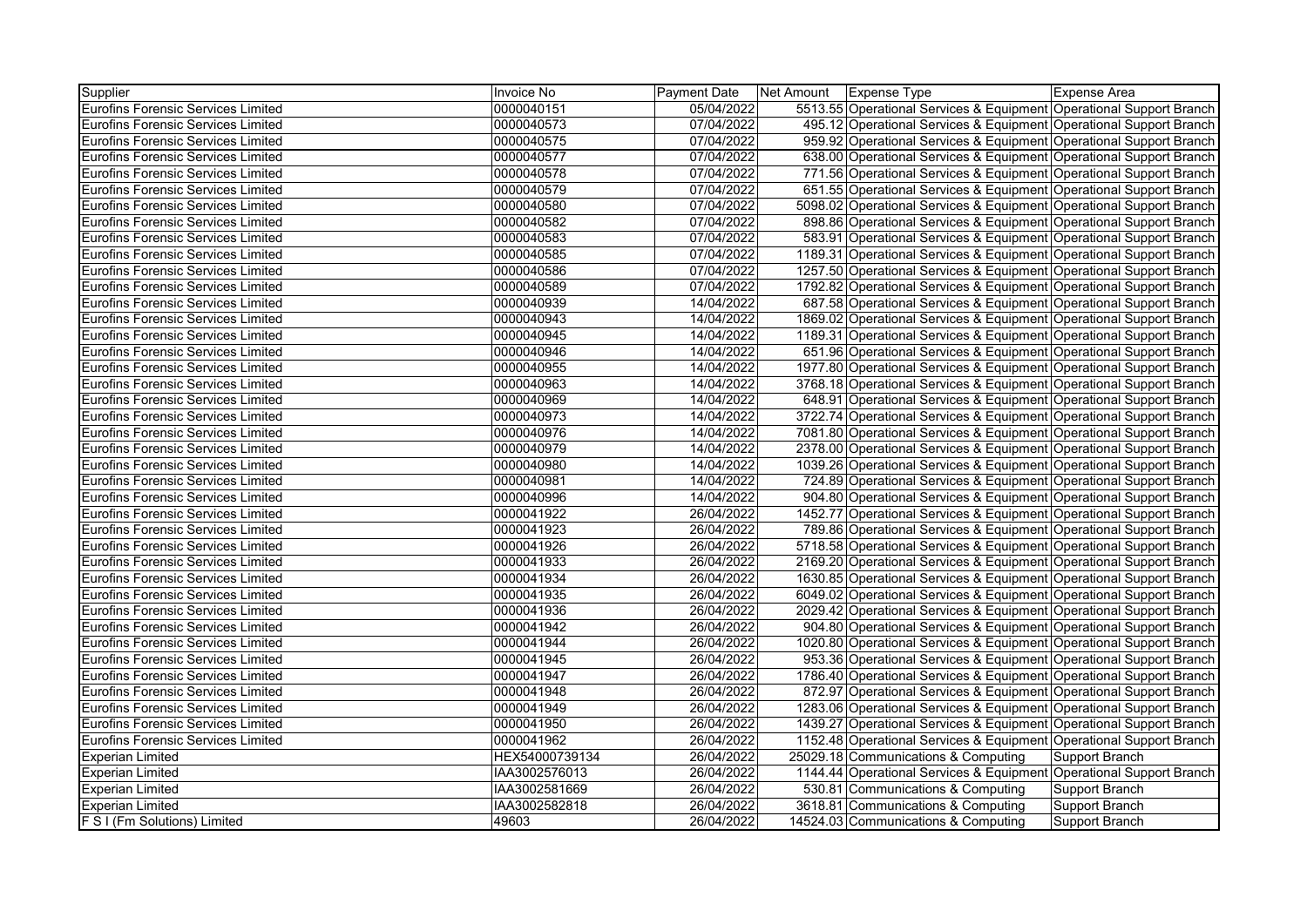| Supplier | Invoice No | Payment Date | Net Amount | Expense Type | Expense Area |
| --- | --- | --- | --- | --- | --- |
| Eurofins Forensic Services Limited | 0000040151 | 05/04/2022 | 5513.55 | Operational Services & Equipment | Operational Support Branch |
| Eurofins Forensic Services Limited | 0000040573 | 07/04/2022 | 495.12 | Operational Services & Equipment | Operational Support Branch |
| Eurofins Forensic Services Limited | 0000040575 | 07/04/2022 | 959.92 | Operational Services & Equipment | Operational Support Branch |
| Eurofins Forensic Services Limited | 0000040577 | 07/04/2022 | 638.00 | Operational Services & Equipment | Operational Support Branch |
| Eurofins Forensic Services Limited | 0000040578 | 07/04/2022 | 771.56 | Operational Services & Equipment | Operational Support Branch |
| Eurofins Forensic Services Limited | 0000040579 | 07/04/2022 | 651.55 | Operational Services & Equipment | Operational Support Branch |
| Eurofins Forensic Services Limited | 0000040580 | 07/04/2022 | 5098.02 | Operational Services & Equipment | Operational Support Branch |
| Eurofins Forensic Services Limited | 0000040582 | 07/04/2022 | 898.86 | Operational Services & Equipment | Operational Support Branch |
| Eurofins Forensic Services Limited | 0000040583 | 07/04/2022 | 583.91 | Operational Services & Equipment | Operational Support Branch |
| Eurofins Forensic Services Limited | 0000040585 | 07/04/2022 | 1189.31 | Operational Services & Equipment | Operational Support Branch |
| Eurofins Forensic Services Limited | 0000040586 | 07/04/2022 | 1257.50 | Operational Services & Equipment | Operational Support Branch |
| Eurofins Forensic Services Limited | 0000040589 | 07/04/2022 | 1792.82 | Operational Services & Equipment | Operational Support Branch |
| Eurofins Forensic Services Limited | 0000040939 | 14/04/2022 | 687.58 | Operational Services & Equipment | Operational Support Branch |
| Eurofins Forensic Services Limited | 0000040943 | 14/04/2022 | 1869.02 | Operational Services & Equipment | Operational Support Branch |
| Eurofins Forensic Services Limited | 0000040945 | 14/04/2022 | 1189.31 | Operational Services & Equipment | Operational Support Branch |
| Eurofins Forensic Services Limited | 0000040946 | 14/04/2022 | 651.96 | Operational Services & Equipment | Operational Support Branch |
| Eurofins Forensic Services Limited | 0000040955 | 14/04/2022 | 1977.80 | Operational Services & Equipment | Operational Support Branch |
| Eurofins Forensic Services Limited | 0000040963 | 14/04/2022 | 3768.18 | Operational Services & Equipment | Operational Support Branch |
| Eurofins Forensic Services Limited | 0000040969 | 14/04/2022 | 648.91 | Operational Services & Equipment | Operational Support Branch |
| Eurofins Forensic Services Limited | 0000040973 | 14/04/2022 | 3722.74 | Operational Services & Equipment | Operational Support Branch |
| Eurofins Forensic Services Limited | 0000040976 | 14/04/2022 | 7081.80 | Operational Services & Equipment | Operational Support Branch |
| Eurofins Forensic Services Limited | 0000040979 | 14/04/2022 | 2378.00 | Operational Services & Equipment | Operational Support Branch |
| Eurofins Forensic Services Limited | 0000040980 | 14/04/2022 | 1039.26 | Operational Services & Equipment | Operational Support Branch |
| Eurofins Forensic Services Limited | 0000040981 | 14/04/2022 | 724.89 | Operational Services & Equipment | Operational Support Branch |
| Eurofins Forensic Services Limited | 0000040996 | 14/04/2022 | 904.80 | Operational Services & Equipment | Operational Support Branch |
| Eurofins Forensic Services Limited | 0000041922 | 26/04/2022 | 1452.77 | Operational Services & Equipment | Operational Support Branch |
| Eurofins Forensic Services Limited | 0000041923 | 26/04/2022 | 789.86 | Operational Services & Equipment | Operational Support Branch |
| Eurofins Forensic Services Limited | 0000041926 | 26/04/2022 | 5718.58 | Operational Services & Equipment | Operational Support Branch |
| Eurofins Forensic Services Limited | 0000041933 | 26/04/2022 | 2169.20 | Operational Services & Equipment | Operational Support Branch |
| Eurofins Forensic Services Limited | 0000041934 | 26/04/2022 | 1630.85 | Operational Services & Equipment | Operational Support Branch |
| Eurofins Forensic Services Limited | 0000041935 | 26/04/2022 | 6049.02 | Operational Services & Equipment | Operational Support Branch |
| Eurofins Forensic Services Limited | 0000041936 | 26/04/2022 | 2029.42 | Operational Services & Equipment | Operational Support Branch |
| Eurofins Forensic Services Limited | 0000041942 | 26/04/2022 | 904.80 | Operational Services & Equipment | Operational Support Branch |
| Eurofins Forensic Services Limited | 0000041944 | 26/04/2022 | 1020.80 | Operational Services & Equipment | Operational Support Branch |
| Eurofins Forensic Services Limited | 0000041945 | 26/04/2022 | 953.36 | Operational Services & Equipment | Operational Support Branch |
| Eurofins Forensic Services Limited | 0000041947 | 26/04/2022 | 1786.40 | Operational Services & Equipment | Operational Support Branch |
| Eurofins Forensic Services Limited | 0000041948 | 26/04/2022 | 872.97 | Operational Services & Equipment | Operational Support Branch |
| Eurofins Forensic Services Limited | 0000041949 | 26/04/2022 | 1283.06 | Operational Services & Equipment | Operational Support Branch |
| Eurofins Forensic Services Limited | 0000041950 | 26/04/2022 | 1439.27 | Operational Services & Equipment | Operational Support Branch |
| Eurofins Forensic Services Limited | 0000041962 | 26/04/2022 | 1152.48 | Operational Services & Equipment | Operational Support Branch |
| Experian Limited | HEX54000739134 | 26/04/2022 | 25029.18 | Communications & Computing | Support Branch |
| Experian Limited | IAA3002576013 | 26/04/2022 | 1144.44 | Operational Services & Equipment | Operational Support Branch |
| Experian Limited | IAA3002581669 | 26/04/2022 | 530.81 | Communications & Computing | Support Branch |
| Experian Limited | IAA3002582818 | 26/04/2022 | 3618.81 | Communications & Computing | Support Branch |
| F S I (Fm Solutions) Limited | 49603 | 26/04/2022 | 14524.03 | Communications & Computing | Support Branch |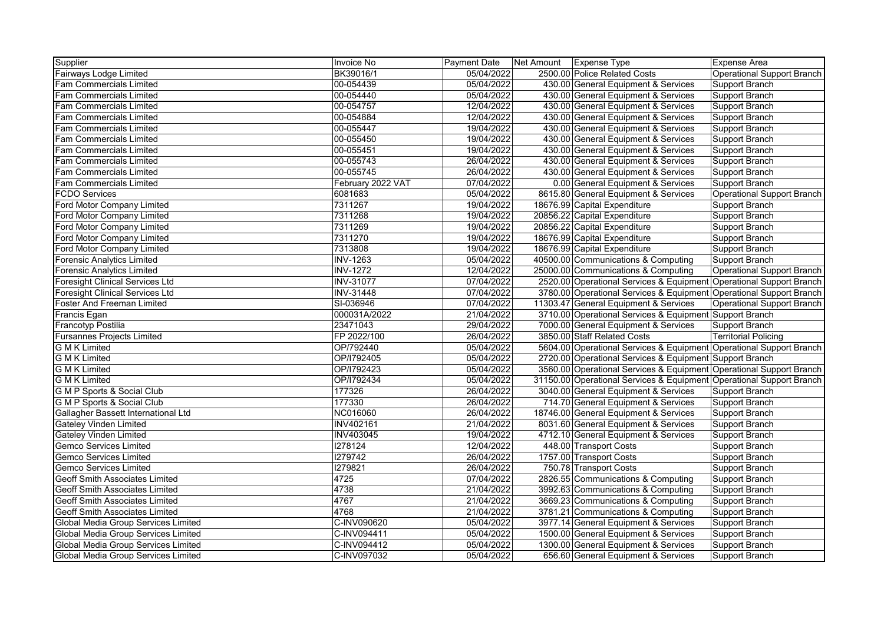| Supplier | Invoice No | Payment Date | Net Amount | Expense Type | Expense Area |
| --- | --- | --- | --- | --- | --- |
| Fairways Lodge Limited | BK39016/1 | 05/04/2022 | 2500.00 | Police Related Costs | Operational Support Branch |
| Fam Commercials Limited | 00-054439 | 05/04/2022 | 430.00 | General Equipment & Services | Support Branch |
| Fam Commercials Limited | 00-054440 | 05/04/2022 | 430.00 | General Equipment & Services | Support Branch |
| Fam Commercials Limited | 00-054757 | 12/04/2022 | 430.00 | General Equipment & Services | Support Branch |
| Fam Commercials Limited | 00-054884 | 12/04/2022 | 430.00 | General Equipment & Services | Support Branch |
| Fam Commercials Limited | 00-055447 | 19/04/2022 | 430.00 | General Equipment & Services | Support Branch |
| Fam Commercials Limited | 00-055450 | 19/04/2022 | 430.00 | General Equipment & Services | Support Branch |
| Fam Commercials Limited | 00-055451 | 19/04/2022 | 430.00 | General Equipment & Services | Support Branch |
| Fam Commercials Limited | 00-055743 | 26/04/2022 | 430.00 | General Equipment & Services | Support Branch |
| Fam Commercials Limited | 00-055745 | 26/04/2022 | 430.00 | General Equipment & Services | Support Branch |
| Fam Commercials Limited | February 2022 VAT | 07/04/2022 | 0.00 | General Equipment & Services | Support Branch |
| FCDO Services | 6081683 | 05/04/2022 | 8615.80 | General Equipment & Services | Operational Support Branch |
| Ford Motor Company Limited | 7311267 | 19/04/2022 | 18676.99 | Capital Expenditure | Support Branch |
| Ford Motor Company Limited | 7311268 | 19/04/2022 | 20856.22 | Capital Expenditure | Support Branch |
| Ford Motor Company Limited | 7311269 | 19/04/2022 | 20856.22 | Capital Expenditure | Support Branch |
| Ford Motor Company Limited | 7311270 | 19/04/2022 | 18676.99 | Capital Expenditure | Support Branch |
| Ford Motor Company Limited | 7313808 | 19/04/2022 | 18676.99 | Capital Expenditure | Support Branch |
| Forensic Analytics Limited | INV-1263 | 05/04/2022 | 40500.00 | Communications & Computing | Support Branch |
| Forensic Analytics Limited | INV-1272 | 12/04/2022 | 25000.00 | Communications & Computing | Operational Support Branch |
| Foresight Clinical Services Ltd | INV-31077 | 07/04/2022 | 2520.00 | Operational Services & Equipment | Operational Support Branch |
| Foresight Clinical Services Ltd | INV-31448 | 07/04/2022 | 3780.00 | Operational Services & Equipment | Operational Support Branch |
| Foster And Freeman Limited | SI-036946 | 07/04/2022 | 11303.47 | General Equipment & Services | Operational Support Branch |
| Francis Egan | 000031A/2022 | 21/04/2022 | 3710.00 | Operational Services & Equipment | Support Branch |
| Francotyp Postilia | 23471043 | 29/04/2022 | 7000.00 | General Equipment & Services | Support Branch |
| Fursannes Projects Limited | FP 2022/100 | 26/04/2022 | 3850.00 | Staff Related Costs | Territorial Policing |
| G M K Limited | OP/792440 | 05/04/2022 | 5604.00 | Operational Services & Equipment | Operational Support Branch |
| G M K Limited | OP/I792405 | 05/04/2022 | 2720.00 | Operational Services & Equipment | Support Branch |
| G M K Limited | OP/I792423 | 05/04/2022 | 3560.00 | Operational Services & Equipment | Operational Support Branch |
| G M K Limited | OP/I792434 | 05/04/2022 | 31150.00 | Operational Services & Equipment | Operational Support Branch |
| G M P Sports & Social Club | 177326 | 26/04/2022 | 3040.00 | General Equipment & Services | Support Branch |
| G M P Sports & Social Club | 177330 | 26/04/2022 | 714.70 | General Equipment & Services | Support Branch |
| Gallagher Bassett International Ltd | NC016060 | 26/04/2022 | 18746.00 | General Equipment & Services | Support Branch |
| Gateley Vinden Limited | INV402161 | 21/04/2022 | 8031.60 | General Equipment & Services | Support Branch |
| Gateley Vinden Limited | INV403045 | 19/04/2022 | 4712.10 | General Equipment & Services | Support Branch |
| Gemco Services Limited | I278124 | 12/04/2022 | 448.00 | Transport Costs | Support Branch |
| Gemco Services Limited | I279742 | 26/04/2022 | 1757.00 | Transport Costs | Support Branch |
| Gemco Services Limited | I279821 | 26/04/2022 | 750.78 | Transport Costs | Support Branch |
| Geoff Smith Associates Limited | 4725 | 07/04/2022 | 2826.55 | Communications & Computing | Support Branch |
| Geoff Smith Associates Limited | 4738 | 21/04/2022 | 3992.63 | Communications & Computing | Support Branch |
| Geoff Smith Associates Limited | 4767 | 21/04/2022 | 3669.23 | Communications & Computing | Support Branch |
| Geoff Smith Associates Limited | 4768 | 21/04/2022 | 3781.21 | Communications & Computing | Support Branch |
| Global Media Group Services Limited | C-INV090620 | 05/04/2022 | 3977.14 | General Equipment & Services | Support Branch |
| Global Media Group Services Limited | C-INV094411 | 05/04/2022 | 1500.00 | General Equipment & Services | Support Branch |
| Global Media Group Services Limited | C-INV094412 | 05/04/2022 | 1300.00 | General Equipment & Services | Support Branch |
| Global Media Group Services Limited | C-INV097032 | 05/04/2022 | 656.60 | General Equipment & Services | Support Branch |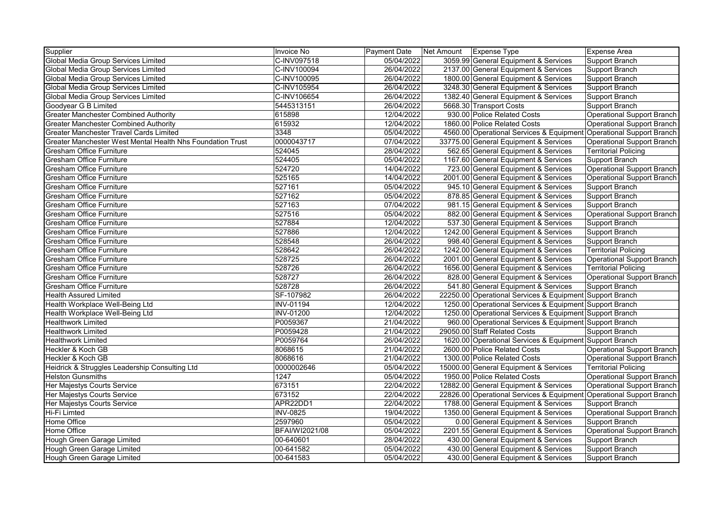| Supplier | Invoice No | Payment Date | Net Amount | Expense Type | Expense Area |
|---|---|---|---|---|---|
| Global Media Group Services Limited | C-INV097518 | 05/04/2022 | 3059.99 | General Equipment & Services | Support Branch |
| Global Media Group Services Limited | C-INV100094 | 26/04/2022 | 2137.00 | General Equipment & Services | Support Branch |
| Global Media Group Services Limited | C-INV100095 | 26/04/2022 | 1800.00 | General Equipment & Services | Support Branch |
| Global Media Group Services Limited | C-INV105954 | 26/04/2022 | 3248.30 | General Equipment & Services | Support Branch |
| Global Media Group Services Limited | C-INV106654 | 26/04/2022 | 1382.40 | General Equipment & Services | Support Branch |
| Goodyear G B Limited | 5445313151 | 26/04/2022 | 5668.30 | Transport Costs | Support Branch |
| Greater Manchester Combined Authority | 615898 | 12/04/2022 | 930.00 | Police Related Costs | Operational Support Branch |
| Greater Manchester Combined Authority | 615932 | 12/04/2022 | 1860.00 | Police Related Costs | Operational Support Branch |
| Greater Manchester Travel Cards Limited | 3348 | 05/04/2022 | 4560.00 | Operational Services & Equipment | Operational Support Branch |
| Greater Manchester West Mental Health Nhs Foundation Trust | 0000043717 | 07/04/2022 | 33775.00 | General Equipment & Services | Operational Support Branch |
| Gresham Office Furniture | 524045 | 28/04/2022 | 562.65 | General Equipment & Services | Territorial Policing |
| Gresham Office Furniture | 524405 | 05/04/2022 | 1167.60 | General Equipment & Services | Support Branch |
| Gresham Office Furniture | 524720 | 14/04/2022 | 723.00 | General Equipment & Services | Operational Support Branch |
| Gresham Office Furniture | 525165 | 14/04/2022 | 2001.00 | General Equipment & Services | Operational Support Branch |
| Gresham Office Furniture | 527161 | 05/04/2022 | 945.10 | General Equipment & Services | Support Branch |
| Gresham Office Furniture | 527162 | 05/04/2022 | 878.85 | General Equipment & Services | Support Branch |
| Gresham Office Furniture | 527163 | 07/04/2022 | 981.15 | General Equipment & Services | Support Branch |
| Gresham Office Furniture | 527516 | 05/04/2022 | 882.00 | General Equipment & Services | Operational Support Branch |
| Gresham Office Furniture | 527884 | 12/04/2022 | 537.30 | General Equipment & Services | Support Branch |
| Gresham Office Furniture | 527886 | 12/04/2022 | 1242.00 | General Equipment & Services | Support Branch |
| Gresham Office Furniture | 528548 | 26/04/2022 | 998.40 | General Equipment & Services | Support Branch |
| Gresham Office Furniture | 528642 | 26/04/2022 | 1242.00 | General Equipment & Services | Territorial Policing |
| Gresham Office Furniture | 528725 | 26/04/2022 | 2001.00 | General Equipment & Services | Operational Support Branch |
| Gresham Office Furniture | 528726 | 26/04/2022 | 1656.00 | General Equipment & Services | Territorial Policing |
| Gresham Office Furniture | 528727 | 26/04/2022 | 828.00 | General Equipment & Services | Operational Support Branch |
| Gresham Office Furniture | 528728 | 26/04/2022 | 541.80 | General Equipment & Services | Support Branch |
| Health Assured Limited | SF-107982 | 26/04/2022 | 22250.00 | Operational Services & Equipment | Support Branch |
| Health Workplace Well-Being Ltd | INV-01194 | 12/04/2022 | 1250.00 | Operational Services & Equipment | Support Branch |
| Health Workplace Well-Being Ltd | INV-01200 | 12/04/2022 | 1250.00 | Operational Services & Equipment | Support Branch |
| Healthwork Limited | P0059367 | 21/04/2022 | 960.00 | Operational Services & Equipment | Support Branch |
| Healthwork Limited | P0059428 | 21/04/2022 | 29050.00 | Staff Related Costs | Support Branch |
| Healthwork Limited | P0059764 | 26/04/2022 | 1620.00 | Operational Services & Equipment | Support Branch |
| Heckler & Koch GB | 8068615 | 21/04/2022 | 2600.00 | Police Related Costs | Operational Support Branch |
| Heckler & Koch GB | 8068616 | 21/04/2022 | 1300.00 | Police Related Costs | Operational Support Branch |
| Heidrick & Struggles Leadership Consulting Ltd | 0000002646 | 05/04/2022 | 15000.00 | General Equipment & Services | Territorial Policing |
| Helston Gunsmiths | 1247 | 05/04/2022 | 1950.00 | Police Related Costs | Operational Support Branch |
| Her Majestys Courts Service | 673151 | 22/04/2022 | 12882.00 | General Equipment & Services | Operational Support Branch |
| Her Majestys Courts Service | 673152 | 22/04/2022 | 22826.00 | Operational Services & Equipment | Operational Support Branch |
| Her Majestys Courts Service | APR22DD1 | 22/04/2022 | 1788.00 | General Equipment & Services | Support Branch |
| Hi-Fi Limted | INV-0825 | 19/04/2022 | 1350.00 | General Equipment & Services | Operational Support Branch |
| Home Office | 2597960 | 05/04/2022 | 0.00 | General Equipment & Services | Support Branch |
| Home Office | BFAI/WI2021/08 | 05/04/2022 | 2201.55 | General Equipment & Services | Operational Support Branch |
| Hough Green Garage Limited | 00-640601 | 28/04/2022 | 430.00 | General Equipment & Services | Support Branch |
| Hough Green Garage Limited | 00-641582 | 05/04/2022 | 430.00 | General Equipment & Services | Support Branch |
| Hough Green Garage Limited | 00-641583 | 05/04/2022 | 430.00 | General Equipment & Services | Support Branch |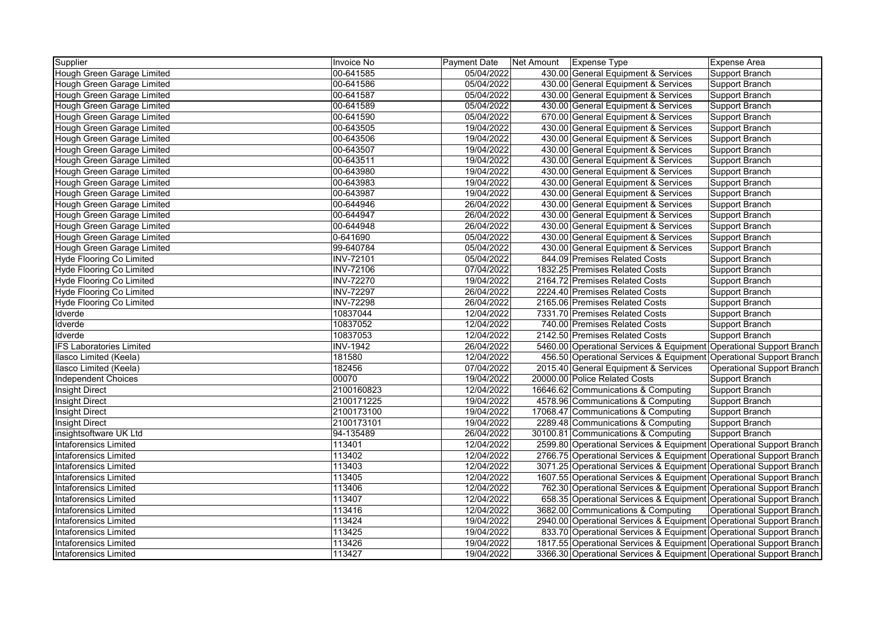| Supplier | Invoice No | Payment Date | Net Amount | Expense Type | Expense Area |
|---|---|---|---|---|---|
| Hough Green Garage Limited | 00-641585 | 05/04/2022 | 430.00 | General Equipment & Services | Support Branch |
| Hough Green Garage Limited | 00-641586 | 05/04/2022 | 430.00 | General Equipment & Services | Support Branch |
| Hough Green Garage Limited | 00-641587 | 05/04/2022 | 430.00 | General Equipment & Services | Support Branch |
| Hough Green Garage Limited | 00-641589 | 05/04/2022 | 430.00 | General Equipment & Services | Support Branch |
| Hough Green Garage Limited | 00-641590 | 05/04/2022 | 670.00 | General Equipment & Services | Support Branch |
| Hough Green Garage Limited | 00-643505 | 19/04/2022 | 430.00 | General Equipment & Services | Support Branch |
| Hough Green Garage Limited | 00-643506 | 19/04/2022 | 430.00 | General Equipment & Services | Support Branch |
| Hough Green Garage Limited | 00-643507 | 19/04/2022 | 430.00 | General Equipment & Services | Support Branch |
| Hough Green Garage Limited | 00-643511 | 19/04/2022 | 430.00 | General Equipment & Services | Support Branch |
| Hough Green Garage Limited | 00-643980 | 19/04/2022 | 430.00 | General Equipment & Services | Support Branch |
| Hough Green Garage Limited | 00-643983 | 19/04/2022 | 430.00 | General Equipment & Services | Support Branch |
| Hough Green Garage Limited | 00-643987 | 19/04/2022 | 430.00 | General Equipment & Services | Support Branch |
| Hough Green Garage Limited | 00-644946 | 26/04/2022 | 430.00 | General Equipment & Services | Support Branch |
| Hough Green Garage Limited | 00-644947 | 26/04/2022 | 430.00 | General Equipment & Services | Support Branch |
| Hough Green Garage Limited | 00-644948 | 26/04/2022 | 430.00 | General Equipment & Services | Support Branch |
| Hough Green Garage Limited | 0-641690 | 05/04/2022 | 430.00 | General Equipment & Services | Support Branch |
| Hough Green Garage Limited | 99-640784 | 05/04/2022 | 430.00 | General Equipment & Services | Support Branch |
| Hyde Flooring Co Limited | INV-72101 | 05/04/2022 | 844.09 | Premises Related Costs | Support Branch |
| Hyde Flooring Co Limited | INV-72106 | 07/04/2022 | 1832.25 | Premises Related Costs | Support Branch |
| Hyde Flooring Co Limited | INV-72270 | 19/04/2022 | 2164.72 | Premises Related Costs | Support Branch |
| Hyde Flooring Co Limited | INV-72297 | 26/04/2022 | 2224.40 | Premises Related Costs | Support Branch |
| Hyde Flooring Co Limited | INV-72298 | 26/04/2022 | 2165.06 | Premises Related Costs | Support Branch |
| Idverde | 10837044 | 12/04/2022 | 7331.70 | Premises Related Costs | Support Branch |
| Idverde | 10837052 | 12/04/2022 | 740.00 | Premises Related Costs | Support Branch |
| Idverde | 10837053 | 12/04/2022 | 2142.50 | Premises Related Costs | Support Branch |
| IFS Laboratories Limited | INV-1942 | 26/04/2022 | 5460.00 | Operational Services & Equipment | Operational Support Branch |
| Ilasco Limited (Keela) | 181580 | 12/04/2022 | 456.50 | Operational Services & Equipment | Operational Support Branch |
| Ilasco Limited (Keela) | 182456 | 07/04/2022 | 2015.40 | General Equipment & Services | Operational Support Branch |
| Independent Choices | 00070 | 19/04/2022 | 20000.00 | Police Related Costs | Support Branch |
| Insight Direct | 2100160823 | 12/04/2022 | 16646.62 | Communications & Computing | Support Branch |
| Insight Direct | 2100171225 | 19/04/2022 | 4578.96 | Communications & Computing | Support Branch |
| Insight Direct | 2100173100 | 19/04/2022 | 17068.47 | Communications & Computing | Support Branch |
| Insight Direct | 2100173101 | 19/04/2022 | 2289.48 | Communications & Computing | Support Branch |
| insightsoftware UK Ltd | 94-135489 | 26/04/2022 | 30100.81 | Communications & Computing | Support Branch |
| Intaforensics Limited | 113401 | 12/04/2022 | 2599.80 | Operational Services & Equipment | Operational Support Branch |
| Intaforensics Limited | 113402 | 12/04/2022 | 2766.75 | Operational Services & Equipment | Operational Support Branch |
| Intaforensics Limited | 113403 | 12/04/2022 | 3071.25 | Operational Services & Equipment | Operational Support Branch |
| Intaforensics Limited | 113405 | 12/04/2022 | 1607.55 | Operational Services & Equipment | Operational Support Branch |
| Intaforensics Limited | 113406 | 12/04/2022 | 762.30 | Operational Services & Equipment | Operational Support Branch |
| Intaforensics Limited | 113407 | 12/04/2022 | 658.35 | Operational Services & Equipment | Operational Support Branch |
| Intaforensics Limited | 113416 | 12/04/2022 | 3682.00 | Communications & Computing | Operational Support Branch |
| Intaforensics Limited | 113424 | 19/04/2022 | 2940.00 | Operational Services & Equipment | Operational Support Branch |
| Intaforensics Limited | 113425 | 19/04/2022 | 833.70 | Operational Services & Equipment | Operational Support Branch |
| Intaforensics Limited | 113426 | 19/04/2022 | 1817.55 | Operational Services & Equipment | Operational Support Branch |
| Intaforensics Limited | 113427 | 19/04/2022 | 3366.30 | Operational Services & Equipment | Operational Support Branch |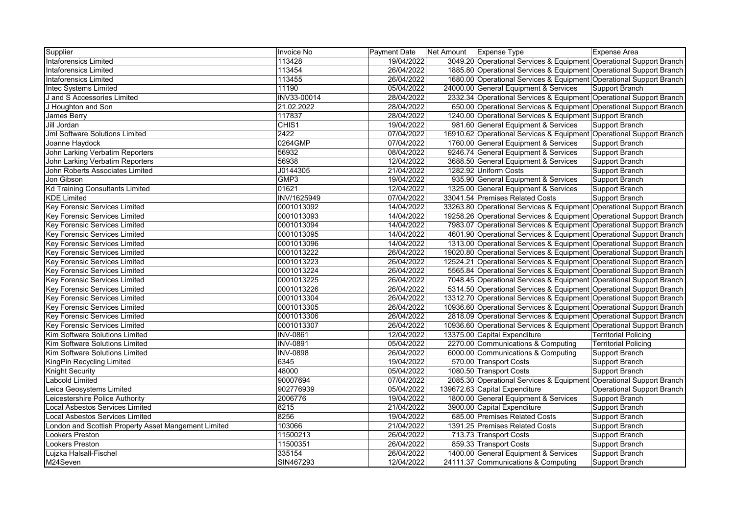| Supplier | Invoice No | Payment Date | Net Amount | Expense Type | Expense Area |
|---|---|---|---|---|---|
| Intaforensics Limited | 113428 | 19/04/2022 | 3049.20 | Operational Services & Equipment | Operational Support Branch |
| Intaforensics Limited | 113454 | 26/04/2022 | 1885.80 | Operational Services & Equipment | Operational Support Branch |
| Intaforensics Limited | 113455 | 26/04/2022 | 1680.00 | Operational Services & Equipment | Operational Support Branch |
| Intec Systems Limited | 11190 | 05/04/2022 | 24000.00 | General Equipment & Services | Support Branch |
| J and S Accessories Limited | INV33-00014 | 28/04/2022 | 2332.34 | Operational Services & Equipment | Operational Support Branch |
| J Houghton and Son | 21.02.2022 | 28/04/2022 | 650.00 | Operational Services & Equipment | Operational Support Branch |
| James Berry | 117837 | 28/04/2022 | 1240.00 | Operational Services & Equipment | Support Branch |
| Jill Jordan | CHIS1 | 19/04/2022 | 981.60 | General Equipment & Services | Support Branch |
| Jml Software Solutions Limited | 2422 | 07/04/2022 | 16910.62 | Operational Services & Equipment | Operational Support Branch |
| Joanne Haydock | 0264GMP | 07/04/2022 | 1760.00 | General Equipment & Services | Support Branch |
| John Larking Verbatim Reporters | 56932 | 08/04/2022 | 9246.74 | General Equipment & Services | Support Branch |
| John Larking Verbatim Reporters | 56938 | 12/04/2022 | 3688.50 | General Equipment & Services | Support Branch |
| John Roberts Associates Limited | J0144305 | 21/04/2022 | 1282.92 | Uniform Costs | Support Branch |
| Jon Gibson | GMP3 | 19/04/2022 | 935.90 | General Equipment & Services | Support Branch |
| Kd Training Consultants Limited | 01621 | 12/04/2022 | 1325.00 | General Equipment & Services | Support Branch |
| KDE Limited | INV/1625949 | 07/04/2022 | 33041.54 | Premises Related Costs | Support Branch |
| Key Forensic Services Limited | 0001013092 | 14/04/2022 | 33263.80 | Operational Services & Equipment | Operational Support Branch |
| Key Forensic Services Limited | 0001013093 | 14/04/2022 | 19258.26 | Operational Services & Equipment | Operational Support Branch |
| Key Forensic Services Limited | 0001013094 | 14/04/2022 | 7983.07 | Operational Services & Equipment | Operational Support Branch |
| Key Forensic Services Limited | 0001013095 | 14/04/2022 | 4601.90 | Operational Services & Equipment | Operational Support Branch |
| Key Forensic Services Limited | 0001013096 | 14/04/2022 | 1313.00 | Operational Services & Equipment | Operational Support Branch |
| Key Forensic Services Limited | 0001013222 | 26/04/2022 | 19020.80 | Operational Services & Equipment | Operational Support Branch |
| Key Forensic Services Limited | 0001013223 | 26/04/2022 | 12524.21 | Operational Services & Equipment | Operational Support Branch |
| Key Forensic Services Limited | 0001013224 | 26/04/2022 | 5565.84 | Operational Services & Equipment | Operational Support Branch |
| Key Forensic Services Limited | 0001013225 | 26/04/2022 | 7048.45 | Operational Services & Equipment | Operational Support Branch |
| Key Forensic Services Limited | 0001013226 | 26/04/2022 | 5314.50 | Operational Services & Equipment | Operational Support Branch |
| Key Forensic Services Limited | 0001013304 | 26/04/2022 | 13312.70 | Operational Services & Equipment | Operational Support Branch |
| Key Forensic Services Limited | 0001013305 | 26/04/2022 | 10936.60 | Operational Services & Equipment | Operational Support Branch |
| Key Forensic Services Limited | 0001013306 | 26/04/2022 | 2818.09 | Operational Services & Equipment | Operational Support Branch |
| Key Forensic Services Limited | 0001013307 | 26/04/2022 | 10936.60 | Operational Services & Equipment | Operational Support Branch |
| Kim Software Solutions Limited | INV-0861 | 12/04/2022 | 13375.00 | Capital Expenditure | Territorial Policing |
| Kim Software Solutions Limited | INV-0891 | 05/04/2022 | 2270.00 | Communications & Computing | Territorial Policing |
| Kim Software Solutions Limited | INV-0898 | 26/04/2022 | 6000.00 | Communications & Computing | Support Branch |
| KingPin Recycling Limited | 6345 | 19/04/2022 | 570.00 | Transport Costs | Support Branch |
| Knight Security | 48000 | 05/04/2022 | 1080.50 | Transport Costs | Support Branch |
| Labcold Limited | 90007694 | 07/04/2022 | 2085.30 | Operational Services & Equipment | Operational Support Branch |
| Leica Geosystems Limited | 902776939 | 05/04/2022 | 139672.63 | Capital Expenditure | Operational Support Branch |
| Leicestershire Police Authority | 2006776 | 19/04/2022 | 1800.00 | General Equipment & Services | Support Branch |
| Local Asbestos Services Limited | 8215 | 21/04/2022 | 3900.00 | Capital Expenditure | Support Branch |
| Local Asbestos Services Limited | 8256 | 19/04/2022 | 685.00 | Premises Related Costs | Support Branch |
| London and Scottish Property Asset Mangement Limited | 103066 | 21/04/2022 | 1391.25 | Premises Related Costs | Support Branch |
| Lookers Preston | 11500213 | 26/04/2022 | 713.73 | Transport Costs | Support Branch |
| Lookers Preston | 11500351 | 26/04/2022 | 859.33 | Transport Costs | Support Branch |
| Lujzka Halsall-Fischel | 335154 | 26/04/2022 | 1400.00 | General Equipment & Services | Support Branch |
| M24Seven | SIN467293 | 12/04/2022 | 24111.37 | Communications & Computing | Support Branch |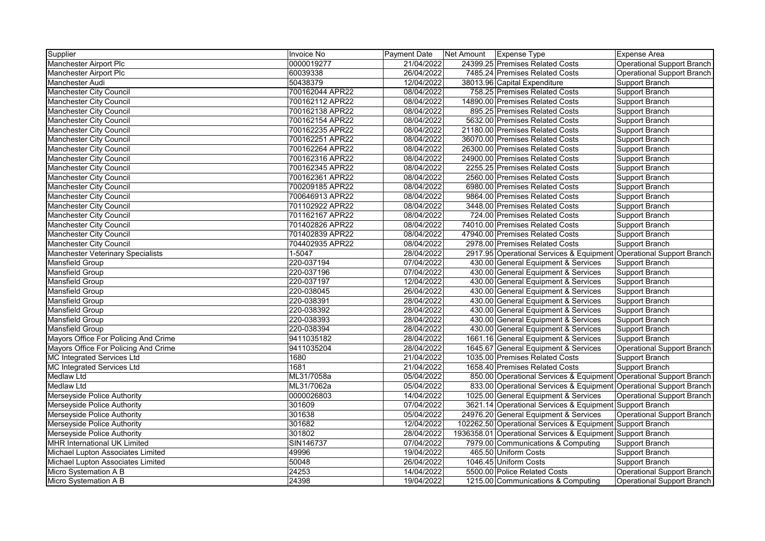| Supplier | Invoice No | Payment Date | Net Amount | Expense Type | Expense Area |
|---|---|---|---|---|---|
| Manchester Airport Plc | 0000019277 | 21/04/2022 | 24399.25 | Premises Related Costs | Operational Support Branch |
| Manchester Airport Plc | 60039338 | 26/04/2022 | 7485.24 | Premises Related Costs | Operational Support Branch |
| Manchester Audi | 50438379 | 12/04/2022 | 38013.96 | Capital Expenditure | Support Branch |
| Manchester City Council | 700162044 APR22 | 08/04/2022 | 758.25 | Premises Related Costs | Support Branch |
| Manchester City Council | 700162112 APR22 | 08/04/2022 | 14890.00 | Premises Related Costs | Support Branch |
| Manchester City Council | 700162138 APR22 | 08/04/2022 | 895.25 | Premises Related Costs | Support Branch |
| Manchester City Council | 700162154 APR22 | 08/04/2022 | 5632.00 | Premises Related Costs | Support Branch |
| Manchester City Council | 700162235 APR22 | 08/04/2022 | 21180.00 | Premises Related Costs | Support Branch |
| Manchester City Council | 700162251 APR22 | 08/04/2022 | 36070.00 | Premises Related Costs | Support Branch |
| Manchester City Council | 700162264 APR22 | 08/04/2022 | 26300.00 | Premises Related Costs | Support Branch |
| Manchester City Council | 700162316 APR22 | 08/04/2022 | 24900.00 | Premises Related Costs | Support Branch |
| Manchester City Council | 700162345 APR22 | 08/04/2022 | 2255.25 | Premises Related Costs | Support Branch |
| Manchester City Council | 700162361 APR22 | 08/04/2022 | 2560.00 | Premises Related Costs | Support Branch |
| Manchester City Council | 700209185 APR22 | 08/04/2022 | 6980.00 | Premises Related Costs | Support Branch |
| Manchester City Council | 700646913 APR22 | 08/04/2022 | 9864.00 | Premises Related Costs | Support Branch |
| Manchester City Council | 701102922 APR22 | 08/04/2022 | 3448.00 | Premises Related Costs | Support Branch |
| Manchester City Council | 701162167 APR22 | 08/04/2022 | 724.00 | Premises Related Costs | Support Branch |
| Manchester City Council | 701402826 APR22 | 08/04/2022 | 74010.00 | Premises Related Costs | Support Branch |
| Manchester City Council | 701402839 APR22 | 08/04/2022 | 47940.00 | Premises Related Costs | Support Branch |
| Manchester City Council | 704402935 APR22 | 08/04/2022 | 2978.00 | Premises Related Costs | Support Branch |
| Manchester Veterinary Specialists | 1-5047 | 28/04/2022 | 2917.95 | Operational Services & Equipment | Operational Support Branch |
| Mansfield Group | 220-037194 | 07/04/2022 | 430.00 | General Equipment & Services | Support Branch |
| Mansfield Group | 220-037196 | 07/04/2022 | 430.00 | General Equipment & Services | Support Branch |
| Mansfield Group | 220-037197 | 12/04/2022 | 430.00 | General Equipment & Services | Support Branch |
| Mansfield Group | 220-038045 | 26/04/2022 | 430.00 | General Equipment & Services | Support Branch |
| Mansfield Group | 220-038391 | 28/04/2022 | 430.00 | General Equipment & Services | Support Branch |
| Mansfield Group | 220-038392 | 28/04/2022 | 430.00 | General Equipment & Services | Support Branch |
| Mansfield Group | 220-038393 | 28/04/2022 | 430.00 | General Equipment & Services | Support Branch |
| Mansfield Group | 220-038394 | 28/04/2022 | 430.00 | General Equipment & Services | Support Branch |
| Mayors Office For Policing And Crime | 9411035182 | 28/04/2022 | 1661.16 | General Equipment & Services | Support Branch |
| Mayors Office For Policing And Crime | 9411035204 | 28/04/2022 | 1645.67 | General Equipment & Services | Operational Support Branch |
| MC Integrated Services Ltd | 1680 | 21/04/2022 | 1035.00 | Premises Related Costs | Support Branch |
| MC Integrated Services Ltd | 1681 | 21/04/2022 | 1658.40 | Premises Related Costs | Support Branch |
| Medlaw Ltd | ML31/7058a | 05/04/2022 | 850.00 | Operational Services & Equipment | Operational Support Branch |
| Medlaw Ltd | ML31/7062a | 05/04/2022 | 833.00 | Operational Services & Equipment | Operational Support Branch |
| Merseyside Police Authority | 0000026803 | 14/04/2022 | 1025.00 | General Equipment & Services | Operational Support Branch |
| Merseyside Police Authority | 301609 | 07/04/2022 | 3621.14 | Operational Services & Equipment | Support Branch |
| Merseyside Police Authority | 301638 | 05/04/2022 | 24976.20 | General Equipment & Services | Operational Support Branch |
| Merseyside Police Authority | 301682 | 12/04/2022 | 102262.50 | Operational Services & Equipment | Support Branch |
| Merseyside Police Authority | 301802 | 28/04/2022 | 1936358.01 | Operational Services & Equipment | Support Branch |
| MHR International UK Limited | SIN146737 | 07/04/2022 | 7979.00 | Communications & Computing | Support Branch |
| Michael Lupton Associates Limited | 49996 | 19/04/2022 | 465.50 | Uniform Costs | Support Branch |
| Michael Lupton Associates Limited | 50048 | 26/04/2022 | 1046.45 | Uniform Costs | Support Branch |
| Micro Systemation A B | 24253 | 14/04/2022 | 5500.00 | Police Related Costs | Operational Support Branch |
| Micro Systemation A B | 24398 | 19/04/2022 | 1215.00 | Communications & Computing | Operational Support Branch |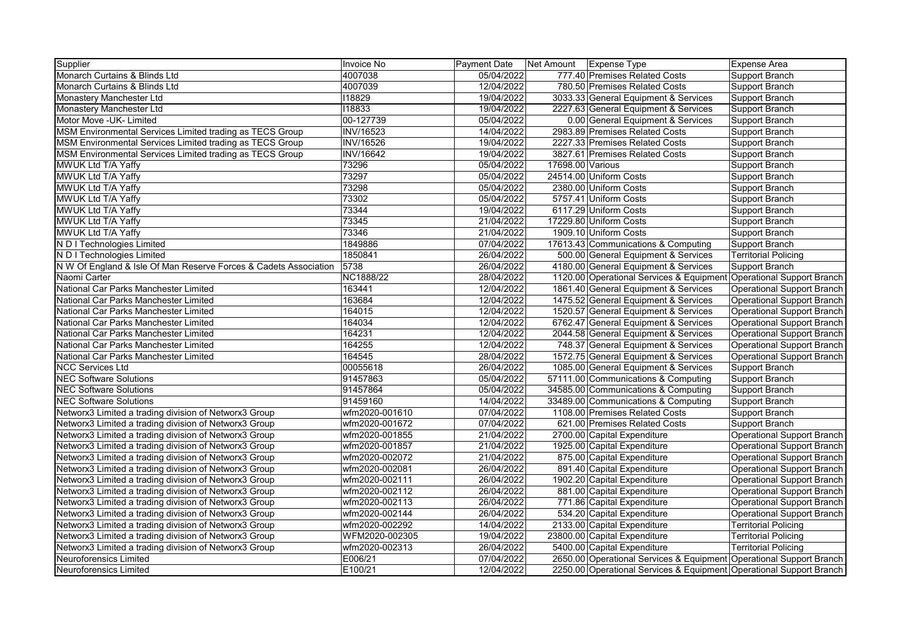| Supplier | Invoice No | Payment Date | Net Amount | Expense Type | Expense Area |
|---|---|---|---|---|---|
| Monarch Curtains & Blinds Ltd | 4007038 | 05/04/2022 | 777.40 | Premises Related Costs | Support Branch |
| Monarch Curtains & Blinds Ltd | 4007039 | 12/04/2022 | 780.50 | Premises Related Costs | Support Branch |
| Monastery Manchester Ltd | I18829 | 19/04/2022 | 3033.33 | General Equipment & Services | Support Branch |
| Monastery Manchester Ltd | I18833 | 19/04/2022 | 2227.63 | General Equipment & Services | Support Branch |
| Motor Move -UK- Limited | 00-127739 | 05/04/2022 | 0.00 | General Equipment & Services | Support Branch |
| MSM Environmental Services Limited trading as TECS Group | INV/16523 | 14/04/2022 | 2983.89 | Premises Related Costs | Support Branch |
| MSM Environmental Services Limited trading as TECS Group | INV/16526 | 19/04/2022 | 2227.33 | Premises Related Costs | Support Branch |
| MSM Environmental Services Limited trading as TECS Group | INV/16642 | 19/04/2022 | 3827.61 | Premises Related Costs | Support Branch |
| MWUK Ltd T/A Yaffy | 73296 | 05/04/2022 | 17698.00 | Various | Support Branch |
| MWUK Ltd T/A Yaffy | 73297 | 05/04/2022 | 24514.00 | Uniform Costs | Support Branch |
| MWUK Ltd T/A Yaffy | 73298 | 05/04/2022 | 2380.00 | Uniform Costs | Support Branch |
| MWUK Ltd T/A Yaffy | 73302 | 05/04/2022 | 5757.41 | Uniform Costs | Support Branch |
| MWUK Ltd T/A Yaffy | 73344 | 19/04/2022 | 6117.29 | Uniform Costs | Support Branch |
| MWUK Ltd T/A Yaffy | 73345 | 21/04/2022 | 17229.80 | Uniform Costs | Support Branch |
| MWUK Ltd T/A Yaffy | 73346 | 21/04/2022 | 1909.10 | Uniform Costs | Support Branch |
| N D I Technologies Limited | 1849886 | 07/04/2022 | 17613.43 | Communications & Computing | Support Branch |
| N D I Technologies Limited | 1850841 | 26/04/2022 | 500.00 | General Equipment & Services | Territorial Policing |
| N W Of England & Isle Of Man Reserve Forces & Cadets Association | 5738 | 26/04/2022 | 4180.00 | General Equipment & Services | Support Branch |
| Naomi Carter | NC1888/22 | 28/04/2022 | 1120.00 | Operational Services & Equipment | Operational Support Branch |
| National Car Parks Manchester Limited | 163441 | 12/04/2022 | 1861.40 | General Equipment & Services | Operational Support Branch |
| National Car Parks Manchester Limited | 163684 | 12/04/2022 | 1475.52 | General Equipment & Services | Operational Support Branch |
| National Car Parks Manchester Limited | 164015 | 12/04/2022 | 1520.57 | General Equipment & Services | Operational Support Branch |
| National Car Parks Manchester Limited | 164034 | 12/04/2022 | 6762.47 | General Equipment & Services | Operational Support Branch |
| National Car Parks Manchester Limited | 164231 | 12/04/2022 | 2044.58 | General Equipment & Services | Operational Support Branch |
| National Car Parks Manchester Limited | 164255 | 12/04/2022 | 748.37 | General Equipment & Services | Operational Support Branch |
| National Car Parks Manchester Limited | 164545 | 28/04/2022 | 1572.75 | General Equipment & Services | Operational Support Branch |
| NCC Services Ltd | 00055618 | 26/04/2022 | 1085.00 | General Equipment & Services | Support Branch |
| NEC Software Solutions | 91457863 | 05/04/2022 | 57111.00 | Communications & Computing | Support Branch |
| NEC Software Solutions | 91457864 | 05/04/2022 | 34585.00 | Communications & Computing | Support Branch |
| NEC Software Solutions | 91459160 | 14/04/2022 | 33489.00 | Communications & Computing | Support Branch |
| Networx3 Limited a trading division of Networx3 Group | wfm2020-001610 | 07/04/2022 | 1108.00 | Premises Related Costs | Support Branch |
| Networx3 Limited a trading division of Networx3 Group | wfm2020-001672 | 07/04/2022 | 621.00 | Premises Related Costs | Support Branch |
| Networx3 Limited a trading division of Networx3 Group | wfm2020-001855 | 21/04/2022 | 2700.00 | Capital Expenditure | Operational Support Branch |
| Networx3 Limited a trading division of Networx3 Group | wfm2020-001857 | 21/04/2022 | 1925.00 | Capital Expenditure | Operational Support Branch |
| Networx3 Limited a trading division of Networx3 Group | wfm2020-002072 | 21/04/2022 | 875.00 | Capital Expenditure | Operational Support Branch |
| Networx3 Limited a trading division of Networx3 Group | wfm2020-002081 | 26/04/2022 | 891.40 | Capital Expenditure | Operational Support Branch |
| Networx3 Limited a trading division of Networx3 Group | wfm2020-002111 | 26/04/2022 | 1902.20 | Capital Expenditure | Operational Support Branch |
| Networx3 Limited a trading division of Networx3 Group | wfm2020-002112 | 26/04/2022 | 881.00 | Capital Expenditure | Operational Support Branch |
| Networx3 Limited a trading division of Networx3 Group | wfm2020-002113 | 26/04/2022 | 771.86 | Capital Expenditure | Operational Support Branch |
| Networx3 Limited a trading division of Networx3 Group | wfm2020-002144 | 26/04/2022 | 534.20 | Capital Expenditure | Operational Support Branch |
| Networx3 Limited a trading division of Networx3 Group | wfm2020-002292 | 14/04/2022 | 2133.00 | Capital Expenditure | Territorial Policing |
| Networx3 Limited a trading division of Networx3 Group | WFM2020-002305 | 19/04/2022 | 23800.00 | Capital Expenditure | Territorial Policing |
| Networx3 Limited a trading division of Networx3 Group | wfm2020-002313 | 26/04/2022 | 5400.00 | Capital Expenditure | Territorial Policing |
| Neuroforensics Limited | E006/21 | 07/04/2022 | 2650.00 | Operational Services & Equipment | Operational Support Branch |
| Neuroforensics Limited | E100/21 | 12/04/2022 | 2250.00 | Operational Services & Equipment | Operational Support Branch |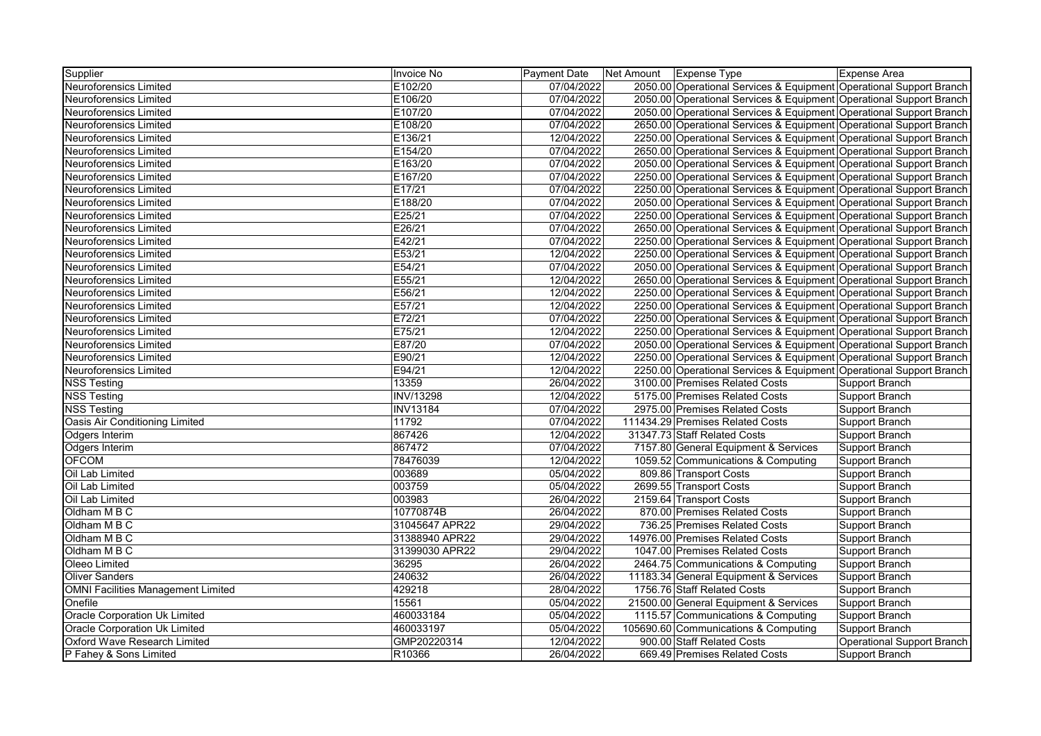| Supplier | Invoice No | Payment Date | Net Amount | Expense Type | Expense Area |
|---|---|---|---|---|---|
| Neuroforensics Limited | E102/20 | 07/04/2022 | 2050.00 | Operational Services & Equipment | Operational Support Branch |
| Neuroforensics Limited | E106/20 | 07/04/2022 | 2050.00 | Operational Services & Equipment | Operational Support Branch |
| Neuroforensics Limited | E107/20 | 07/04/2022 | 2050.00 | Operational Services & Equipment | Operational Support Branch |
| Neuroforensics Limited | E108/20 | 07/04/2022 | 2650.00 | Operational Services & Equipment | Operational Support Branch |
| Neuroforensics Limited | E136/21 | 12/04/2022 | 2250.00 | Operational Services & Equipment | Operational Support Branch |
| Neuroforensics Limited | E154/20 | 07/04/2022 | 2650.00 | Operational Services & Equipment | Operational Support Branch |
| Neuroforensics Limited | E163/20 | 07/04/2022 | 2050.00 | Operational Services & Equipment | Operational Support Branch |
| Neuroforensics Limited | E167/20 | 07/04/2022 | 2250.00 | Operational Services & Equipment | Operational Support Branch |
| Neuroforensics Limited | E17/21 | 07/04/2022 | 2250.00 | Operational Services & Equipment | Operational Support Branch |
| Neuroforensics Limited | E188/20 | 07/04/2022 | 2050.00 | Operational Services & Equipment | Operational Support Branch |
| Neuroforensics Limited | E25/21 | 07/04/2022 | 2250.00 | Operational Services & Equipment | Operational Support Branch |
| Neuroforensics Limited | E26/21 | 07/04/2022 | 2650.00 | Operational Services & Equipment | Operational Support Branch |
| Neuroforensics Limited | E42/21 | 07/04/2022 | 2250.00 | Operational Services & Equipment | Operational Support Branch |
| Neuroforensics Limited | E53/21 | 12/04/2022 | 2250.00 | Operational Services & Equipment | Operational Support Branch |
| Neuroforensics Limited | E54/21 | 07/04/2022 | 2050.00 | Operational Services & Equipment | Operational Support Branch |
| Neuroforensics Limited | E55/21 | 12/04/2022 | 2650.00 | Operational Services & Equipment | Operational Support Branch |
| Neuroforensics Limited | E56/21 | 12/04/2022 | 2250.00 | Operational Services & Equipment | Operational Support Branch |
| Neuroforensics Limited | E57/21 | 12/04/2022 | 2250.00 | Operational Services & Equipment | Operational Support Branch |
| Neuroforensics Limited | E72/21 | 07/04/2022 | 2250.00 | Operational Services & Equipment | Operational Support Branch |
| Neuroforensics Limited | E75/21 | 12/04/2022 | 2250.00 | Operational Services & Equipment | Operational Support Branch |
| Neuroforensics Limited | E87/20 | 07/04/2022 | 2050.00 | Operational Services & Equipment | Operational Support Branch |
| Neuroforensics Limited | E90/21 | 12/04/2022 | 2250.00 | Operational Services & Equipment | Operational Support Branch |
| Neuroforensics Limited | E94/21 | 12/04/2022 | 2250.00 | Operational Services & Equipment | Operational Support Branch |
| NSS Testing | 13359 | 26/04/2022 | 3100.00 | Premises Related Costs | Support Branch |
| NSS Testing | INV/13298 | 12/04/2022 | 5175.00 | Premises Related Costs | Support Branch |
| NSS Testing | INV13184 | 07/04/2022 | 2975.00 | Premises Related Costs | Support Branch |
| Oasis Air Conditioning Limited | 11792 | 07/04/2022 | 111434.29 | Premises Related Costs | Support Branch |
| Odgers Interim | 867426 | 12/04/2022 | 31347.73 | Staff Related Costs | Support Branch |
| Odgers Interim | 867472 | 07/04/2022 | 7157.80 | General Equipment & Services | Support Branch |
| OFCOM | 78476039 | 12/04/2022 | 1059.52 | Communications & Computing | Support Branch |
| Oil Lab Limited | 003689 | 05/04/2022 | 809.86 | Transport Costs | Support Branch |
| Oil Lab Limited | 003759 | 05/04/2022 | 2699.55 | Transport Costs | Support Branch |
| Oil Lab Limited | 003983 | 26/04/2022 | 2159.64 | Transport Costs | Support Branch |
| Oldham M B C | 10770874B | 26/04/2022 | 870.00 | Premises Related Costs | Support Branch |
| Oldham M B C | 31045647 APR22 | 29/04/2022 | 736.25 | Premises Related Costs | Support Branch |
| Oldham M B C | 31388940 APR22 | 29/04/2022 | 14976.00 | Premises Related Costs | Support Branch |
| Oldham M B C | 31399030 APR22 | 29/04/2022 | 1047.00 | Premises Related Costs | Support Branch |
| Oleeo Limited | 36295 | 26/04/2022 | 2464.75 | Communications & Computing | Support Branch |
| Oliver Sanders | 240632 | 26/04/2022 | 11183.34 | General Equipment & Services | Support Branch |
| OMNI Facilities Management Limited | 429218 | 28/04/2022 | 1756.76 | Staff Related Costs | Support Branch |
| Onefile | 15561 | 05/04/2022 | 21500.00 | General Equipment & Services | Support Branch |
| Oracle Corporation Uk Limited | 460033184 | 05/04/2022 | 1115.57 | Communications & Computing | Support Branch |
| Oracle Corporation Uk Limited | 460033197 | 05/04/2022 | 105690.60 | Communications & Computing | Support Branch |
| Oxford Wave Research Limited | GMP20220314 | 12/04/2022 | 900.00 | Staff Related Costs | Operational Support Branch |
| P Fahey & Sons Limited | R10366 | 26/04/2022 | 669.49 | Premises Related Costs | Support Branch |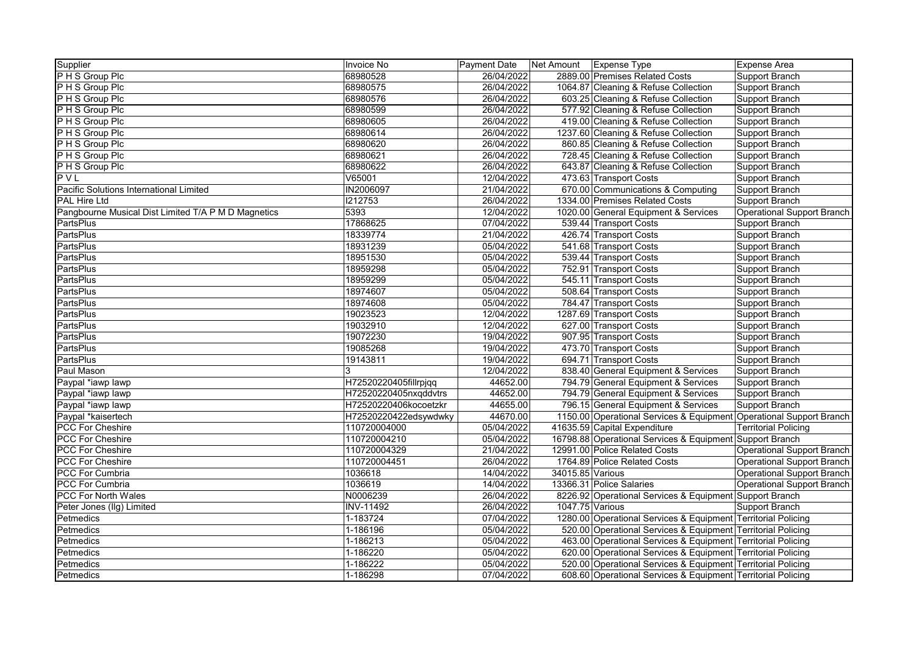| Supplier | Invoice No | Payment Date | Net Amount | Expense Type | Expense Area |
| --- | --- | --- | --- | --- | --- |
| P H S Group Plc | 68980528 | 26/04/2022 | 2889.00 | Premises Related Costs | Support Branch |
| P H S Group Plc | 68980575 | 26/04/2022 | 1064.87 | Cleaning & Refuse Collection | Support Branch |
| P H S Group Plc | 68980576 | 26/04/2022 | 603.25 | Cleaning & Refuse Collection | Support Branch |
| P H S Group Plc | 68980599 | 26/04/2022 | 577.92 | Cleaning & Refuse Collection | Support Branch |
| P H S Group Plc | 68980605 | 26/04/2022 | 419.00 | Cleaning & Refuse Collection | Support Branch |
| P H S Group Plc | 68980614 | 26/04/2022 | 1237.60 | Cleaning & Refuse Collection | Support Branch |
| P H S Group Plc | 68980620 | 26/04/2022 | 860.85 | Cleaning & Refuse Collection | Support Branch |
| P H S Group Plc | 68980621 | 26/04/2022 | 728.45 | Cleaning & Refuse Collection | Support Branch |
| P H S Group Plc | 68980622 | 26/04/2022 | 643.87 | Cleaning & Refuse Collection | Support Branch |
| P V L | V65001 | 12/04/2022 | 473.63 | Transport Costs | Support Branch |
| Pacific Solutions International Limited | IN2006097 | 21/04/2022 | 670.00 | Communications & Computing | Support Branch |
| PAL Hire Ltd | I212753 | 26/04/2022 | 1334.00 | Premises Related Costs | Support Branch |
| Pangbourne Musical Dist Limited T/A P M D Magnetics | 5393 | 12/04/2022 | 1020.00 | General Equipment & Services | Operational Support Branch |
| PartsPlus | 17868625 | 07/04/2022 | 539.44 | Transport Costs | Support Branch |
| PartsPlus | 18339774 | 21/04/2022 | 426.74 | Transport Costs | Support Branch |
| PartsPlus | 18931239 | 05/04/2022 | 541.68 | Transport Costs | Support Branch |
| PartsPlus | 18951530 | 05/04/2022 | 539.44 | Transport Costs | Support Branch |
| PartsPlus | 18959298 | 05/04/2022 | 752.91 | Transport Costs | Support Branch |
| PartsPlus | 18959299 | 05/04/2022 | 545.11 | Transport Costs | Support Branch |
| PartsPlus | 18974607 | 05/04/2022 | 508.64 | Transport Costs | Support Branch |
| PartsPlus | 18974608 | 05/04/2022 | 784.47 | Transport Costs | Support Branch |
| PartsPlus | 19023523 | 12/04/2022 | 1287.69 | Transport Costs | Support Branch |
| PartsPlus | 19032910 | 12/04/2022 | 627.00 | Transport Costs | Support Branch |
| PartsPlus | 19072230 | 19/04/2022 | 907.95 | Transport Costs | Support Branch |
| PartsPlus | 19085268 | 19/04/2022 | 473.70 | Transport Costs | Support Branch |
| PartsPlus | 19143811 | 19/04/2022 | 694.71 | Transport Costs | Support Branch |
| Paul Mason | 3 | 12/04/2022 | 838.40 | General Equipment & Services | Support Branch |
| Paypal *iawp lawp | H72520220405fillrpjqq | 44652.00 | 794.79 | General Equipment & Services | Support Branch |
| Paypal *iawp lawp | H72520220405nxqddvtrs | 44652.00 | 794.79 | General Equipment & Services | Support Branch |
| Paypal *iawp lawp | H72520220406kocoetzkr | 44655.00 | 796.15 | General Equipment & Services | Support Branch |
| Paypal *kaisertech | H72520220422edsywdwky | 44670.00 | 1150.00 | Operational Services & Equipment | Operational Support Branch |
| PCC For Cheshire | 110720004000 | 05/04/2022 | 41635.59 | Capital Expenditure | Territorial Policing |
| PCC For Cheshire | 110720004210 | 05/04/2022 | 16798.88 | Operational Services & Equipment | Support Branch |
| PCC For Cheshire | 110720004329 | 21/04/2022 | 12991.00 | Police Related Costs | Operational Support Branch |
| PCC For Cheshire | 110720004451 | 26/04/2022 | 1764.89 | Police Related Costs | Operational Support Branch |
| PCC For Cumbria | 1036618 | 14/04/2022 | 34015.85 | Various | Operational Support Branch |
| PCC For Cumbria | 1036619 | 14/04/2022 | 13366.31 | Police Salaries | Operational Support Branch |
| PCC For North Wales | N0006239 | 26/04/2022 | 8226.92 | Operational Services & Equipment | Support Branch |
| Peter Jones (Ilg) Limited | INV-11492 | 26/04/2022 | 1047.75 | Various | Support Branch |
| Petmedics | 1-183724 | 07/04/2022 | 1280.00 | Operational Services & Equipment | Territorial Policing |
| Petmedics | 1-186196 | 05/04/2022 | 520.00 | Operational Services & Equipment | Territorial Policing |
| Petmedics | 1-186213 | 05/04/2022 | 463.00 | Operational Services & Equipment | Territorial Policing |
| Petmedics | 1-186220 | 05/04/2022 | 620.00 | Operational Services & Equipment | Territorial Policing |
| Petmedics | 1-186222 | 05/04/2022 | 520.00 | Operational Services & Equipment | Territorial Policing |
| Petmedics | 1-186298 | 07/04/2022 | 608.60 | Operational Services & Equipment | Territorial Policing |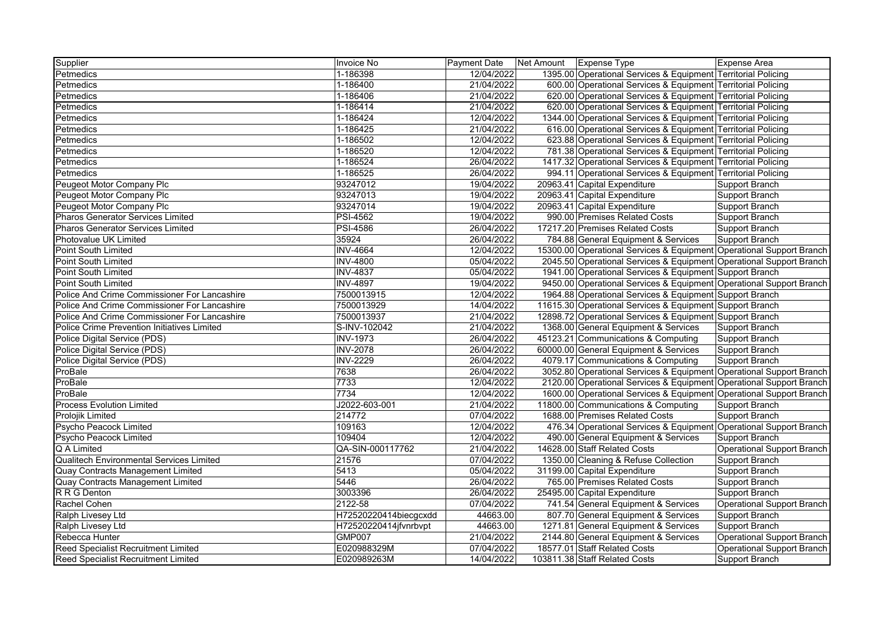| Supplier | Invoice No | Payment Date | Net Amount | Expense Type | Expense Area |
| --- | --- | --- | --- | --- | --- |
| Petmedics | 1-186398 | 12/04/2022 | 1395.00 | Operational Services & Equipment | Territorial Policing |
| Petmedics | 1-186400 | 21/04/2022 | 600.00 | Operational Services & Equipment | Territorial Policing |
| Petmedics | 1-186406 | 21/04/2022 | 620.00 | Operational Services & Equipment | Territorial Policing |
| Petmedics | 1-186414 | 21/04/2022 | 620.00 | Operational Services & Equipment | Territorial Policing |
| Petmedics | 1-186424 | 12/04/2022 | 1344.00 | Operational Services & Equipment | Territorial Policing |
| Petmedics | 1-186425 | 21/04/2022 | 616.00 | Operational Services & Equipment | Territorial Policing |
| Petmedics | 1-186502 | 12/04/2022 | 623.88 | Operational Services & Equipment | Territorial Policing |
| Petmedics | 1-186520 | 12/04/2022 | 781.38 | Operational Services & Equipment | Territorial Policing |
| Petmedics | 1-186524 | 26/04/2022 | 1417.32 | Operational Services & Equipment | Territorial Policing |
| Petmedics | 1-186525 | 26/04/2022 | 994.11 | Operational Services & Equipment | Territorial Policing |
| Peugeot Motor Company Plc | 93247012 | 19/04/2022 | 20963.41 | Capital Expenditure | Support Branch |
| Peugeot Motor Company Plc | 93247013 | 19/04/2022 | 20963.41 | Capital Expenditure | Support Branch |
| Peugeot Motor Company Plc | 93247014 | 19/04/2022 | 20963.41 | Capital Expenditure | Support Branch |
| Pharos Generator Services Limited | PSI-4562 | 19/04/2022 | 990.00 | Premises Related Costs | Support Branch |
| Pharos Generator Services Limited | PSI-4586 | 26/04/2022 | 17217.20 | Premises Related Costs | Support Branch |
| Photovalue UK Limited | 35924 | 26/04/2022 | 784.88 | General Equipment & Services | Support Branch |
| Point South Limited | INV-4664 | 12/04/2022 | 15300.00 | Operational Services & Equipment | Operational Support Branch |
| Point South Limited | INV-4800 | 05/04/2022 | 2045.50 | Operational Services & Equipment | Operational Support Branch |
| Point South Limited | INV-4837 | 05/04/2022 | 1941.00 | Operational Services & Equipment | Support Branch |
| Point South Limited | INV-4897 | 19/04/2022 | 9450.00 | Operational Services & Equipment | Operational Support Branch |
| Police And Crime Commissioner For Lancashire | 7500013915 | 12/04/2022 | 1964.88 | Operational Services & Equipment | Support Branch |
| Police And Crime Commissioner For Lancashire | 7500013929 | 14/04/2022 | 11615.30 | Operational Services & Equipment | Support Branch |
| Police And Crime Commissioner For Lancashire | 7500013937 | 21/04/2022 | 12898.72 | Operational Services & Equipment | Support Branch |
| Police Crime Prevention Initiatives Limited | S-INV-102042 | 21/04/2022 | 1368.00 | General Equipment & Services | Support Branch |
| Police Digital Service (PDS) | INV-1973 | 26/04/2022 | 45123.21 | Communications & Computing | Support Branch |
| Police Digital Service (PDS) | INV-2078 | 26/04/2022 | 60000.00 | General Equipment & Services | Support Branch |
| Police Digital Service (PDS) | INV-2229 | 26/04/2022 | 4079.17 | Communications & Computing | Support Branch |
| ProBale | 7638 | 26/04/2022 | 3052.80 | Operational Services & Equipment | Operational Support Branch |
| ProBale | 7733 | 12/04/2022 | 2120.00 | Operational Services & Equipment | Operational Support Branch |
| ProBale | 7734 | 12/04/2022 | 1600.00 | Operational Services & Equipment | Operational Support Branch |
| Process Evolution Limited | J2022-603-001 | 21/04/2022 | 11800.00 | Communications & Computing | Support Branch |
| Prolojik Limited | 214772 | 07/04/2022 | 1688.00 | Premises Related Costs | Support Branch |
| Psycho Peacock Limited | 109163 | 12/04/2022 | 476.34 | Operational Services & Equipment | Operational Support Branch |
| Psycho Peacock Limited | 109404 | 12/04/2022 | 490.00 | General Equipment & Services | Support Branch |
| Q A Limited | QA-SIN-000117762 | 21/04/2022 | 14628.00 | Staff Related Costs | Operational Support Branch |
| Qualitech Environmental Services Limited | 21576 | 07/04/2022 | 1350.00 | Cleaning & Refuse Collection | Support Branch |
| Quay Contracts Management Limited | 5413 | 05/04/2022 | 31199.00 | Capital Expenditure | Support Branch |
| Quay Contracts Management Limited | 5446 | 26/04/2022 | 765.00 | Premises Related Costs | Support Branch |
| R R G Denton | 3003396 | 26/04/2022 | 25495.00 | Capital Expenditure | Support Branch |
| Rachel Cohen | 2122-58 | 07/04/2022 | 741.54 | General Equipment & Services | Operational Support Branch |
| Ralph Livesey Ltd | H72520220414biecgcxdd | 44663.00 | 807.70 | General Equipment & Services | Support Branch |
| Ralph Livesey Ltd | H72520220414jfvnrbvpt | 44663.00 | 1271.81 | General Equipment & Services | Support Branch |
| Rebecca Hunter | GMP007 | 21/04/2022 | 2144.80 | General Equipment & Services | Operational Support Branch |
| Reed Specialist Recruitment Limited | E020988329M | 07/04/2022 | 18577.01 | Staff Related Costs | Operational Support Branch |
| Reed Specialist Recruitment Limited | E020989263M | 14/04/2022 | 103811.38 | Staff Related Costs | Support Branch |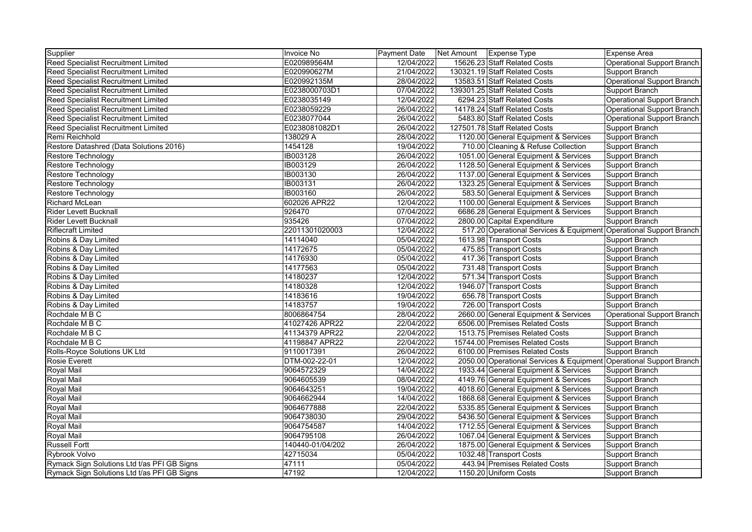| Supplier | Invoice No | Payment Date | Net Amount | Expense Type | Expense Area |
| --- | --- | --- | --- | --- | --- |
| Reed Specialist Recruitment Limited | E020989564M | 12/04/2022 | 15626.23 | Staff Related Costs | Operational Support Branch |
| Reed Specialist Recruitment Limited | E020990627M | 21/04/2022 | 130321.19 | Staff Related Costs | Support Branch |
| Reed Specialist Recruitment Limited | E020992135M | 28/04/2022 | 13583.51 | Staff Related Costs | Operational Support Branch |
| Reed Specialist Recruitment Limited | E0238000703D1 | 07/04/2022 | 139301.25 | Staff Related Costs | Support Branch |
| Reed Specialist Recruitment Limited | E0238035149 | 12/04/2022 | 6294.23 | Staff Related Costs | Operational Support Branch |
| Reed Specialist Recruitment Limited | E0238059229 | 26/04/2022 | 14178.24 | Staff Related Costs | Operational Support Branch |
| Reed Specialist Recruitment Limited | E0238077044 | 26/04/2022 | 5483.80 | Staff Related Costs | Operational Support Branch |
| Reed Specialist Recruitment Limited | E0238081082D1 | 26/04/2022 | 127501.78 | Staff Related Costs | Support Branch |
| Remi Reichhold | 138029 A | 28/04/2022 | 1120.00 | General Equipment & Services | Support Branch |
| Restore Datashred (Data Solutions 2016) | 1454128 | 19/04/2022 | 710.00 | Cleaning & Refuse Collection | Support Branch |
| Restore Technology | IB003128 | 26/04/2022 | 1051.00 | General Equipment & Services | Support Branch |
| Restore Technology | IB003129 | 26/04/2022 | 1128.50 | General Equipment & Services | Support Branch |
| Restore Technology | IB003130 | 26/04/2022 | 1137.00 | General Equipment & Services | Support Branch |
| Restore Technology | IB003131 | 26/04/2022 | 1323.25 | General Equipment & Services | Support Branch |
| Restore Technology | IB003160 | 26/04/2022 | 583.50 | General Equipment & Services | Support Branch |
| Richard McLean | 602026 APR22 | 12/04/2022 | 1100.00 | General Equipment & Services | Support Branch |
| Rider Levett Bucknall | 926470 | 07/04/2022 | 6686.28 | General Equipment & Services | Support Branch |
| Rider Levett Bucknall | 935426 | 07/04/2022 | 2800.00 | Capital Expenditure | Support Branch |
| Riflecraft Limited | 22011301020003 | 12/04/2022 | 517.20 | Operational Services & Equipment | Operational Support Branch |
| Robins & Day Limited | 14114040 | 05/04/2022 | 1613.98 | Transport Costs | Support Branch |
| Robins & Day Limited | 14172675 | 05/04/2022 | 475.85 | Transport Costs | Support Branch |
| Robins & Day Limited | 14176930 | 05/04/2022 | 417.36 | Transport Costs | Support Branch |
| Robins & Day Limited | 14177563 | 05/04/2022 | 731.48 | Transport Costs | Support Branch |
| Robins & Day Limited | 14180237 | 12/04/2022 | 571.34 | Transport Costs | Support Branch |
| Robins & Day Limited | 14180328 | 12/04/2022 | 1946.07 | Transport Costs | Support Branch |
| Robins & Day Limited | 14183616 | 19/04/2022 | 656.78 | Transport Costs | Support Branch |
| Robins & Day Limited | 14183757 | 19/04/2022 | 726.00 | Transport Costs | Support Branch |
| Rochdale M B C | 8006864754 | 28/04/2022 | 2660.00 | General Equipment & Services | Operational Support Branch |
| Rochdale M B C | 41027426 APR22 | 22/04/2022 | 6506.00 | Premises Related Costs | Support Branch |
| Rochdale M B C | 41134379 APR22 | 22/04/2022 | 1513.75 | Premises Related Costs | Support Branch |
| Rochdale M B C | 41198847 APR22 | 22/04/2022 | 15744.00 | Premises Related Costs | Support Branch |
| Rolls-Royce Solutions UK Ltd | 9110017391 | 26/04/2022 | 6100.00 | Premises Related Costs | Support Branch |
| Rosie Everett | DTM-002-22-01 | 12/04/2022 | 2050.00 | Operational Services & Equipment | Operational Support Branch |
| Royal Mail | 9064572329 | 14/04/2022 | 1933.44 | General Equipment & Services | Support Branch |
| Royal Mail | 9064605539 | 08/04/2022 | 4149.76 | General Equipment & Services | Support Branch |
| Royal Mail | 9064643251 | 19/04/2022 | 4018.60 | General Equipment & Services | Support Branch |
| Royal Mail | 9064662944 | 14/04/2022 | 1868.68 | General Equipment & Services | Support Branch |
| Royal Mail | 9064677888 | 22/04/2022 | 5335.85 | General Equipment & Services | Support Branch |
| Royal Mail | 9064738030 | 29/04/2022 | 5436.50 | General Equipment & Services | Support Branch |
| Royal Mail | 9064754587 | 14/04/2022 | 1712.55 | General Equipment & Services | Support Branch |
| Royal Mail | 9064795108 | 26/04/2022 | 1067.04 | General Equipment & Services | Support Branch |
| Russell Fortt | 140440-01/04/202 | 26/04/2022 | 1875.00 | General Equipment & Services | Support Branch |
| Rybrook Volvo | 42715034 | 05/04/2022 | 1032.48 | Transport Costs | Support Branch |
| Rymack Sign Solutions Ltd t/as PFI GB Signs | 47111 | 05/04/2022 | 443.94 | Premises Related Costs | Support Branch |
| Rymack Sign Solutions Ltd t/as PFI GB Signs | 47192 | 12/04/2022 | 1150.20 | Uniform Costs | Support Branch |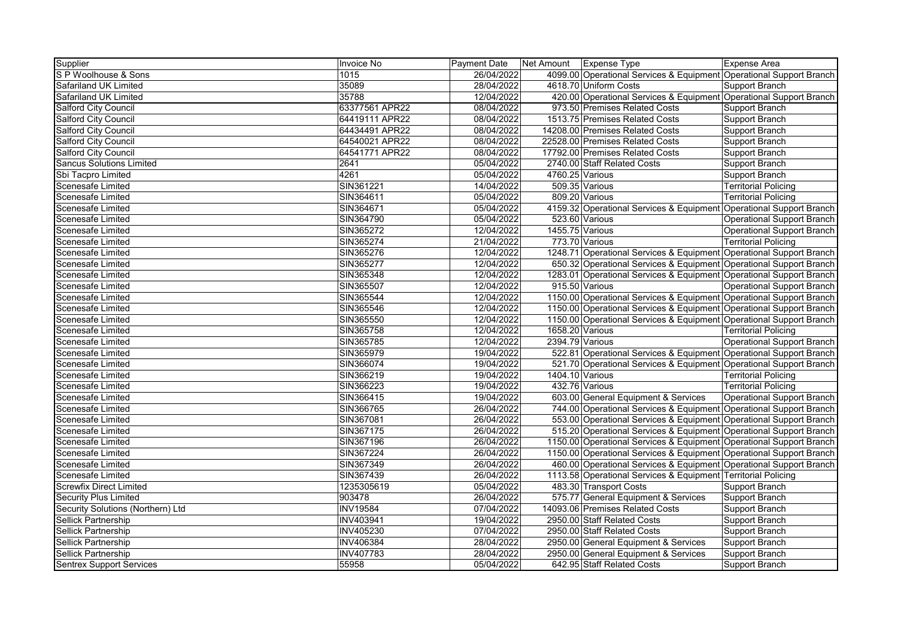| Supplier | Invoice No | Payment Date | Net Amount | Expense Type | Expense Area |
|---|---|---|---|---|---|
| S P Woolhouse & Sons | 1015 | 26/04/2022 | 4099.00 | Operational Services & Equipment | Operational Support Branch |
| Safariland UK Limited | 35089 | 28/04/2022 | 4618.70 | Uniform Costs | Support Branch |
| Safariland UK Limited | 35788 | 12/04/2022 | 420.00 | Operational Services & Equipment | Operational Support Branch |
| Salford City Council | 63377561 APR22 | 08/04/2022 | 973.50 | Premises Related Costs | Support Branch |
| Salford City Council | 64419111 APR22 | 08/04/2022 | 1513.75 | Premises Related Costs | Support Branch |
| Salford City Council | 64434491 APR22 | 08/04/2022 | 14208.00 | Premises Related Costs | Support Branch |
| Salford City Council | 64540021 APR22 | 08/04/2022 | 22528.00 | Premises Related Costs | Support Branch |
| Salford City Council | 64541771 APR22 | 08/04/2022 | 17792.00 | Premises Related Costs | Support Branch |
| Sancus Solutions Limited | 2641 | 05/04/2022 | 2740.00 | Staff Related Costs | Support Branch |
| Sbi Tacpro Limited | 4261 | 05/04/2022 | 4760.25 | Various | Support Branch |
| Scenesafe Limited | SIN361221 | 14/04/2022 | 509.35 | Various | Territorial Policing |
| Scenesafe Limited | SIN364611 | 05/04/2022 | 809.20 | Various | Territorial Policing |
| Scenesafe Limited | SIN364671 | 05/04/2022 | 4159.32 | Operational Services & Equipment | Operational Support Branch |
| Scenesafe Limited | SIN364790 | 05/04/2022 | 523.60 | Various | Operational Support Branch |
| Scenesafe Limited | SIN365272 | 12/04/2022 | 1455.75 | Various | Operational Support Branch |
| Scenesafe Limited | SIN365274 | 21/04/2022 | 773.70 | Various | Territorial Policing |
| Scenesafe Limited | SIN365276 | 12/04/2022 | 1248.71 | Operational Services & Equipment | Operational Support Branch |
| Scenesafe Limited | SIN365277 | 12/04/2022 | 650.32 | Operational Services & Equipment | Operational Support Branch |
| Scenesafe Limited | SIN365348 | 12/04/2022 | 1283.01 | Operational Services & Equipment | Operational Support Branch |
| Scenesafe Limited | SIN365507 | 12/04/2022 | 915.50 | Various | Operational Support Branch |
| Scenesafe Limited | SIN365544 | 12/04/2022 | 1150.00 | Operational Services & Equipment | Operational Support Branch |
| Scenesafe Limited | SIN365546 | 12/04/2022 | 1150.00 | Operational Services & Equipment | Operational Support Branch |
| Scenesafe Limited | SIN365550 | 12/04/2022 | 1150.00 | Operational Services & Equipment | Operational Support Branch |
| Scenesafe Limited | SIN365758 | 12/04/2022 | 1658.20 | Various | Territorial Policing |
| Scenesafe Limited | SIN365785 | 12/04/2022 | 2394.79 | Various | Operational Support Branch |
| Scenesafe Limited | SIN365979 | 19/04/2022 | 522.81 | Operational Services & Equipment | Operational Support Branch |
| Scenesafe Limited | SIN366074 | 19/04/2022 | 521.70 | Operational Services & Equipment | Operational Support Branch |
| Scenesafe Limited | SIN366219 | 19/04/2022 | 1404.10 | Various | Territorial Policing |
| Scenesafe Limited | SIN366223 | 19/04/2022 | 432.76 | Various | Territorial Policing |
| Scenesafe Limited | SIN366415 | 19/04/2022 | 603.00 | General Equipment & Services | Operational Support Branch |
| Scenesafe Limited | SIN366765 | 26/04/2022 | 744.00 | Operational Services & Equipment | Operational Support Branch |
| Scenesafe Limited | SIN367081 | 26/04/2022 | 553.00 | Operational Services & Equipment | Operational Support Branch |
| Scenesafe Limited | SIN367175 | 26/04/2022 | 515.20 | Operational Services & Equipment | Operational Support Branch |
| Scenesafe Limited | SIN367196 | 26/04/2022 | 1150.00 | Operational Services & Equipment | Operational Support Branch |
| Scenesafe Limited | SIN367224 | 26/04/2022 | 1150.00 | Operational Services & Equipment | Operational Support Branch |
| Scenesafe Limited | SIN367349 | 26/04/2022 | 460.00 | Operational Services & Equipment | Operational Support Branch |
| Scenesafe Limited | SIN367439 | 26/04/2022 | 1113.58 | Operational Services & Equipment | Territorial Policing |
| Screwfix Direct Limited | 1235305619 | 05/04/2022 | 483.30 | Transport Costs | Support Branch |
| Security Plus Limited | 903478 | 26/04/2022 | 575.77 | General Equipment & Services | Support Branch |
| Security Solutions (Northern) Ltd | INV19584 | 07/04/2022 | 14093.06 | Premises Related Costs | Support Branch |
| Sellick Partnership | INV403941 | 19/04/2022 | 2950.00 | Staff Related Costs | Support Branch |
| Sellick Partnership | INV405230 | 07/04/2022 | 2950.00 | Staff Related Costs | Support Branch |
| Sellick Partnership | INV406384 | 28/04/2022 | 2950.00 | General Equipment & Services | Support Branch |
| Sellick Partnership | INV407783 | 28/04/2022 | 2950.00 | General Equipment & Services | Support Branch |
| Sentrex Support Services | 55958 | 05/04/2022 | 642.95 | Staff Related Costs | Support Branch |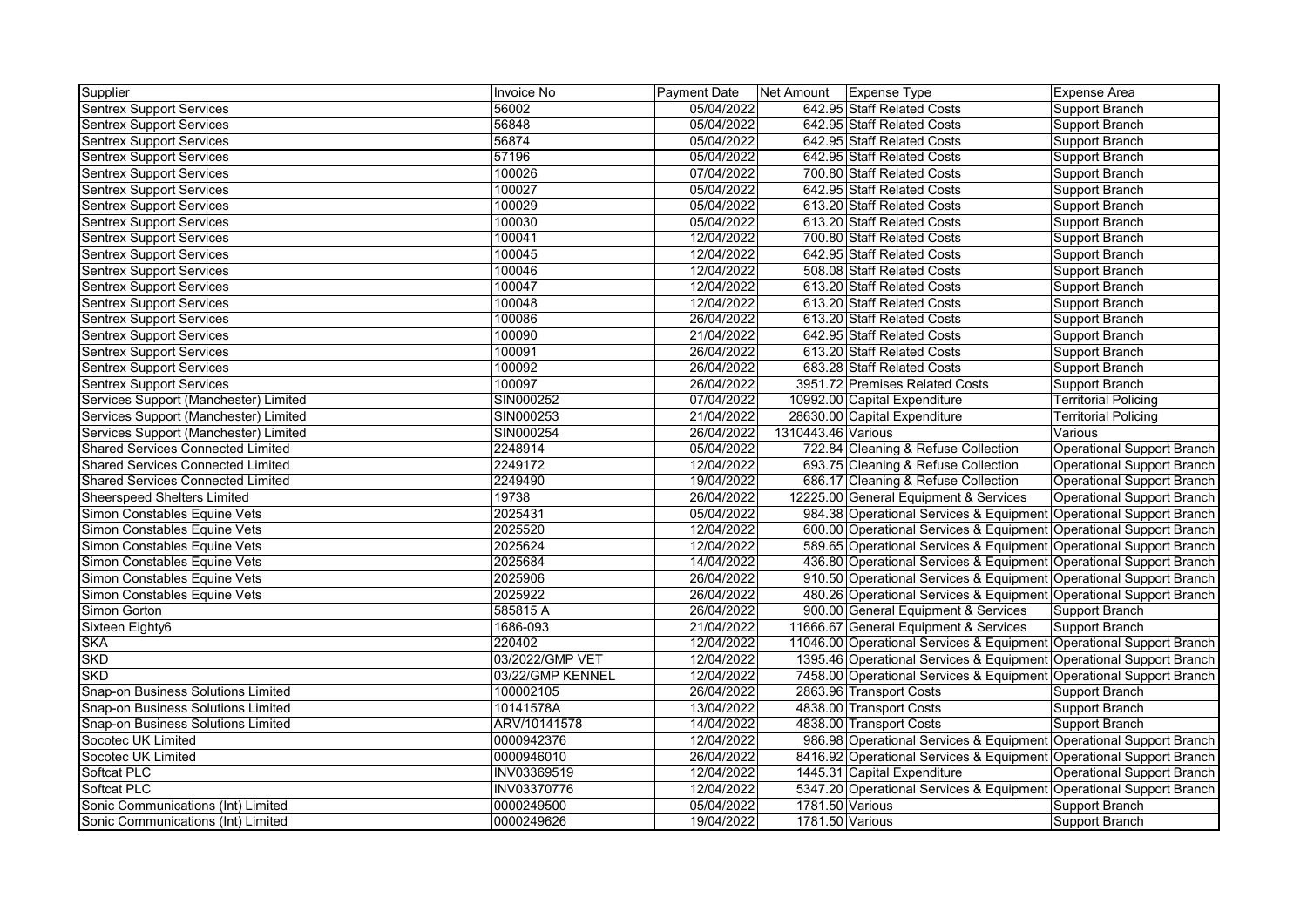| Supplier | Invoice No | Payment Date | Net Amount | Expense Type | Expense Area |
|---|---|---|---|---|---|
| Sentrex Support Services | 56002 | 05/04/2022 | 642.95 | Staff Related Costs | Support Branch |
| Sentrex Support Services | 56848 | 05/04/2022 | 642.95 | Staff Related Costs | Support Branch |
| Sentrex Support Services | 56874 | 05/04/2022 | 642.95 | Staff Related Costs | Support Branch |
| Sentrex Support Services | 57196 | 05/04/2022 | 642.95 | Staff Related Costs | Support Branch |
| Sentrex Support Services | 100026 | 07/04/2022 | 700.80 | Staff Related Costs | Support Branch |
| Sentrex Support Services | 100027 | 05/04/2022 | 642.95 | Staff Related Costs | Support Branch |
| Sentrex Support Services | 100029 | 05/04/2022 | 613.20 | Staff Related Costs | Support Branch |
| Sentrex Support Services | 100030 | 05/04/2022 | 613.20 | Staff Related Costs | Support Branch |
| Sentrex Support Services | 100041 | 12/04/2022 | 700.80 | Staff Related Costs | Support Branch |
| Sentrex Support Services | 100045 | 12/04/2022 | 642.95 | Staff Related Costs | Support Branch |
| Sentrex Support Services | 100046 | 12/04/2022 | 508.08 | Staff Related Costs | Support Branch |
| Sentrex Support Services | 100047 | 12/04/2022 | 613.20 | Staff Related Costs | Support Branch |
| Sentrex Support Services | 100048 | 12/04/2022 | 613.20 | Staff Related Costs | Support Branch |
| Sentrex Support Services | 100086 | 26/04/2022 | 613.20 | Staff Related Costs | Support Branch |
| Sentrex Support Services | 100090 | 21/04/2022 | 642.95 | Staff Related Costs | Support Branch |
| Sentrex Support Services | 100091 | 26/04/2022 | 613.20 | Staff Related Costs | Support Branch |
| Sentrex Support Services | 100092 | 26/04/2022 | 683.28 | Staff Related Costs | Support Branch |
| Sentrex Support Services | 100097 | 26/04/2022 | 3951.72 | Premises Related Costs | Support Branch |
| Services Support (Manchester) Limited | SIN000252 | 07/04/2022 | 10992.00 | Capital Expenditure | Territorial Policing |
| Services Support (Manchester) Limited | SIN000253 | 21/04/2022 | 28630.00 | Capital Expenditure | Territorial Policing |
| Services Support (Manchester) Limited | SIN000254 | 26/04/2022 | 1310443.46 | Various | Various |
| Shared Services Connected Limited | 2248914 | 05/04/2022 | 722.84 | Cleaning & Refuse Collection | Operational Support Branch |
| Shared Services Connected Limited | 2249172 | 12/04/2022 | 693.75 | Cleaning & Refuse Collection | Operational Support Branch |
| Shared Services Connected Limited | 2249490 | 19/04/2022 | 686.17 | Cleaning & Refuse Collection | Operational Support Branch |
| Sheerspeed Shelters Limited | 19738 | 26/04/2022 | 12225.00 | General Equipment & Services | Operational Support Branch |
| Simon Constables Equine Vets | 2025431 | 05/04/2022 | 984.38 | Operational Services & Equipment | Operational Support Branch |
| Simon Constables Equine Vets | 2025520 | 12/04/2022 | 600.00 | Operational Services & Equipment | Operational Support Branch |
| Simon Constables Equine Vets | 2025624 | 12/04/2022 | 589.65 | Operational Services & Equipment | Operational Support Branch |
| Simon Constables Equine Vets | 2025684 | 14/04/2022 | 436.80 | Operational Services & Equipment | Operational Support Branch |
| Simon Constables Equine Vets | 2025906 | 26/04/2022 | 910.50 | Operational Services & Equipment | Operational Support Branch |
| Simon Constables Equine Vets | 2025922 | 26/04/2022 | 480.26 | Operational Services & Equipment | Operational Support Branch |
| Simon Gorton | 585815 A | 26/04/2022 | 900.00 | General Equipment & Services | Support Branch |
| Sixteen Eighty6 | 1686-093 | 21/04/2022 | 11666.67 | General Equipment & Services | Support Branch |
| SKA | 220402 | 12/04/2022 | 11046.00 | Operational Services & Equipment | Operational Support Branch |
| SKD | 03/2022/GMP VET | 12/04/2022 | 1395.46 | Operational Services & Equipment | Operational Support Branch |
| SKD | 03/22/GMP KENNEL | 12/04/2022 | 7458.00 | Operational Services & Equipment | Operational Support Branch |
| Snap-on Business Solutions Limited | 100002105 | 26/04/2022 | 2863.96 | Transport Costs | Support Branch |
| Snap-on Business Solutions Limited | 10141578A | 13/04/2022 | 4838.00 | Transport Costs | Support Branch |
| Snap-on Business Solutions Limited | ARV/10141578 | 14/04/2022 | 4838.00 | Transport Costs | Support Branch |
| Socotec UK Limited | 0000942376 | 12/04/2022 | 986.98 | Operational Services & Equipment | Operational Support Branch |
| Socotec UK Limited | 0000946010 | 26/04/2022 | 8416.92 | Operational Services & Equipment | Operational Support Branch |
| Softcat PLC | INV03369519 | 12/04/2022 | 1445.31 | Capital Expenditure | Operational Support Branch |
| Softcat PLC | INV03370776 | 12/04/2022 | 5347.20 | Operational Services & Equipment | Operational Support Branch |
| Sonic Communications (Int) Limited | 0000249500 | 05/04/2022 | 1781.50 | Various | Support Branch |
| Sonic Communications (Int) Limited | 0000249626 | 19/04/2022 | 1781.50 | Various | Support Branch |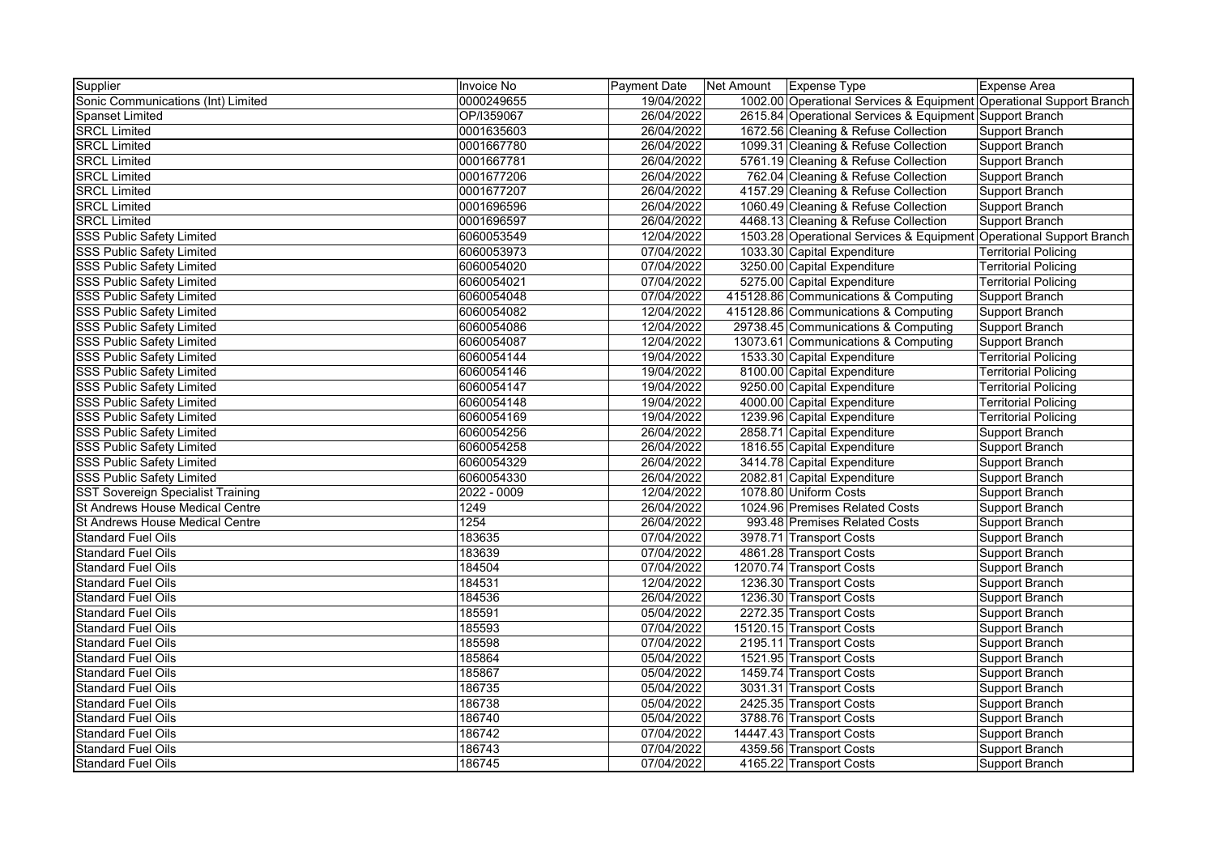| Supplier | Invoice No | Payment Date | Net Amount | Expense Type | Expense Area |
|---|---|---|---|---|---|
| Sonic Communications (Int) Limited | 0000249655 | 19/04/2022 | 1002.00 | Operational Services & Equipment | Operational Support Branch |
| Spanset Limited | OP/I359067 | 26/04/2022 | 2615.84 | Operational Services & Equipment | Support Branch |
| SRCL Limited | 0001635603 | 26/04/2022 | 1672.56 | Cleaning & Refuse Collection | Support Branch |
| SRCL Limited | 0001667780 | 26/04/2022 | 1099.31 | Cleaning & Refuse Collection | Support Branch |
| SRCL Limited | 0001667781 | 26/04/2022 | 5761.19 | Cleaning & Refuse Collection | Support Branch |
| SRCL Limited | 0001677206 | 26/04/2022 | 762.04 | Cleaning & Refuse Collection | Support Branch |
| SRCL Limited | 0001677207 | 26/04/2022 | 4157.29 | Cleaning & Refuse Collection | Support Branch |
| SRCL Limited | 0001696596 | 26/04/2022 | 1060.49 | Cleaning & Refuse Collection | Support Branch |
| SRCL Limited | 0001696597 | 26/04/2022 | 4468.13 | Cleaning & Refuse Collection | Support Branch |
| SSS Public Safety Limited | 6060053549 | 12/04/2022 | 1503.28 | Operational Services & Equipment | Operational Support Branch |
| SSS Public Safety Limited | 6060053973 | 07/04/2022 | 1033.30 | Capital Expenditure | Territorial Policing |
| SSS Public Safety Limited | 6060054020 | 07/04/2022 | 3250.00 | Capital Expenditure | Territorial Policing |
| SSS Public Safety Limited | 6060054021 | 07/04/2022 | 5275.00 | Capital Expenditure | Territorial Policing |
| SSS Public Safety Limited | 6060054048 | 07/04/2022 | 415128.86 | Communications & Computing | Support Branch |
| SSS Public Safety Limited | 6060054082 | 12/04/2022 | 415128.86 | Communications & Computing | Support Branch |
| SSS Public Safety Limited | 6060054086 | 12/04/2022 | 29738.45 | Communications & Computing | Support Branch |
| SSS Public Safety Limited | 6060054087 | 12/04/2022 | 13073.61 | Communications & Computing | Support Branch |
| SSS Public Safety Limited | 6060054144 | 19/04/2022 | 1533.30 | Capital Expenditure | Territorial Policing |
| SSS Public Safety Limited | 6060054146 | 19/04/2022 | 8100.00 | Capital Expenditure | Territorial Policing |
| SSS Public Safety Limited | 6060054147 | 19/04/2022 | 9250.00 | Capital Expenditure | Territorial Policing |
| SSS Public Safety Limited | 6060054148 | 19/04/2022 | 4000.00 | Capital Expenditure | Territorial Policing |
| SSS Public Safety Limited | 6060054169 | 19/04/2022 | 1239.96 | Capital Expenditure | Territorial Policing |
| SSS Public Safety Limited | 6060054256 | 26/04/2022 | 2858.71 | Capital Expenditure | Support Branch |
| SSS Public Safety Limited | 6060054258 | 26/04/2022 | 1816.55 | Capital Expenditure | Support Branch |
| SSS Public Safety Limited | 6060054329 | 26/04/2022 | 3414.78 | Capital Expenditure | Support Branch |
| SSS Public Safety Limited | 6060054330 | 26/04/2022 | 2082.81 | Capital Expenditure | Support Branch |
| SST Sovereign Specialist Training | 2022 - 0009 | 12/04/2022 | 1078.80 | Uniform Costs | Support Branch |
| St Andrews House Medical Centre | 1249 | 26/04/2022 | 1024.96 | Premises Related Costs | Support Branch |
| St Andrews House Medical Centre | 1254 | 26/04/2022 | 993.48 | Premises Related Costs | Support Branch |
| Standard Fuel Oils | 183635 | 07/04/2022 | 3978.71 | Transport Costs | Support Branch |
| Standard Fuel Oils | 183639 | 07/04/2022 | 4861.28 | Transport Costs | Support Branch |
| Standard Fuel Oils | 184504 | 07/04/2022 | 12070.74 | Transport Costs | Support Branch |
| Standard Fuel Oils | 184531 | 12/04/2022 | 1236.30 | Transport Costs | Support Branch |
| Standard Fuel Oils | 184536 | 26/04/2022 | 1236.30 | Transport Costs | Support Branch |
| Standard Fuel Oils | 185591 | 05/04/2022 | 2272.35 | Transport Costs | Support Branch |
| Standard Fuel Oils | 185593 | 07/04/2022 | 15120.15 | Transport Costs | Support Branch |
| Standard Fuel Oils | 185598 | 07/04/2022 | 2195.11 | Transport Costs | Support Branch |
| Standard Fuel Oils | 185864 | 05/04/2022 | 1521.95 | Transport Costs | Support Branch |
| Standard Fuel Oils | 185867 | 05/04/2022 | 1459.74 | Transport Costs | Support Branch |
| Standard Fuel Oils | 186735 | 05/04/2022 | 3031.31 | Transport Costs | Support Branch |
| Standard Fuel Oils | 186738 | 05/04/2022 | 2425.35 | Transport Costs | Support Branch |
| Standard Fuel Oils | 186740 | 05/04/2022 | 3788.76 | Transport Costs | Support Branch |
| Standard Fuel Oils | 186742 | 07/04/2022 | 14447.43 | Transport Costs | Support Branch |
| Standard Fuel Oils | 186743 | 07/04/2022 | 4359.56 | Transport Costs | Support Branch |
| Standard Fuel Oils | 186745 | 07/04/2022 | 4165.22 | Transport Costs | Support Branch |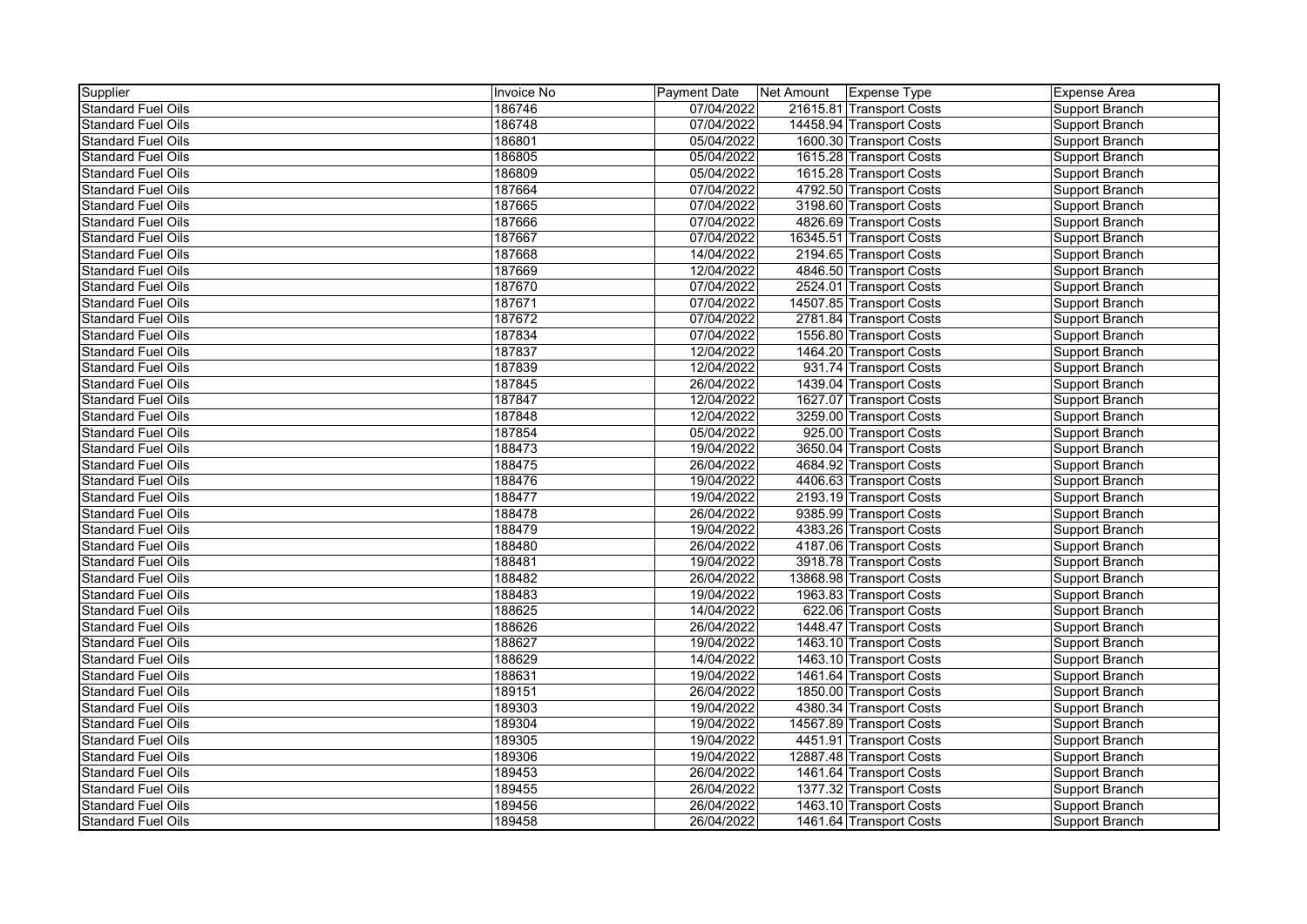| Supplier | Invoice No | Payment Date | Net Amount | Expense Type | Expense Area |
|---|---|---|---|---|---|
| Standard Fuel Oils | 186746 | 07/04/2022 | 21615.81 | Transport Costs | Support Branch |
| Standard Fuel Oils | 186748 | 07/04/2022 | 14458.94 | Transport Costs | Support Branch |
| Standard Fuel Oils | 186801 | 05/04/2022 | 1600.30 | Transport Costs | Support Branch |
| Standard Fuel Oils | 186805 | 05/04/2022 | 1615.28 | Transport Costs | Support Branch |
| Standard Fuel Oils | 186809 | 05/04/2022 | 1615.28 | Transport Costs | Support Branch |
| Standard Fuel Oils | 187664 | 07/04/2022 | 4792.50 | Transport Costs | Support Branch |
| Standard Fuel Oils | 187665 | 07/04/2022 | 3198.60 | Transport Costs | Support Branch |
| Standard Fuel Oils | 187666 | 07/04/2022 | 4826.69 | Transport Costs | Support Branch |
| Standard Fuel Oils | 187667 | 07/04/2022 | 16345.51 | Transport Costs | Support Branch |
| Standard Fuel Oils | 187668 | 14/04/2022 | 2194.65 | Transport Costs | Support Branch |
| Standard Fuel Oils | 187669 | 12/04/2022 | 4846.50 | Transport Costs | Support Branch |
| Standard Fuel Oils | 187670 | 07/04/2022 | 2524.01 | Transport Costs | Support Branch |
| Standard Fuel Oils | 187671 | 07/04/2022 | 14507.85 | Transport Costs | Support Branch |
| Standard Fuel Oils | 187672 | 07/04/2022 | 2781.84 | Transport Costs | Support Branch |
| Standard Fuel Oils | 187834 | 07/04/2022 | 1556.80 | Transport Costs | Support Branch |
| Standard Fuel Oils | 187837 | 12/04/2022 | 1464.20 | Transport Costs | Support Branch |
| Standard Fuel Oils | 187839 | 12/04/2022 | 931.74 | Transport Costs | Support Branch |
| Standard Fuel Oils | 187845 | 26/04/2022 | 1439.04 | Transport Costs | Support Branch |
| Standard Fuel Oils | 187847 | 12/04/2022 | 1627.07 | Transport Costs | Support Branch |
| Standard Fuel Oils | 187848 | 12/04/2022 | 3259.00 | Transport Costs | Support Branch |
| Standard Fuel Oils | 187854 | 05/04/2022 | 925.00 | Transport Costs | Support Branch |
| Standard Fuel Oils | 188473 | 19/04/2022 | 3650.04 | Transport Costs | Support Branch |
| Standard Fuel Oils | 188475 | 26/04/2022 | 4684.92 | Transport Costs | Support Branch |
| Standard Fuel Oils | 188476 | 19/04/2022 | 4406.63 | Transport Costs | Support Branch |
| Standard Fuel Oils | 188477 | 19/04/2022 | 2193.19 | Transport Costs | Support Branch |
| Standard Fuel Oils | 188478 | 26/04/2022 | 9385.99 | Transport Costs | Support Branch |
| Standard Fuel Oils | 188479 | 19/04/2022 | 4383.26 | Transport Costs | Support Branch |
| Standard Fuel Oils | 188480 | 26/04/2022 | 4187.06 | Transport Costs | Support Branch |
| Standard Fuel Oils | 188481 | 19/04/2022 | 3918.78 | Transport Costs | Support Branch |
| Standard Fuel Oils | 188482 | 26/04/2022 | 13868.98 | Transport Costs | Support Branch |
| Standard Fuel Oils | 188483 | 19/04/2022 | 1963.83 | Transport Costs | Support Branch |
| Standard Fuel Oils | 188625 | 14/04/2022 | 622.06 | Transport Costs | Support Branch |
| Standard Fuel Oils | 188626 | 26/04/2022 | 1448.47 | Transport Costs | Support Branch |
| Standard Fuel Oils | 188627 | 19/04/2022 | 1463.10 | Transport Costs | Support Branch |
| Standard Fuel Oils | 188629 | 14/04/2022 | 1463.10 | Transport Costs | Support Branch |
| Standard Fuel Oils | 188631 | 19/04/2022 | 1461.64 | Transport Costs | Support Branch |
| Standard Fuel Oils | 189151 | 26/04/2022 | 1850.00 | Transport Costs | Support Branch |
| Standard Fuel Oils | 189303 | 19/04/2022 | 4380.34 | Transport Costs | Support Branch |
| Standard Fuel Oils | 189304 | 19/04/2022 | 14567.89 | Transport Costs | Support Branch |
| Standard Fuel Oils | 189305 | 19/04/2022 | 4451.91 | Transport Costs | Support Branch |
| Standard Fuel Oils | 189306 | 19/04/2022 | 12887.48 | Transport Costs | Support Branch |
| Standard Fuel Oils | 189453 | 26/04/2022 | 1461.64 | Transport Costs | Support Branch |
| Standard Fuel Oils | 189455 | 26/04/2022 | 1377.32 | Transport Costs | Support Branch |
| Standard Fuel Oils | 189456 | 26/04/2022 | 1463.10 | Transport Costs | Support Branch |
| Standard Fuel Oils | 189458 | 26/04/2022 | 1461.64 | Transport Costs | Support Branch |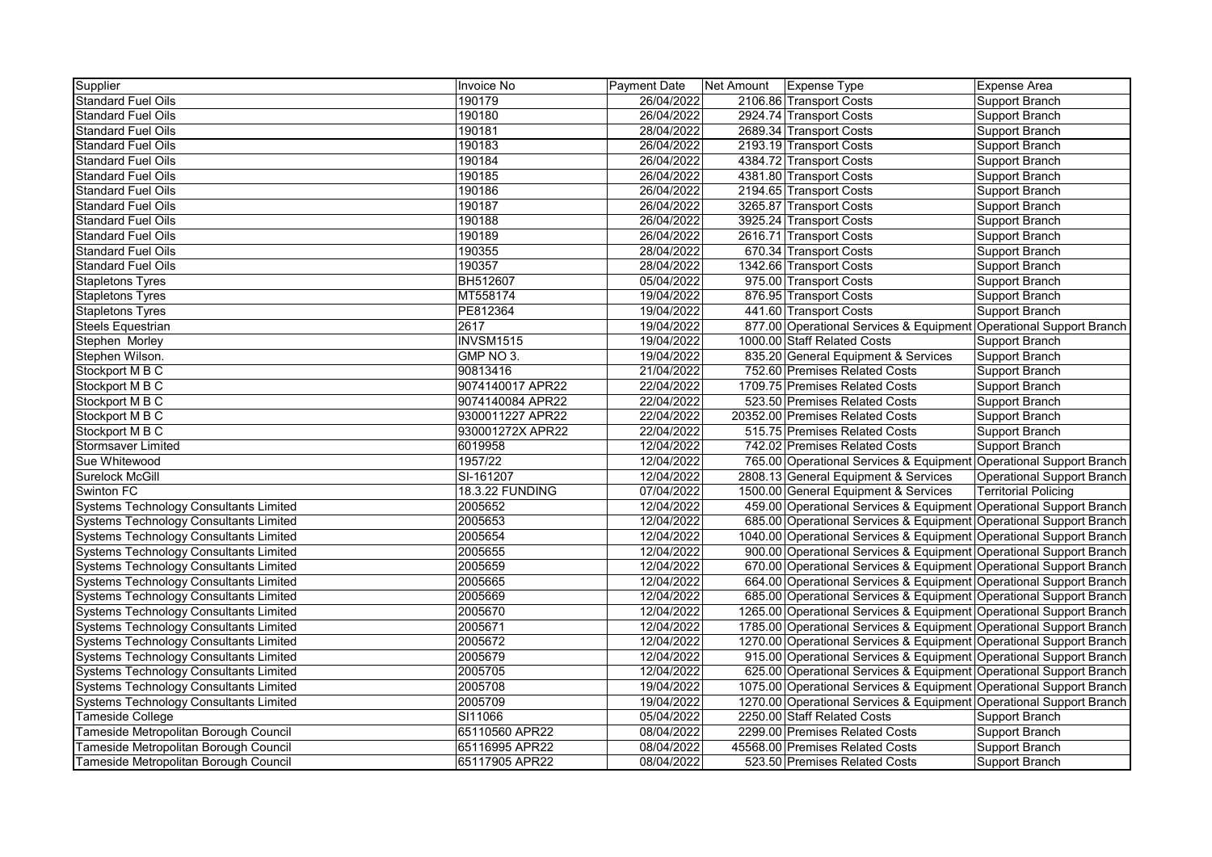| Supplier | Invoice No | Payment Date | Net Amount | Expense Type | Expense Area |
|---|---|---|---|---|---|
| Standard Fuel Oils | 190179 | 26/04/2022 | 2106.86 | Transport Costs | Support Branch |
| Standard Fuel Oils | 190180 | 26/04/2022 | 2924.74 | Transport Costs | Support Branch |
| Standard Fuel Oils | 190181 | 28/04/2022 | 2689.34 | Transport Costs | Support Branch |
| Standard Fuel Oils | 190183 | 26/04/2022 | 2193.19 | Transport Costs | Support Branch |
| Standard Fuel Oils | 190184 | 26/04/2022 | 4384.72 | Transport Costs | Support Branch |
| Standard Fuel Oils | 190185 | 26/04/2022 | 4381.80 | Transport Costs | Support Branch |
| Standard Fuel Oils | 190186 | 26/04/2022 | 2194.65 | Transport Costs | Support Branch |
| Standard Fuel Oils | 190187 | 26/04/2022 | 3265.87 | Transport Costs | Support Branch |
| Standard Fuel Oils | 190188 | 26/04/2022 | 3925.24 | Transport Costs | Support Branch |
| Standard Fuel Oils | 190189 | 26/04/2022 | 2616.71 | Transport Costs | Support Branch |
| Standard Fuel Oils | 190355 | 28/04/2022 | 670.34 | Transport Costs | Support Branch |
| Standard Fuel Oils | 190357 | 28/04/2022 | 1342.66 | Transport Costs | Support Branch |
| Stapletons Tyres | BH512607 | 05/04/2022 | 975.00 | Transport Costs | Support Branch |
| Stapletons Tyres | MT558174 | 19/04/2022 | 876.95 | Transport Costs | Support Branch |
| Stapletons Tyres | PE812364 | 19/04/2022 | 441.60 | Transport Costs | Support Branch |
| Steels Equestrian | 2617 | 19/04/2022 | 877.00 | Operational Services & Equipment | Operational Support Branch |
| Stephen Morley | INVSM1515 | 19/04/2022 | 1000.00 | Staff Related Costs | Support Branch |
| Stephen Wilson. | GMP NO 3. | 19/04/2022 | 835.20 | General Equipment & Services | Support Branch |
| Stockport M B C | 90813416 | 21/04/2022 | 752.60 | Premises Related Costs | Support Branch |
| Stockport M B C | 9074140017 APR22 | 22/04/2022 | 1709.75 | Premises Related Costs | Support Branch |
| Stockport M B C | 9074140084 APR22 | 22/04/2022 | 523.50 | Premises Related Costs | Support Branch |
| Stockport M B C | 9300011227 APR22 | 22/04/2022 | 20352.00 | Premises Related Costs | Support Branch |
| Stockport M B C | 930001272X APR22 | 22/04/2022 | 515.75 | Premises Related Costs | Support Branch |
| Stormsaver Limited | 6019958 | 12/04/2022 | 742.02 | Premises Related Costs | Support Branch |
| Sue Whitewood | 1957/22 | 12/04/2022 | 765.00 | Operational Services & Equipment | Operational Support Branch |
| Surelock McGill | SI-161207 | 12/04/2022 | 2808.13 | General Equipment & Services | Operational Support Branch |
| Swinton FC | 18.3.22 FUNDING | 07/04/2022 | 1500.00 | General Equipment & Services | Territorial Policing |
| Systems Technology Consultants Limited | 2005652 | 12/04/2022 | 459.00 | Operational Services & Equipment | Operational Support Branch |
| Systems Technology Consultants Limited | 2005653 | 12/04/2022 | 685.00 | Operational Services & Equipment | Operational Support Branch |
| Systems Technology Consultants Limited | 2005654 | 12/04/2022 | 1040.00 | Operational Services & Equipment | Operational Support Branch |
| Systems Technology Consultants Limited | 2005655 | 12/04/2022 | 900.00 | Operational Services & Equipment | Operational Support Branch |
| Systems Technology Consultants Limited | 2005659 | 12/04/2022 | 670.00 | Operational Services & Equipment | Operational Support Branch |
| Systems Technology Consultants Limited | 2005665 | 12/04/2022 | 664.00 | Operational Services & Equipment | Operational Support Branch |
| Systems Technology Consultants Limited | 2005669 | 12/04/2022 | 685.00 | Operational Services & Equipment | Operational Support Branch |
| Systems Technology Consultants Limited | 2005670 | 12/04/2022 | 1265.00 | Operational Services & Equipment | Operational Support Branch |
| Systems Technology Consultants Limited | 2005671 | 12/04/2022 | 1785.00 | Operational Services & Equipment | Operational Support Branch |
| Systems Technology Consultants Limited | 2005672 | 12/04/2022 | 1270.00 | Operational Services & Equipment | Operational Support Branch |
| Systems Technology Consultants Limited | 2005679 | 12/04/2022 | 915.00 | Operational Services & Equipment | Operational Support Branch |
| Systems Technology Consultants Limited | 2005705 | 12/04/2022 | 625.00 | Operational Services & Equipment | Operational Support Branch |
| Systems Technology Consultants Limited | 2005708 | 19/04/2022 | 1075.00 | Operational Services & Equipment | Operational Support Branch |
| Systems Technology Consultants Limited | 2005709 | 19/04/2022 | 1270.00 | Operational Services & Equipment | Operational Support Branch |
| Tameside College | SI11066 | 05/04/2022 | 2250.00 | Staff Related Costs | Support Branch |
| Tameside Metropolitan Borough Council | 65110560 APR22 | 08/04/2022 | 2299.00 | Premises Related Costs | Support Branch |
| Tameside Metropolitan Borough Council | 65116995 APR22 | 08/04/2022 | 45568.00 | Premises Related Costs | Support Branch |
| Tameside Metropolitan Borough Council | 65117905 APR22 | 08/04/2022 | 523.50 | Premises Related Costs | Support Branch |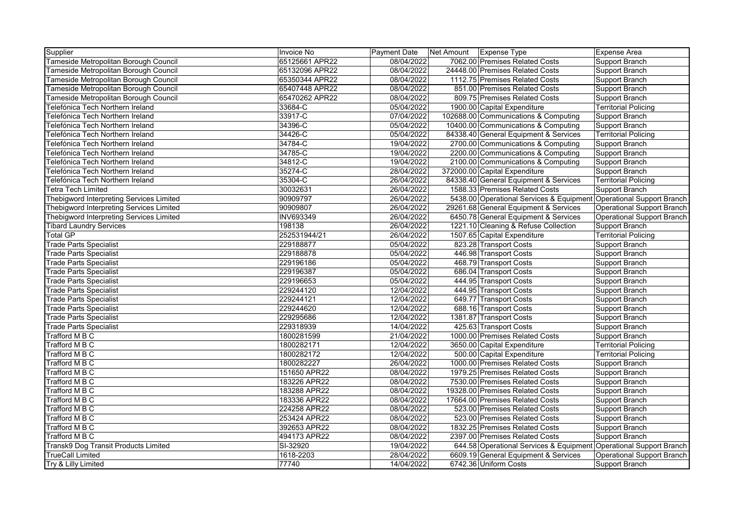| Supplier | Invoice No | Payment Date | Net Amount | Expense Type | Expense Area |
|---|---|---|---|---|---|
| Tameside Metropolitan Borough Council | 65125661 APR22 | 08/04/2022 | 7062.00 | Premises Related Costs | Support Branch |
| Tameside Metropolitan Borough Council | 65132096 APR22 | 08/04/2022 | 24448.00 | Premises Related Costs | Support Branch |
| Tameside Metropolitan Borough Council | 65350344 APR22 | 08/04/2022 | 1112.75 | Premises Related Costs | Support Branch |
| Tameside Metropolitan Borough Council | 65407448 APR22 | 08/04/2022 | 851.00 | Premises Related Costs | Support Branch |
| Tameside Metropolitan Borough Council | 65470262 APR22 | 08/04/2022 | 809.75 | Premises Related Costs | Support Branch |
| Telefónica Tech Northern Ireland | 33684-C | 05/04/2022 | 1900.00 | Capital Expenditure | Territorial Policing |
| Telefónica Tech Northern Ireland | 33917-C | 07/04/2022 | 102688.00 | Communications & Computing | Support Branch |
| Telefónica Tech Northern Ireland | 34396-C | 05/04/2022 | 10400.00 | Communications & Computing | Support Branch |
| Telefónica Tech Northern Ireland | 34426-C | 05/04/2022 | 84338.40 | General Equipment & Services | Territorial Policing |
| Telefónica Tech Northern Ireland | 34784-C | 19/04/2022 | 2700.00 | Communications & Computing | Support Branch |
| Telefónica Tech Northern Ireland | 34785-C | 19/04/2022 | 2200.00 | Communications & Computing | Support Branch |
| Telefónica Tech Northern Ireland | 34812-C | 19/04/2022 | 2100.00 | Communications & Computing | Support Branch |
| Telefónica Tech Northern Ireland | 35274-C | 28/04/2022 | 372000.00 | Capital Expenditure | Support Branch |
| Telefónica Tech Northern Ireland | 35304-C | 26/04/2022 | 84338.40 | General Equipment & Services | Territorial Policing |
| Tetra Tech Limited | 30032631 | 26/04/2022 | 1588.33 | Premises Related Costs | Support Branch |
| Thebigword Interpreting Services Limited | 90909797 | 26/04/2022 | 5438.00 | Operational Services & Equipment | Operational Support Branch |
| Thebigword Interpreting Services Limited | 90909807 | 26/04/2022 | 29261.68 | General Equipment & Services | Operational Support Branch |
| Thebigword Interpreting Services Limited | INV693349 | 26/04/2022 | 6450.78 | General Equipment & Services | Operational Support Branch |
| Tibard Laundry Services | 198138 | 26/04/2022 | 1221.10 | Cleaning & Refuse Collection | Support Branch |
| Total GP | 252531944/21 | 26/04/2022 | 1507.65 | Capital Expenditure | Territorial Policing |
| Trade Parts Specialist | 229188877 | 05/04/2022 | 823.28 | Transport Costs | Support Branch |
| Trade Parts Specialist | 229188878 | 05/04/2022 | 446.98 | Transport Costs | Support Branch |
| Trade Parts Specialist | 229196186 | 05/04/2022 | 468.79 | Transport Costs | Support Branch |
| Trade Parts Specialist | 229196387 | 05/04/2022 | 686.04 | Transport Costs | Support Branch |
| Trade Parts Specialist | 229196653 | 05/04/2022 | 444.95 | Transport Costs | Support Branch |
| Trade Parts Specialist | 229244120 | 12/04/2022 | 444.95 | Transport Costs | Support Branch |
| Trade Parts Specialist | 229244121 | 12/04/2022 | 649.77 | Transport Costs | Support Branch |
| Trade Parts Specialist | 229244620 | 12/04/2022 | 688.16 | Transport Costs | Support Branch |
| Trade Parts Specialist | 229295686 | 12/04/2022 | 1381.87 | Transport Costs | Support Branch |
| Trade Parts Specialist | 229318939 | 14/04/2022 | 425.63 | Transport Costs | Support Branch |
| Trafford M B C | 1800281599 | 21/04/2022 | 1000.00 | Premises Related Costs | Support Branch |
| Trafford M B C | 1800282171 | 12/04/2022 | 3650.00 | Capital Expenditure | Territorial Policing |
| Trafford M B C | 1800282172 | 12/04/2022 | 500.00 | Capital Expenditure | Territorial Policing |
| Trafford M B C | 1800282227 | 26/04/2022 | 1000.00 | Premises Related Costs | Support Branch |
| Trafford M B C | 151650 APR22 | 08/04/2022 | 1979.25 | Premises Related Costs | Support Branch |
| Trafford M B C | 183226 APR22 | 08/04/2022 | 7530.00 | Premises Related Costs | Support Branch |
| Trafford M B C | 183288 APR22 | 08/04/2022 | 19328.00 | Premises Related Costs | Support Branch |
| Trafford M B C | 183336 APR22 | 08/04/2022 | 17664.00 | Premises Related Costs | Support Branch |
| Trafford M B C | 224258 APR22 | 08/04/2022 | 523.00 | Premises Related Costs | Support Branch |
| Trafford M B C | 253424 APR22 | 08/04/2022 | 523.00 | Premises Related Costs | Support Branch |
| Trafford M B C | 392653 APR22 | 08/04/2022 | 1832.25 | Premises Related Costs | Support Branch |
| Trafford M B C | 494173 APR22 | 08/04/2022 | 2397.00 | Premises Related Costs | Support Branch |
| Transk9 Dog Transit Products Limited | SI-32920 | 19/04/2022 | 644.58 | Operational Services & Equipment | Operational Support Branch |
| TrueCall Limited | 1618-2203 | 28/04/2022 | 6609.19 | General Equipment & Services | Operational Support Branch |
| Try & Lilly Limited | 77740 | 14/04/2022 | 6742.36 | Uniform Costs | Support Branch |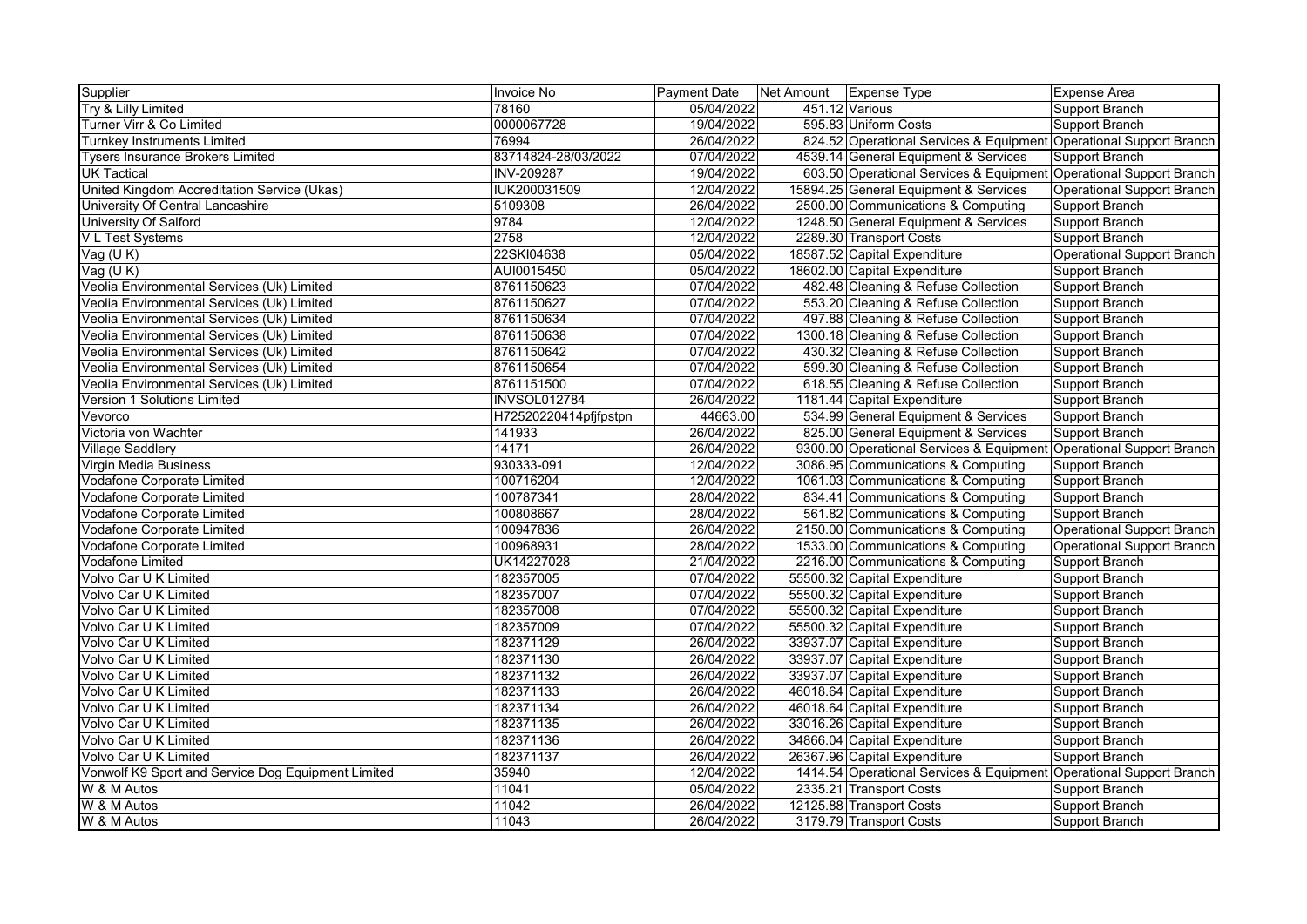| Supplier | Invoice No | Payment Date | Net Amount | Expense Type | Expense Area |
|---|---|---|---|---|---|
| Try & Lilly Limited | 78160 | 05/04/2022 | 451.12 | Various | Support Branch |
| Turner Virr & Co Limited | 0000067728 | 19/04/2022 | 595.83 | Uniform Costs | Support Branch |
| Turnkey Instruments Limited | 76994 | 26/04/2022 | 824.52 | Operational Services & Equipment | Operational Support Branch |
| Tysers Insurance Brokers Limited | 83714824-28/03/2022 | 07/04/2022 | 4539.14 | General Equipment & Services | Support Branch |
| UK Tactical | INV-209287 | 19/04/2022 | 603.50 | Operational Services & Equipment | Operational Support Branch |
| United Kingdom Accreditation Service (Ukas) | IUK200031509 | 12/04/2022 | 15894.25 | General Equipment & Services | Operational Support Branch |
| University Of Central Lancashire | 5109308 | 26/04/2022 | 2500.00 | Communications & Computing | Support Branch |
| University Of Salford | 9784 | 12/04/2022 | 1248.50 | General Equipment & Services | Support Branch |
| V L Test Systems | 2758 | 12/04/2022 | 2289.30 | Transport Costs | Support Branch |
| Vag (U K) | 22SKI04638 | 05/04/2022 | 18587.52 | Capital Expenditure | Operational Support Branch |
| Vag (U K) | AUI0015450 | 05/04/2022 | 18602.00 | Capital Expenditure | Support Branch |
| Veolia Environmental Services (Uk) Limited | 8761150623 | 07/04/2022 | 482.48 | Cleaning & Refuse Collection | Support Branch |
| Veolia Environmental Services (Uk) Limited | 8761150627 | 07/04/2022 | 553.20 | Cleaning & Refuse Collection | Support Branch |
| Veolia Environmental Services (Uk) Limited | 8761150634 | 07/04/2022 | 497.88 | Cleaning & Refuse Collection | Support Branch |
| Veolia Environmental Services (Uk) Limited | 8761150638 | 07/04/2022 | 1300.18 | Cleaning & Refuse Collection | Support Branch |
| Veolia Environmental Services (Uk) Limited | 8761150642 | 07/04/2022 | 430.32 | Cleaning & Refuse Collection | Support Branch |
| Veolia Environmental Services (Uk) Limited | 8761150654 | 07/04/2022 | 599.30 | Cleaning & Refuse Collection | Support Branch |
| Veolia Environmental Services (Uk) Limited | 8761151500 | 07/04/2022 | 618.55 | Cleaning & Refuse Collection | Support Branch |
| Version 1 Solutions Limited | INVSOL012784 | 26/04/2022 | 1181.44 | Capital Expenditure | Support Branch |
| Vevorco | H72520220414pfjfpstpn | 44663.00 | 534.99 | General Equipment & Services | Support Branch |
| Victoria von Wachter | 141933 | 26/04/2022 | 825.00 | General Equipment & Services | Support Branch |
| Village Saddlery | 14171 | 26/04/2022 | 9300.00 | Operational Services & Equipment | Operational Support Branch |
| Virgin Media Business | 930333-091 | 12/04/2022 | 3086.95 | Communications & Computing | Support Branch |
| Vodafone Corporate Limited | 100716204 | 12/04/2022 | 1061.03 | Communications & Computing | Support Branch |
| Vodafone Corporate Limited | 100787341 | 28/04/2022 | 834.41 | Communications & Computing | Support Branch |
| Vodafone Corporate Limited | 100808667 | 28/04/2022 | 561.82 | Communications & Computing | Support Branch |
| Vodafone Corporate Limited | 100947836 | 26/04/2022 | 2150.00 | Communications & Computing | Operational Support Branch |
| Vodafone Corporate Limited | 100968931 | 28/04/2022 | 1533.00 | Communications & Computing | Operational Support Branch |
| Vodafone Limited | UK14227028 | 21/04/2022 | 2216.00 | Communications & Computing | Support Branch |
| Volvo Car U K Limited | 182357005 | 07/04/2022 | 55500.32 | Capital Expenditure | Support Branch |
| Volvo Car U K Limited | 182357007 | 07/04/2022 | 55500.32 | Capital Expenditure | Support Branch |
| Volvo Car U K Limited | 182357008 | 07/04/2022 | 55500.32 | Capital Expenditure | Support Branch |
| Volvo Car U K Limited | 182357009 | 07/04/2022 | 55500.32 | Capital Expenditure | Support Branch |
| Volvo Car U K Limited | 182371129 | 26/04/2022 | 33937.07 | Capital Expenditure | Support Branch |
| Volvo Car U K Limited | 182371130 | 26/04/2022 | 33937.07 | Capital Expenditure | Support Branch |
| Volvo Car U K Limited | 182371132 | 26/04/2022 | 33937.07 | Capital Expenditure | Support Branch |
| Volvo Car U K Limited | 182371133 | 26/04/2022 | 46018.64 | Capital Expenditure | Support Branch |
| Volvo Car U K Limited | 182371134 | 26/04/2022 | 46018.64 | Capital Expenditure | Support Branch |
| Volvo Car U K Limited | 182371135 | 26/04/2022 | 33016.26 | Capital Expenditure | Support Branch |
| Volvo Car U K Limited | 182371136 | 26/04/2022 | 34866.04 | Capital Expenditure | Support Branch |
| Volvo Car U K Limited | 182371137 | 26/04/2022 | 26367.96 | Capital Expenditure | Support Branch |
| Vonwolf K9 Sport and Service Dog Equipment Limited | 35940 | 12/04/2022 | 1414.54 | Operational Services & Equipment | Operational Support Branch |
| W & M Autos | 11041 | 05/04/2022 | 2335.21 | Transport Costs | Support Branch |
| W & M Autos | 11042 | 26/04/2022 | 12125.88 | Transport Costs | Support Branch |
| W & M Autos | 11043 | 26/04/2022 | 3179.79 | Transport Costs | Support Branch |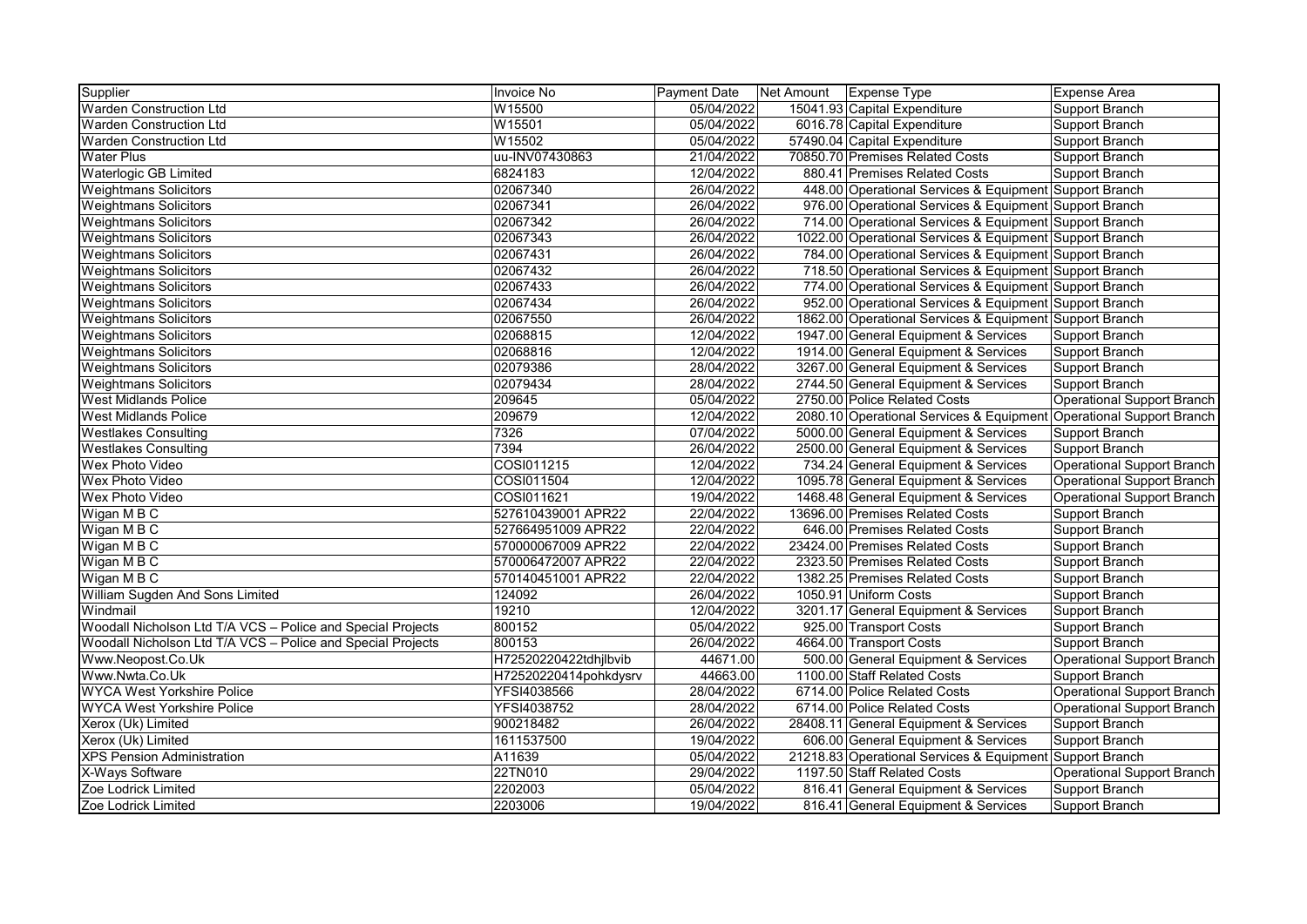| Supplier | Invoice No | Payment Date | Net Amount | Expense Type | Expense Area |
|---|---|---|---|---|---|
| Warden Construction Ltd | W15500 | 05/04/2022 | 15041.93 | Capital Expenditure | Support Branch |
| Warden Construction Ltd | W15501 | 05/04/2022 | 6016.78 | Capital Expenditure | Support Branch |
| Warden Construction Ltd | W15502 | 05/04/2022 | 57490.04 | Capital Expenditure | Support Branch |
| Water Plus | uu-INV07430863 | 21/04/2022 | 70850.70 | Premises Related Costs | Support Branch |
| Waterlogic GB Limited | 6824183 | 12/04/2022 | 880.41 | Premises Related Costs | Support Branch |
| Weightmans Solicitors | 02067340 | 26/04/2022 | 448.00 | Operational Services & Equipment | Support Branch |
| Weightmans Solicitors | 02067341 | 26/04/2022 | 976.00 | Operational Services & Equipment | Support Branch |
| Weightmans Solicitors | 02067342 | 26/04/2022 | 714.00 | Operational Services & Equipment | Support Branch |
| Weightmans Solicitors | 02067343 | 26/04/2022 | 1022.00 | Operational Services & Equipment | Support Branch |
| Weightmans Solicitors | 02067431 | 26/04/2022 | 784.00 | Operational Services & Equipment | Support Branch |
| Weightmans Solicitors | 02067432 | 26/04/2022 | 718.50 | Operational Services & Equipment | Support Branch |
| Weightmans Solicitors | 02067433 | 26/04/2022 | 774.00 | Operational Services & Equipment | Support Branch |
| Weightmans Solicitors | 02067434 | 26/04/2022 | 952.00 | Operational Services & Equipment | Support Branch |
| Weightmans Solicitors | 02067550 | 26/04/2022 | 1862.00 | Operational Services & Equipment | Support Branch |
| Weightmans Solicitors | 02068815 | 12/04/2022 | 1947.00 | General Equipment & Services | Support Branch |
| Weightmans Solicitors | 02068816 | 12/04/2022 | 1914.00 | General Equipment & Services | Support Branch |
| Weightmans Solicitors | 02079386 | 28/04/2022 | 3267.00 | General Equipment & Services | Support Branch |
| Weightmans Solicitors | 02079434 | 28/04/2022 | 2744.50 | General Equipment & Services | Support Branch |
| West Midlands Police | 209645 | 05/04/2022 | 2750.00 | Police Related Costs | Operational Support Branch |
| West Midlands Police | 209679 | 12/04/2022 | 2080.10 | Operational Services & Equipment | Operational Support Branch |
| Westlakes Consulting | 7326 | 07/04/2022 | 5000.00 | General Equipment & Services | Support Branch |
| Westlakes Consulting | 7394 | 26/04/2022 | 2500.00 | General Equipment & Services | Support Branch |
| Wex Photo Video | COSI011215 | 12/04/2022 | 734.24 | General Equipment & Services | Operational Support Branch |
| Wex Photo Video | COSI011504 | 12/04/2022 | 1095.78 | General Equipment & Services | Operational Support Branch |
| Wex Photo Video | COSI011621 | 19/04/2022 | 1468.48 | General Equipment & Services | Operational Support Branch |
| Wigan M B C | 527610439001 APR22 | 22/04/2022 | 13696.00 | Premises Related Costs | Support Branch |
| Wigan M B C | 527664951009 APR22 | 22/04/2022 | 646.00 | Premises Related Costs | Support Branch |
| Wigan M B C | 570000067009 APR22 | 22/04/2022 | 23424.00 | Premises Related Costs | Support Branch |
| Wigan M B C | 570006472007 APR22 | 22/04/2022 | 2323.50 | Premises Related Costs | Support Branch |
| Wigan M B C | 570140451001 APR22 | 22/04/2022 | 1382.25 | Premises Related Costs | Support Branch |
| William Sugden And Sons Limited | 124092 | 26/04/2022 | 1050.91 | Uniform Costs | Support Branch |
| Windmail | 19210 | 12/04/2022 | 3201.17 | General Equipment & Services | Support Branch |
| Woodall Nicholson Ltd T/A VCS – Police and Special Projects | 800152 | 05/04/2022 | 925.00 | Transport Costs | Support Branch |
| Woodall Nicholson Ltd T/A VCS – Police and Special Projects | 800153 | 26/04/2022 | 4664.00 | Transport Costs | Support Branch |
| Www.Neopost.Co.Uk | H72520220422tdhjlbvib | 44671.00 | 500.00 | General Equipment & Services | Operational Support Branch |
| Www.Nwta.Co.Uk | H72520220414pohkdysrv | 44663.00 | 1100.00 | Staff Related Costs | Support Branch |
| WYCA West Yorkshire Police | YFSI4038566 | 28/04/2022 | 6714.00 | Police Related Costs | Operational Support Branch |
| WYCA West Yorkshire Police | YFSI4038752 | 28/04/2022 | 6714.00 | Police Related Costs | Operational Support Branch |
| Xerox (Uk) Limited | 900218482 | 26/04/2022 | 28408.11 | General Equipment & Services | Support Branch |
| Xerox (Uk) Limited | 1611537500 | 19/04/2022 | 606.00 | General Equipment & Services | Support Branch |
| XPS Pension Administration | A11639 | 05/04/2022 | 21218.83 | Operational Services & Equipment | Support Branch |
| X-Ways Software | 22TN010 | 29/04/2022 | 1197.50 | Staff Related Costs | Operational Support Branch |
| Zoe Lodrick Limited | 2202003 | 05/04/2022 | 816.41 | General Equipment & Services | Support Branch |
| Zoe Lodrick Limited | 2203006 | 19/04/2022 | 816.41 | General Equipment & Services | Support Branch |